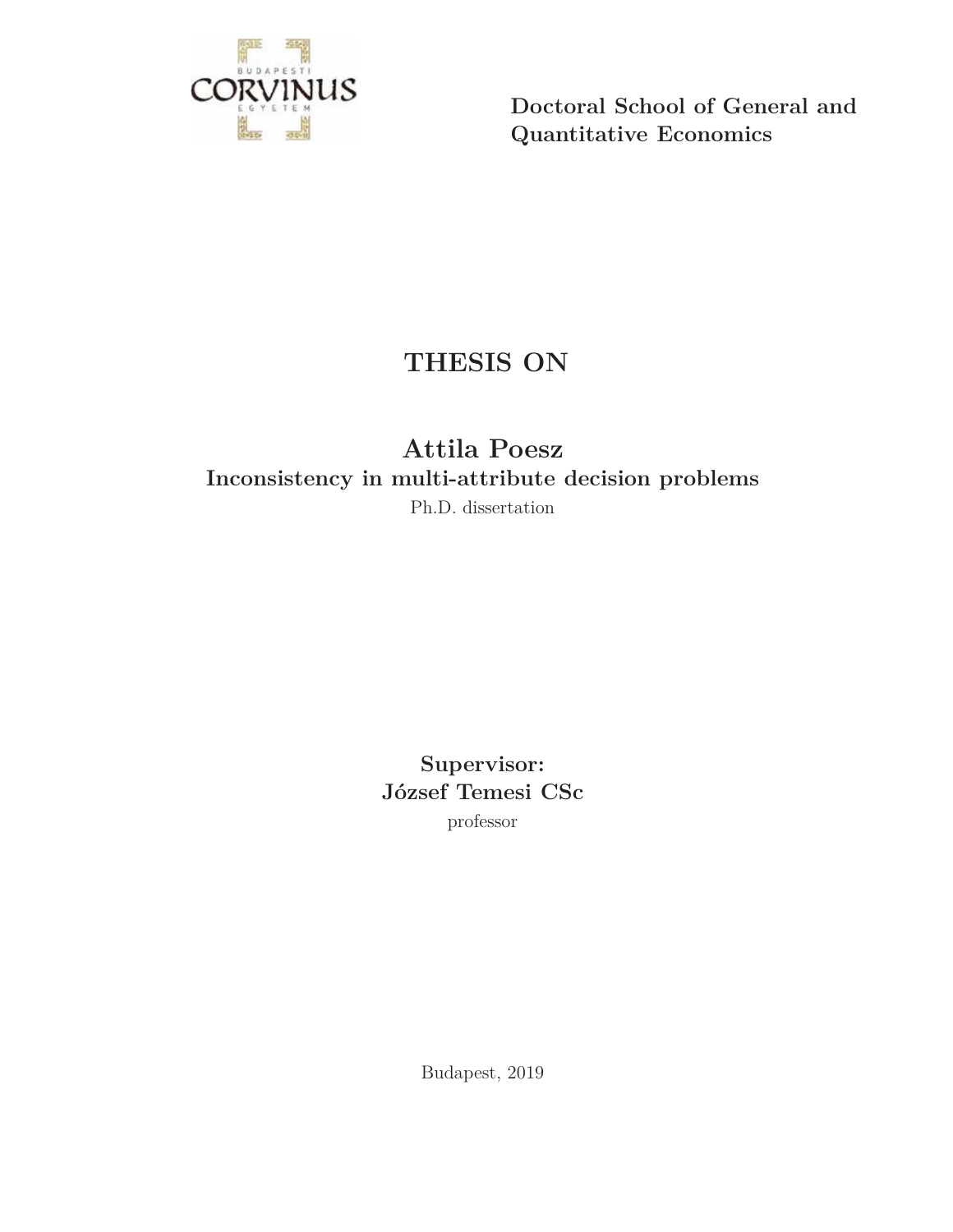BUDAPESTI CORVINUS EGYETEM

**Doctoral School of General and Quantitative Economics**

# THESIS ON

## Attila Poesz

**Inconsistency in multi-attribute decision problems**

Ph.D. dissertation

**Supervisor:**
**József Temesi CSc**
professor

Budapest, 2019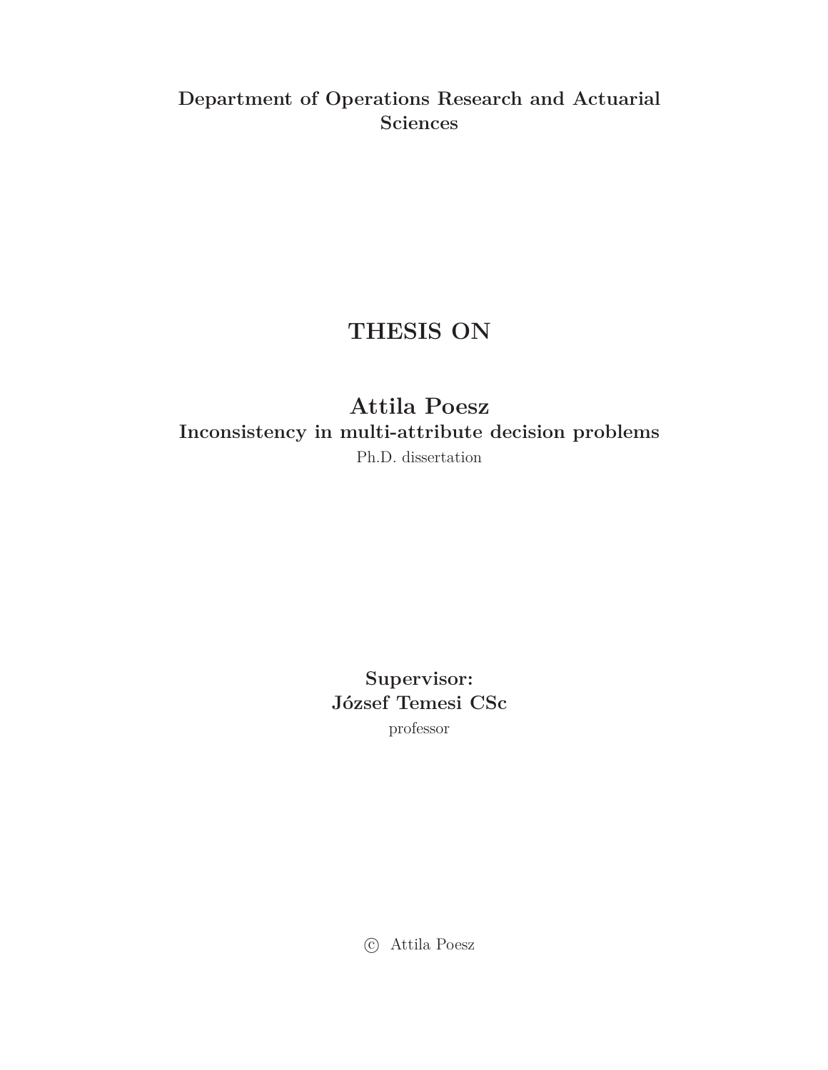**Department of Operations Research and Actuarial Sciences**

# THESIS ON

## Attila Poesz

**Inconsistency in multi-attribute decision problems**

Ph.D. dissertation

**Supervisor:**
**József Temesi CSc**
professor

© Attila Poesz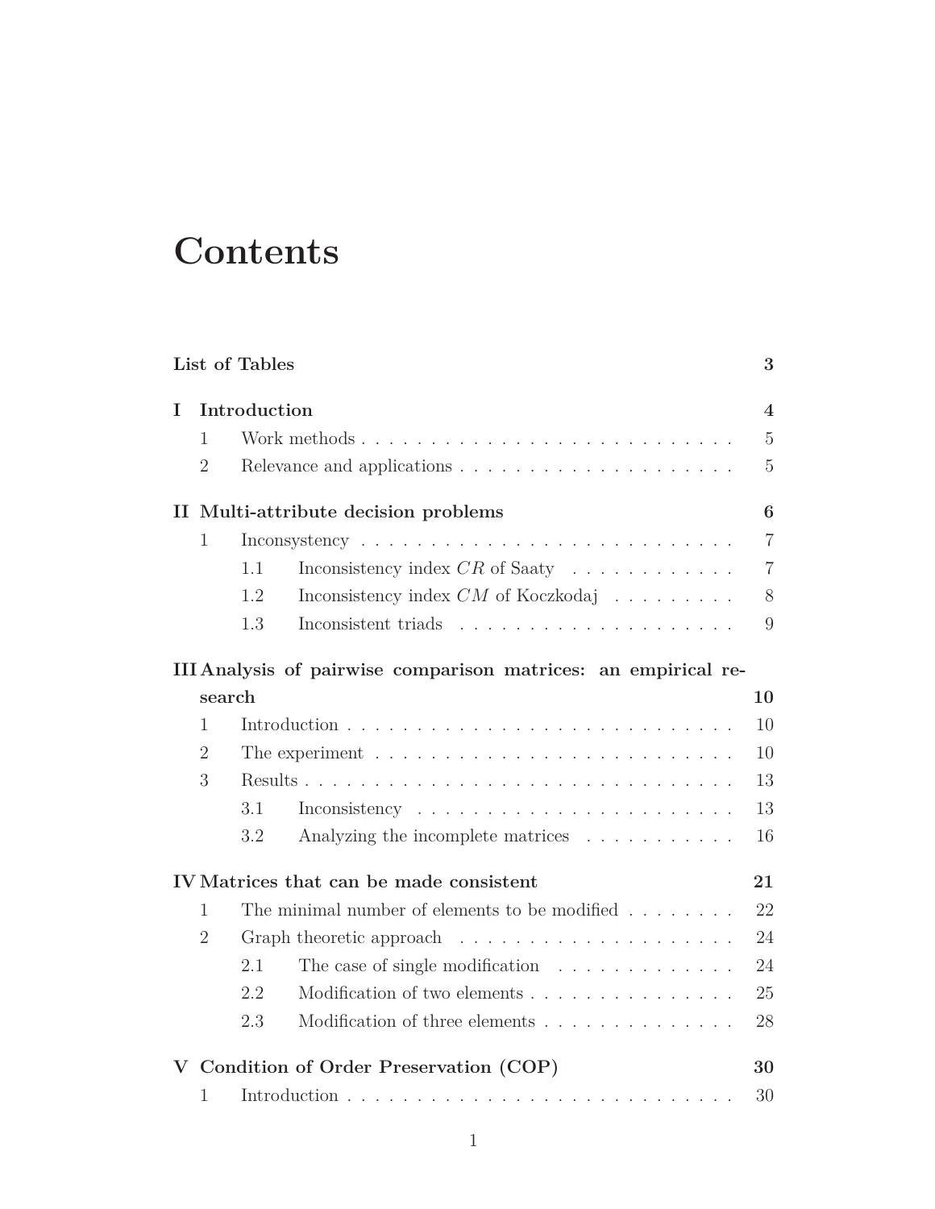# Contents

| | | |
|---|---|---|
| **List of Tables** | | **3** |
| **I Introduction** | | **4** |
| 1 | Work methods | 5 |
| 2 | Relevance and applications | 5 |
| **II Multi-attribute decision problems** | | **6** |
| 1 | Inconsystency | 7 |
| 1.1 | Inconsistency index $CR$ of Saaty | 7 |
| 1.2 | Inconsistency index $CM$ of Koczkodaj | 8 |
| 1.3 | Inconsistent triads | 9 |
| **III Analysis of pairwise comparison matrices: an empirical research** | | **10** |
| 1 | Introduction | 10 |
| 2 | The experiment | 10 |
| 3 | Results | 13 |
| 3.1 | Inconsistency | 13 |
| 3.2 | Analyzing the incomplete matrices | 16 |
| **IV Matrices that can be made consistent** | | **21** |
| 1 | The minimal number of elements to be modified | 22 |
| 2 | Graph theoretic approach | 24 |
| 2.1 | The case of single modification | 24 |
| 2.2 | Modification of two elements | 25 |
| 2.3 | Modification of three elements | 28 |
| **V Condition of Order Preservation (COP)** | | **30** |
| 1 | Introduction | 30 |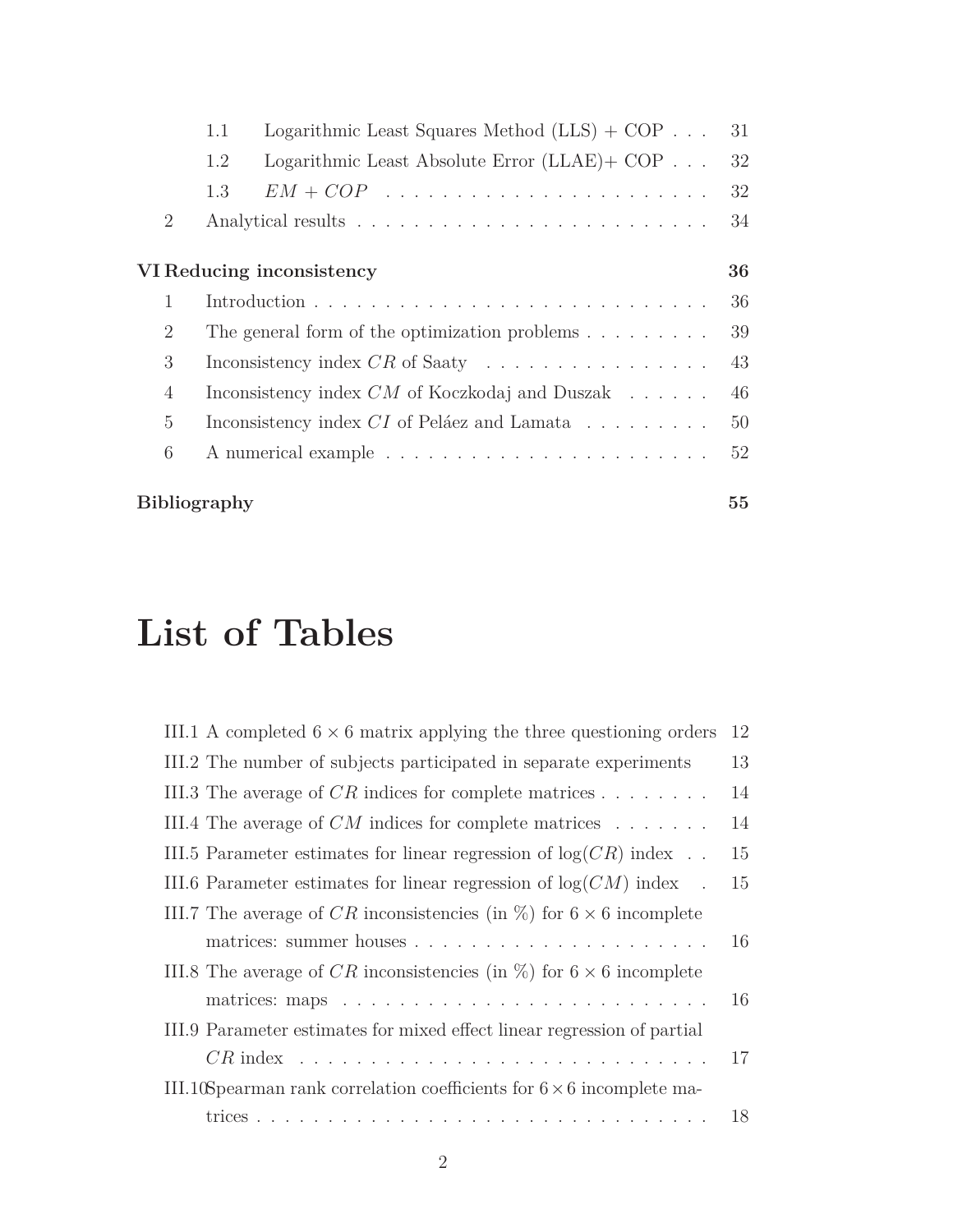1.1 Logarithmic Least Squares Method (LLS) + COP . . . 31

1.2 Logarithmic Least Absolute Error (LLAE)+ COP . . . 32

1.3 $EM + COP$ . . . . . . . . . . . . . . . . . . . . . . . 32

2 Analytical results . . . . . . . . . . . . . . . . . . . . . . . . 34

**VI Reducing inconsistency** **36**

1 Introduction . . . . . . . . . . . . . . . . . . . . . . . . . . . . 36

2 The general form of the optimization problems . . . . . . . . . 39

3 Inconsistency index $CR$ of Saaty . . . . . . . . . . . . . . . . 43

4 Inconsistency index $CM$ of Koczkodaj and Duszak . . . . . . 46

5 Inconsistency index $CI$ of Peláez and Lamata . . . . . . . . . 50

6 A numerical example . . . . . . . . . . . . . . . . . . . . . . . 52

**Bibliography** **55**

# List of Tables

III.1 A completed $6 \times 6$ matrix applying the three questioning orders 12

III.2 The number of subjects participated in separate experiments 13

III.3 The average of $CR$ indices for complete matrices . . . . . . . . 14

III.4 The average of $CM$ indices for complete matrices . . . . . . . 14

III.5 Parameter estimates for linear regression of $\log(CR)$ index . . 15

III.6 Parameter estimates for linear regression of $\log(CM)$ index . 15

III.7 The average of $CR$ inconsistencies (in %) for $6 \times 6$ incomplete matrices: summer houses . . . . . . . . . . . . . . . . . . . . . 16

III.8 The average of $CR$ inconsistencies (in %) for $6 \times 6$ incomplete matrices: maps . . . . . . . . . . . . . . . . . . . . . . . . . 16

III.9 Parameter estimates for mixed effect linear regression of partial $CR$ index . . . . . . . . . . . . . . . . . . . . . . . . . . . . 17

III.10 Spearman rank correlation coefficients for $6 \times 6$ incomplete matrices . . . . . . . . . . . . . . . . . . . . . . . . . . . . . . 18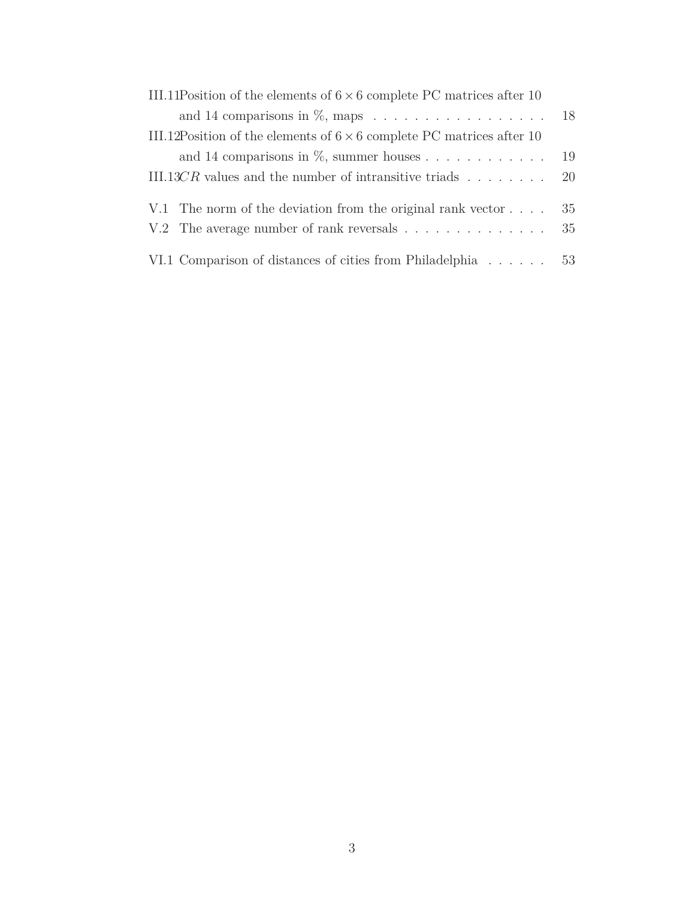III.11 Position of the elements of $6 \times 6$ complete PC matrices after 10 and 14 comparisons in %, maps . . . . . . . . . . . . . . . . . . 18

III.12 Position of the elements of $6 \times 6$ complete PC matrices after 10 and 14 comparisons in %, summer houses . . . . . . . . . . . . 19

III.13 $CR$ values and the number of intransitive triads . . . . . . . . 20

V.1 The norm of the deviation from the original rank vector . . . . 35

V.2 The average number of rank reversals . . . . . . . . . . . . . . 35

VI.1 Comparison of distances of cities from Philadelphia . . . . . . 53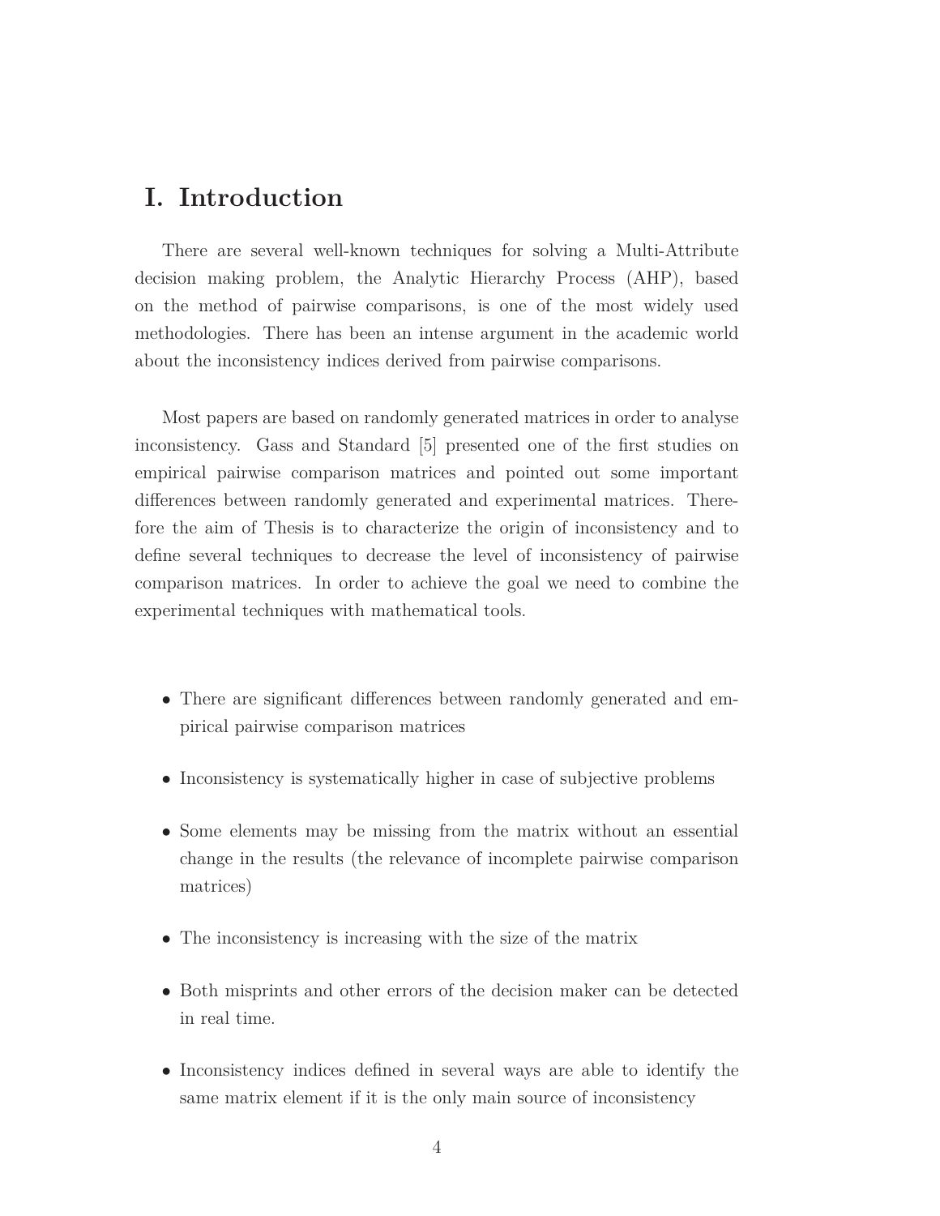# I. Introduction

There are several well-known techniques for solving a Multi-Attribute decision making problem, the Analytic Hierarchy Process (AHP), based on the method of pairwise comparisons, is one of the most widely used methodologies. There has been an intense argument in the academic world about the inconsistency indices derived from pairwise comparisons.

Most papers are based on randomly generated matrices in order to analyse inconsistency. Gass and Standard [5] presented one of the first studies on empirical pairwise comparison matrices and pointed out some important differences between randomly generated and experimental matrices. Therefore the aim of Thesis is to characterize the origin of inconsistency and to define several techniques to decrease the level of inconsistency of pairwise comparison matrices. In order to achieve the goal we need to combine the experimental techniques with mathematical tools.

- There are significant differences between randomly generated and empirical pairwise comparison matrices
- Inconsistency is systematically higher in case of subjective problems
- Some elements may be missing from the matrix without an essential change in the results (the relevance of incomplete pairwise comparison matrices)
- The inconsistency is increasing with the size of the matrix
- Both misprints and other errors of the decision maker can be detected in real time.
- Inconsistency indices defined in several ways are able to identify the same matrix element if it is the only main source of inconsistency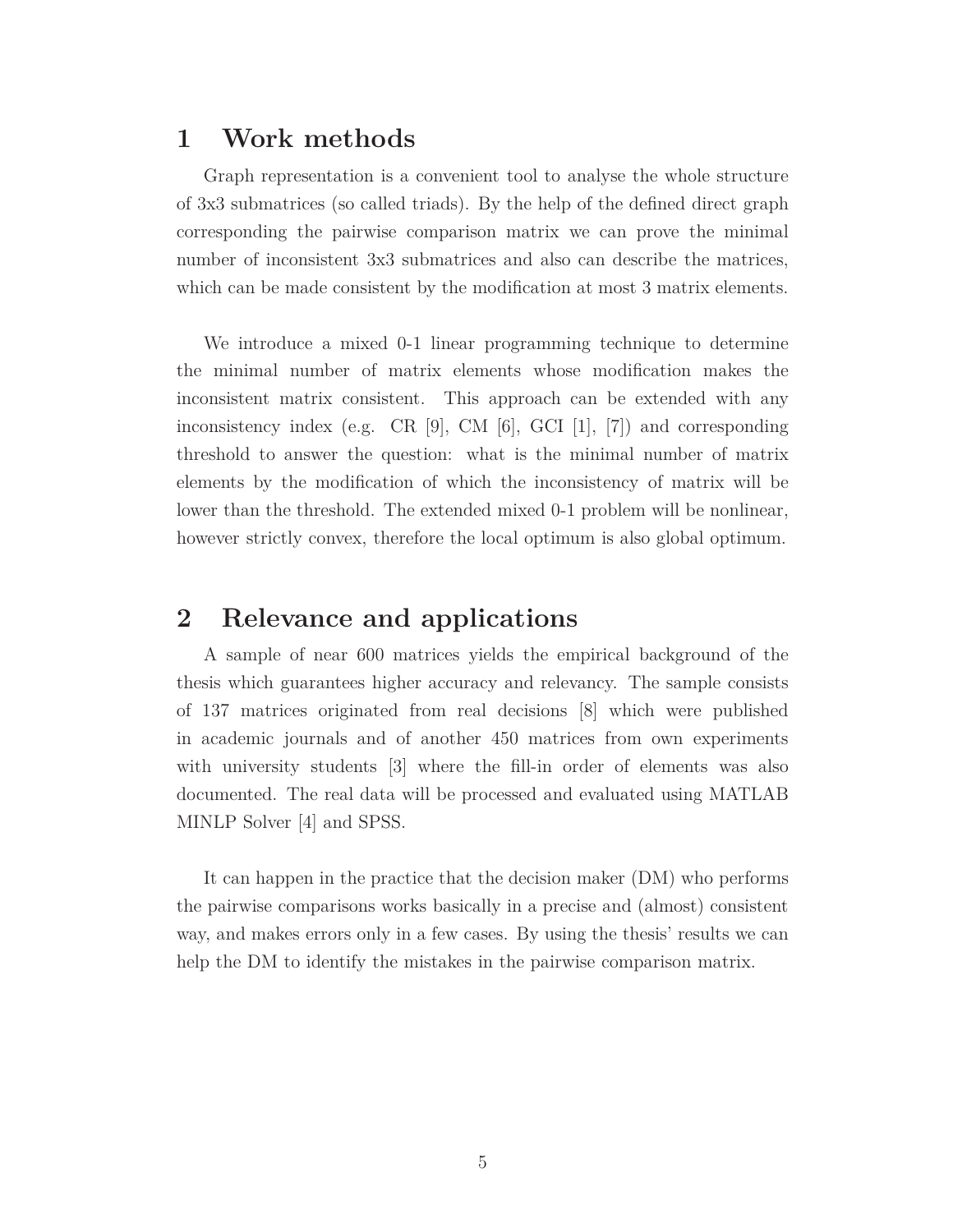# 1 Work methods

Graph representation is a convenient tool to analyse the whole structure of 3x3 submatrices (so called triads). By the help of the defined direct graph corresponding the pairwise comparison matrix we can prove the minimal number of inconsistent 3x3 submatrices and also can describe the matrices, which can be made consistent by the modification at most 3 matrix elements.

We introduce a mixed 0-1 linear programming technique to determine the minimal number of matrix elements whose modification makes the inconsistent matrix consistent. This approach can be extended with any inconsistency index (e.g. CR [9], CM [6], GCI [1], [7]) and corresponding threshold to answer the question: what is the minimal number of matrix elements by the modification of which the inconsistency of matrix will be lower than the threshold. The extended mixed 0-1 problem will be nonlinear, however strictly convex, therefore the local optimum is also global optimum.

# 2 Relevance and applications

A sample of near 600 matrices yields the empirical background of the thesis which guarantees higher accuracy and relevancy. The sample consists of 137 matrices originated from real decisions [8] which were published in academic journals and of another 450 matrices from own experiments with university students [3] where the fill-in order of elements was also documented. The real data will be processed and evaluated using MATLAB MINLP Solver [4] and SPSS.

It can happen in the practice that the decision maker (DM) who performs the pairwise comparisons works basically in a precise and (almost) consistent way, and makes errors only in a few cases. By using the thesis' results we can help the DM to identify the mistakes in the pairwise comparison matrix.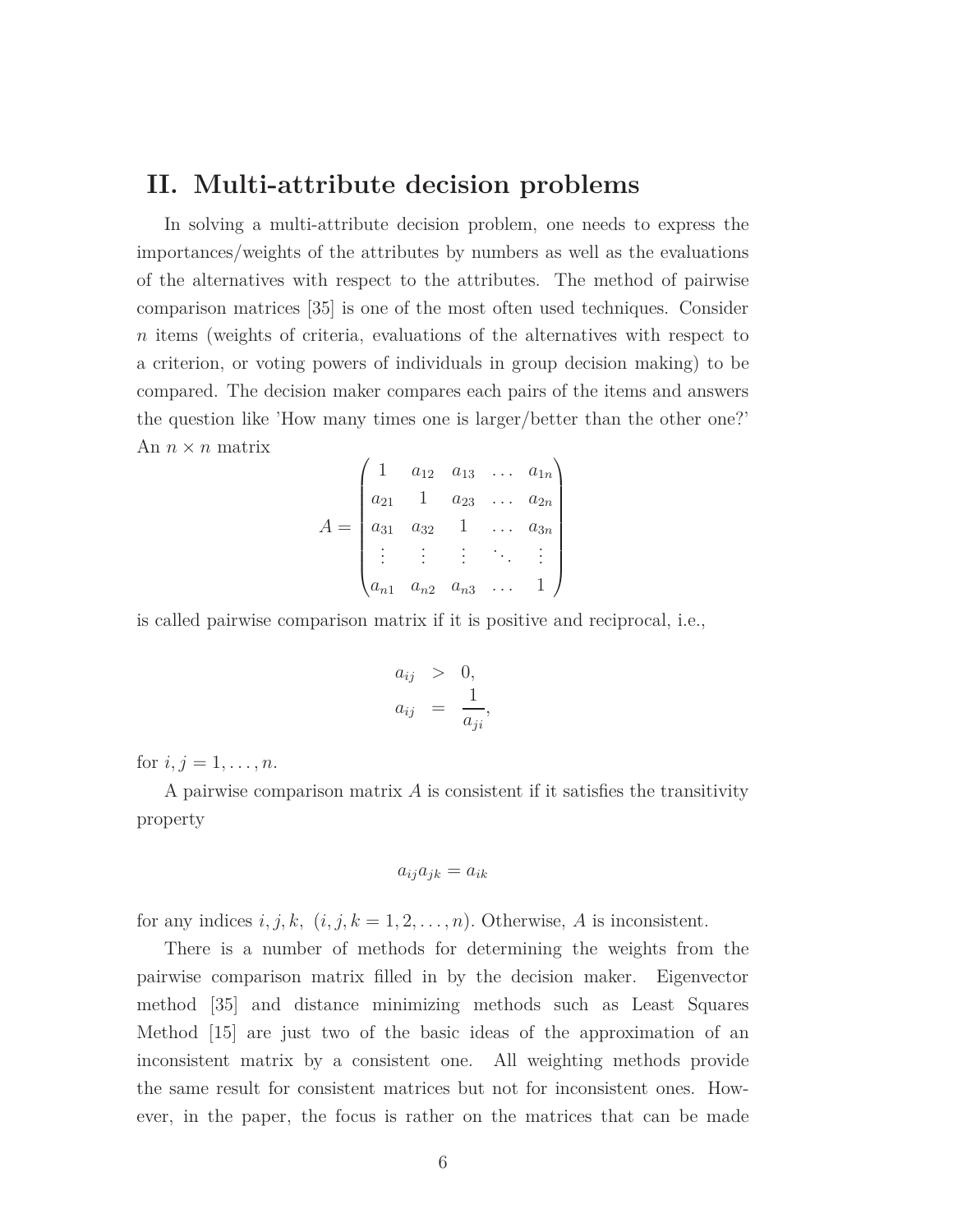## II. Multi-attribute decision problems

In solving a multi-attribute decision problem, one needs to express the importances/weights of the attributes by numbers as well as the evaluations of the alternatives with respect to the attributes. The method of pairwise comparison matrices [35] is one of the most often used techniques. Consider $n$ items (weights of criteria, evaluations of the alternatives with respect to a criterion, or voting powers of individuals in group decision making) to be compared. The decision maker compares each pairs of the items and answers the question like 'How many times one is larger/better than the other one?' An $n \times n$ matrix

$$A = \begin{pmatrix} 1 & a_{12} & a_{13} & \dots & a_{1n} \\ a_{21} & 1 & a_{23} & \dots & a_{2n} \\ a_{31} & a_{32} & 1 & \dots & a_{3n} \\ \vdots & \vdots & \vdots & \ddots & \vdots \\ a_{n1} & a_{n2} & a_{n3} & \dots & 1 \end{pmatrix}$$

is called pairwise comparison matrix if it is positive and reciprocal, i.e.,

$$\begin{aligned} a_{ij} &> 0, \\ a_{ij} &= \frac{1}{a_{ji}}, \end{aligned}$$

for $i, j = 1, \dots, n$.

A pairwise comparison matrix $A$ is consistent if it satisfies the transitivity property

$$a_{ij} a_{jk} = a_{ik}$$

for any indices $i, j, k, \ (i, j, k = 1, 2, \dots, n)$. Otherwise, $A$ is inconsistent.

There is a number of methods for determining the weights from the pairwise comparison matrix filled in by the decision maker. Eigenvector method [35] and distance minimizing methods such as Least Squares Method [15] are just two of the basic ideas of the approximation of an inconsistent matrix by a consistent one. All weighting methods provide the same result for consistent matrices but not for inconsistent ones. However, in the paper, the focus is rather on the matrices that can be made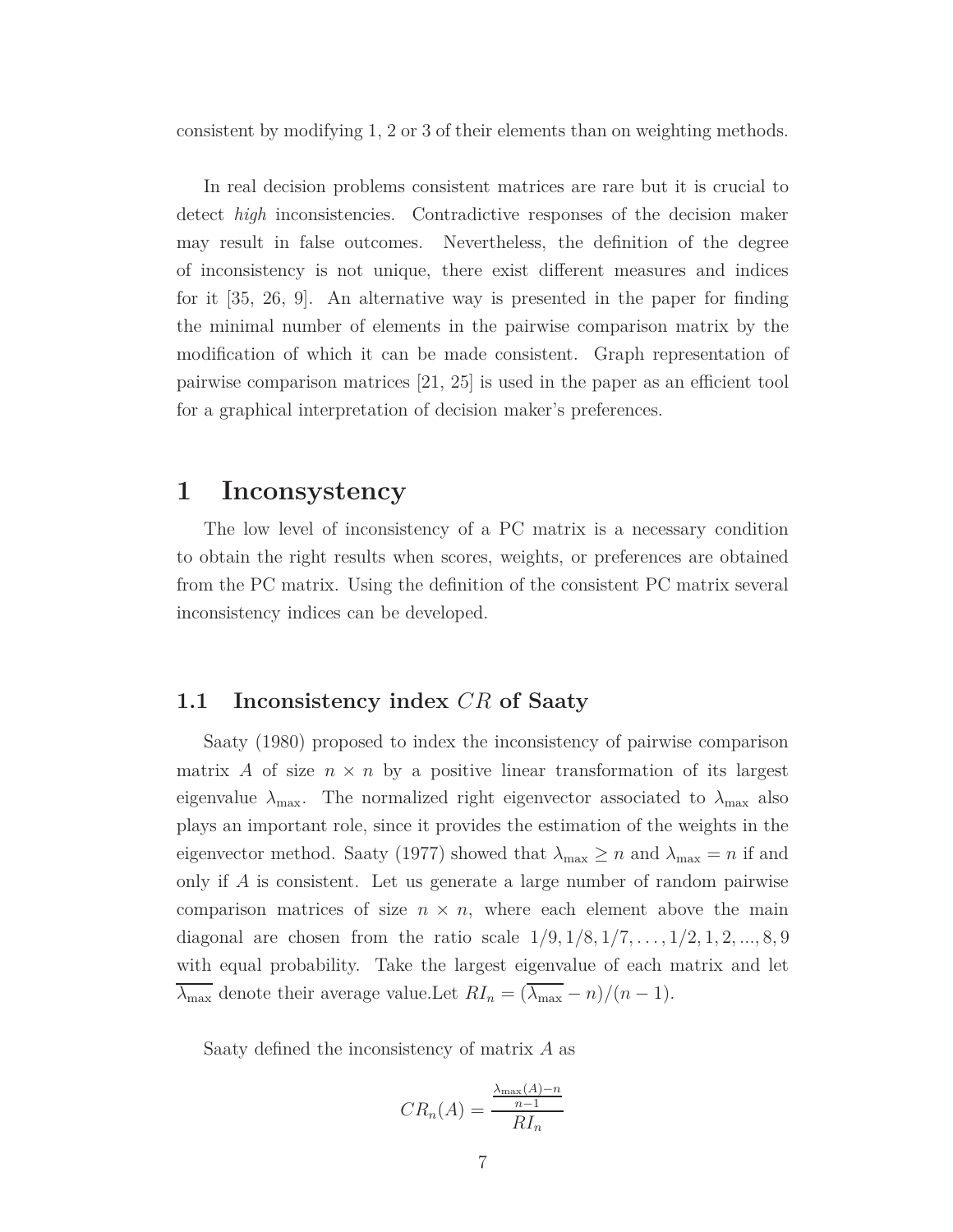consistent by modifying 1, 2 or 3 of their elements than on weighting methods.

In real decision problems consistent matrices are rare but it is crucial to detect *high* inconsistencies. Contradictive responses of the decision maker may result in false outcomes. Nevertheless, the definition of the degree of inconsistency is not unique, there exist different measures and indices for it [35, 26, 9]. An alternative way is presented in the paper for finding the minimal number of elements in the pairwise comparison matrix by the modification of which it can be made consistent. Graph representation of pairwise comparison matrices [21, 25] is used in the paper as an efficient tool for a graphical interpretation of decision maker's preferences.

# 1 Inconsystency

The low level of inconsistency of a PC matrix is a necessary condition to obtain the right results when scores, weights, or preferences are obtained from the PC matrix. Using the definition of the consistent PC matrix several inconsistency indices can be developed.

## 1.1 Inconsistency index $CR$ of Saaty

Saaty (1980) proposed to index the inconsistency of pairwise comparison matrix $A$ of size $n \times n$ by a positive linear transformation of its largest eigenvalue $\lambda_{\max}$. The normalized right eigenvector associated to $\lambda_{\max}$ also plays an important role, since it provides the estimation of the weights in the eigenvector method. Saaty (1977) showed that $\lambda_{\max} \geq n$ and $\lambda_{\max} = n$ if and only if $A$ is consistent. Let us generate a large number of random pairwise comparison matrices of size $n \times n$, where each element above the main diagonal are chosen from the ratio scale $1/9, 1/8, 1/7, \ldots, 1/2, 1, 2, ..., 8, 9$ with equal probability. Take the largest eigenvalue of each matrix and let $\overline{\lambda_{\max}}$ denote their average value.Let $RI_n = (\overline{\lambda_{\max}} - n)/(n-1)$.

Saaty defined the inconsistency of matrix $A$ as

$$CR_n(A) = \frac{\frac{\lambda_{\max}(A)-n}{n-1}}{RI_n}$$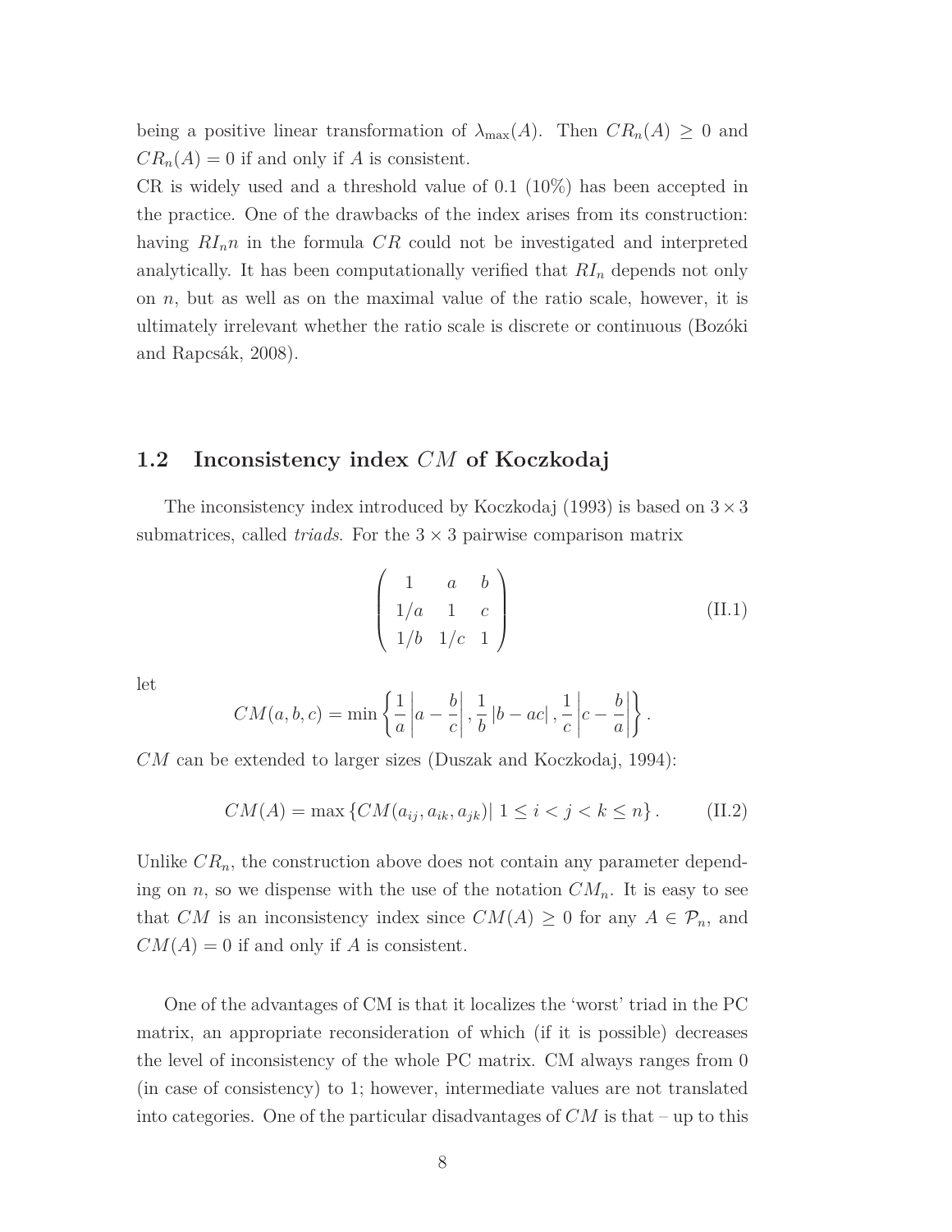being a positive linear transformation of $\lambda_{\max}(A)$. Then $CR_n(A) \geq 0$ and $CR_n(A) = 0$ if and only if $A$ is consistent.
CR is widely used and a threshold value of 0.1 (10%) has been accepted in the practice. One of the drawbacks of the index arises from its construction: having $RI_n n$ in the formula $CR$ could not be investigated and interpreted analytically. It has been computationally verified that $RI_n$ depends not only on $n$, but as well as on the maximal value of the ratio scale, however, it is ultimately irrelevant whether the ratio scale is discrete or continuous (Bozóki and Rapcsák, 2008).

## 1.2 Inconsistency index $CM$ of Koczkodaj

The inconsistency index introduced by Koczkodaj (1993) is based on $3 \times 3$ submatrices, called *triads*. For the $3 \times 3$ pairwise comparison matrix

$$\begin{pmatrix} 1 & a & b \\ 1/a & 1 & c \\ 1/b & 1/c & 1 \end{pmatrix} \tag{II.1}$$

let

$$CM(a,b,c) = \min \left\{ \frac{1}{a}\left|a - \frac{b}{c}\right|, \frac{1}{b}\left|b - ac\right|, \frac{1}{c}\left|c - \frac{b}{a}\right| \right\}.$$

$CM$ can be extended to larger sizes (Duszak and Koczkodaj, 1994):

$$CM(A) = \max \left\{ CM(a_{ij}, a_{ik}, a_{jk}) \middle| \ 1 \leq i < j < k \leq n \right\}. \tag{II.2}$$

Unlike $CR_n$, the construction above does not contain any parameter depending on $n$, so we dispense with the use of the notation $CM_n$. It is easy to see that $CM$ is an inconsistency index since $CM(A) \geq 0$ for any $A \in \mathcal{P}_n$, and $CM(A) = 0$ if and only if $A$ is consistent.

One of the advantages of CM is that it localizes the 'worst' triad in the PC matrix, an appropriate reconsideration of which (if it is possible) decreases the level of inconsistency of the whole PC matrix. CM always ranges from 0 (in case of consistency) to 1; however, intermediate values are not translated into categories. One of the particular disadvantages of $CM$ is that – up to this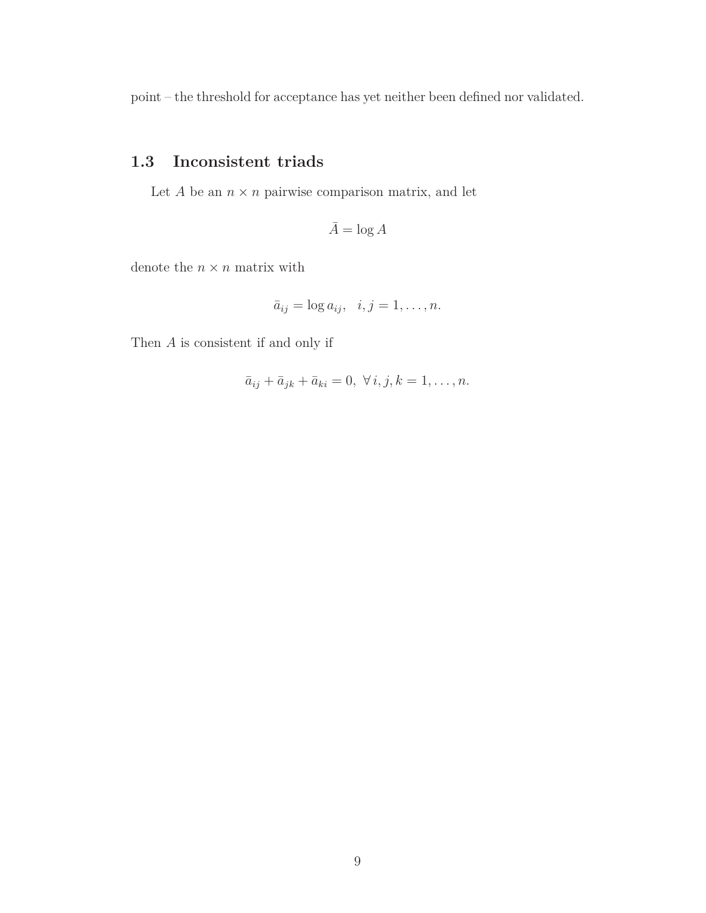point – the threshold for acceptance has yet neither been defined nor validated.

## 1.3 Inconsistent triads

Let $A$ be an $n \times n$ pairwise comparison matrix, and let

$$\bar{A} = \log A$$

denote the $n \times n$ matrix with

$$\bar{a}_{ij} = \log a_{ij}, \quad i, j = 1, \ldots, n.$$

Then $A$ is consistent if and only if

$$\bar{a}_{ij} + \bar{a}_{jk} + \bar{a}_{ki} = 0, \ \forall\, i, j, k = 1, \ldots, n.$$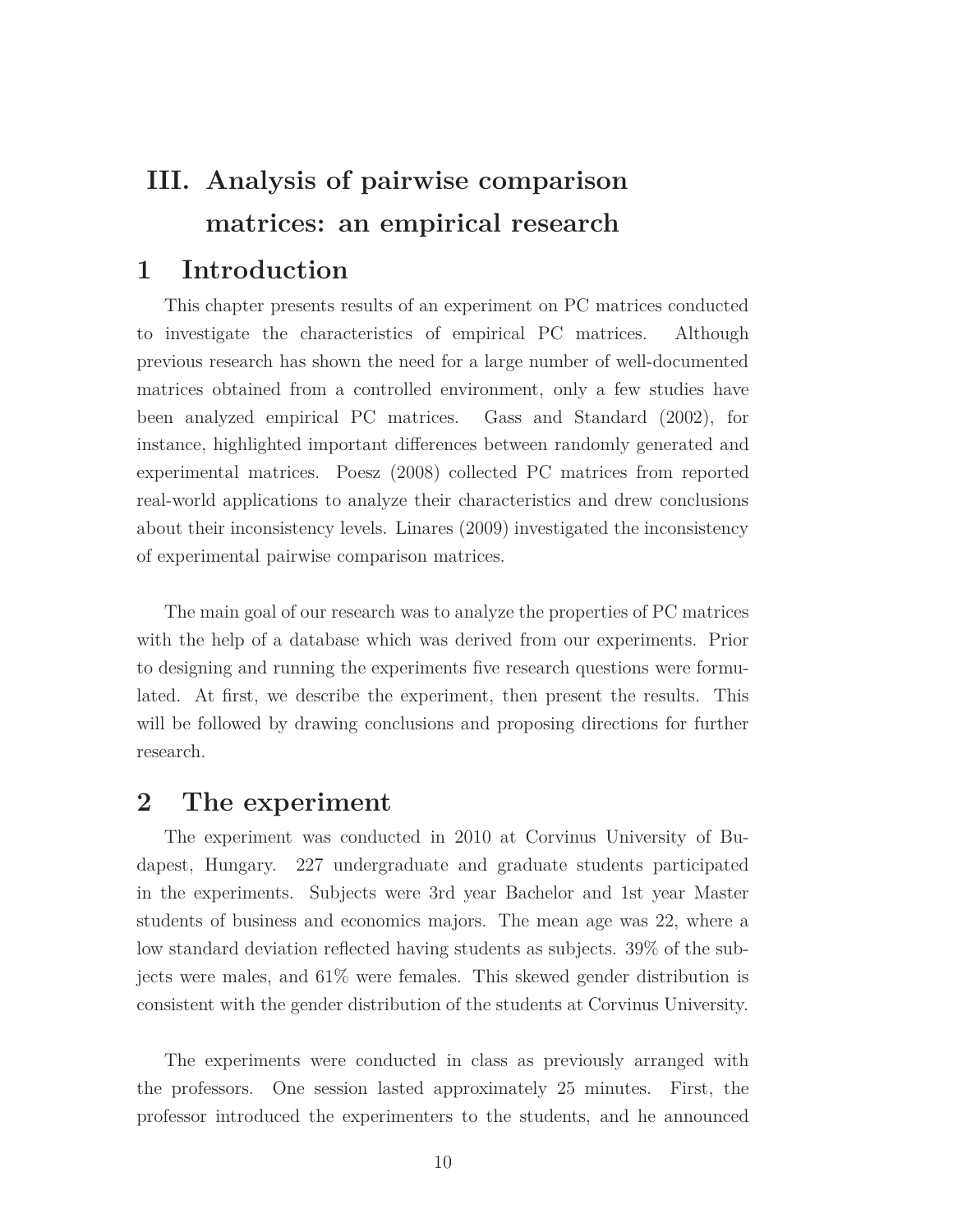# III. Analysis of pairwise comparison matrices: an empirical research

## 1 Introduction

This chapter presents results of an experiment on PC matrices conducted to investigate the characteristics of empirical PC matrices. Although previous research has shown the need for a large number of well-documented matrices obtained from a controlled environment, only a few studies have been analyzed empirical PC matrices. Gass and Standard (2002), for instance, highlighted important differences between randomly generated and experimental matrices. Poesz (2008) collected PC matrices from reported real-world applications to analyze their characteristics and drew conclusions about their inconsistency levels. Linares (2009) investigated the inconsistency of experimental pairwise comparison matrices.

The main goal of our research was to analyze the properties of PC matrices with the help of a database which was derived from our experiments. Prior to designing and running the experiments five research questions were formulated. At first, we describe the experiment, then present the results. This will be followed by drawing conclusions and proposing directions for further research.

## 2 The experiment

The experiment was conducted in 2010 at Corvinus University of Budapest, Hungary. 227 undergraduate and graduate students participated in the experiments. Subjects were 3rd year Bachelor and 1st year Master students of business and economics majors. The mean age was 22, where a low standard deviation reflected having students as subjects. 39% of the subjects were males, and 61% were females. This skewed gender distribution is consistent with the gender distribution of the students at Corvinus University.

The experiments were conducted in class as previously arranged with the professors. One session lasted approximately 25 minutes. First, the professor introduced the experimenters to the students, and he announced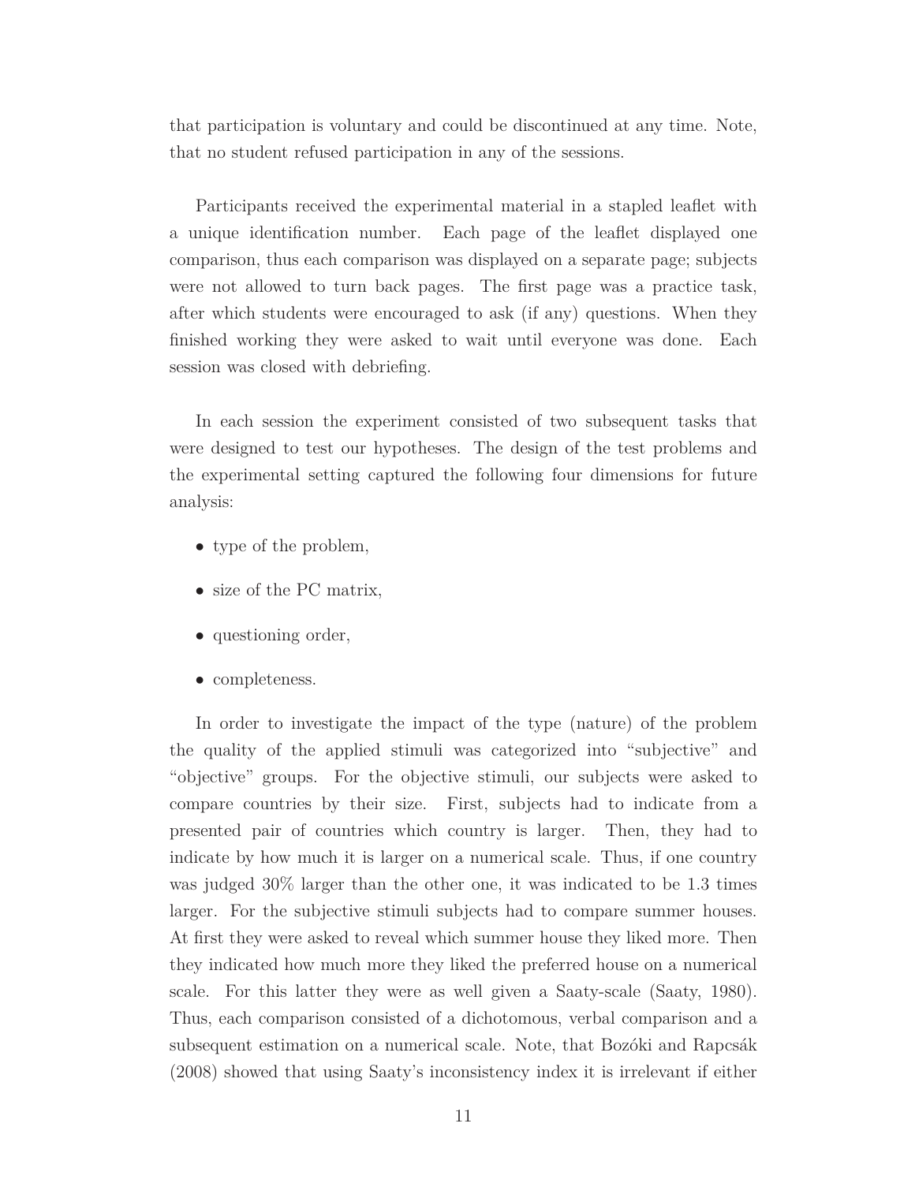that participation is voluntary and could be discontinued at any time. Note, that no student refused participation in any of the sessions.

Participants received the experimental material in a stapled leaflet with a unique identification number. Each page of the leaflet displayed one comparison, thus each comparison was displayed on a separate page; subjects were not allowed to turn back pages. The first page was a practice task, after which students were encouraged to ask (if any) questions. When they finished working they were asked to wait until everyone was done. Each session was closed with debriefing.

In each session the experiment consisted of two subsequent tasks that were designed to test our hypotheses. The design of the test problems and the experimental setting captured the following four dimensions for future analysis:

- type of the problem,
- size of the PC matrix,
- questioning order,
- completeness.

In order to investigate the impact of the type (nature) of the problem the quality of the applied stimuli was categorized into "subjective" and "objective" groups. For the objective stimuli, our subjects were asked to compare countries by their size. First, subjects had to indicate from a presented pair of countries which country is larger. Then, they had to indicate by how much it is larger on a numerical scale. Thus, if one country was judged 30% larger than the other one, it was indicated to be 1.3 times larger. For the subjective stimuli subjects had to compare summer houses. At first they were asked to reveal which summer house they liked more. Then they indicated how much more they liked the preferred house on a numerical scale. For this latter they were as well given a Saaty-scale (Saaty, 1980). Thus, each comparison consisted of a dichotomous, verbal comparison and a subsequent estimation on a numerical scale. Note, that Bozóki and Rapcsák (2008) showed that using Saaty's inconsistency index it is irrelevant if either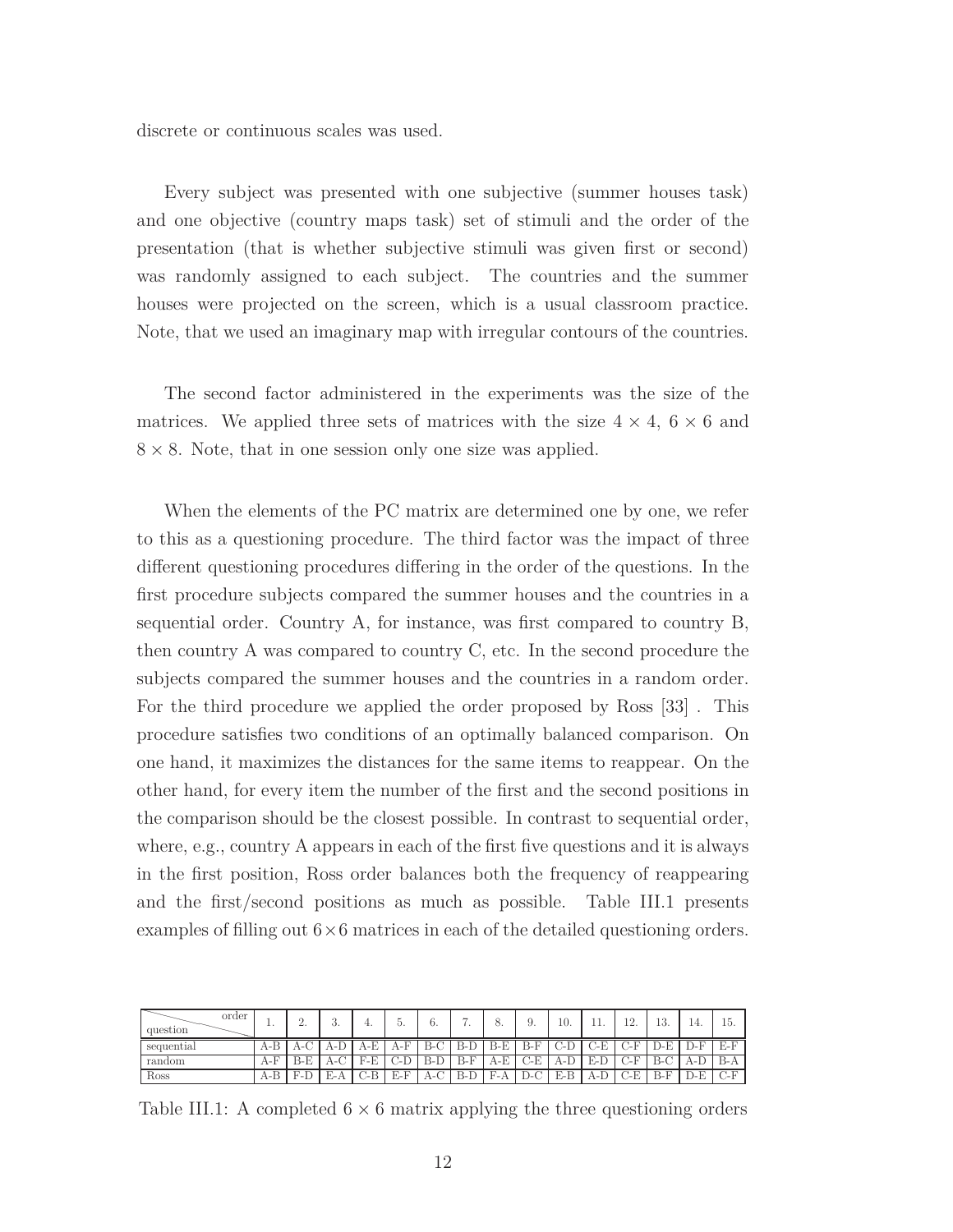discrete or continuous scales was used.

Every subject was presented with one subjective (summer houses task) and one objective (country maps task) set of stimuli and the order of the presentation (that is whether subjective stimuli was given first or second) was randomly assigned to each subject. The countries and the summer houses were projected on the screen, which is a usual classroom practice. Note, that we used an imaginary map with irregular contours of the countries.

The second factor administered in the experiments was the size of the matrices. We applied three sets of matrices with the size $4 \times 4$, $6 \times 6$ and $8 \times 8$. Note, that in one session only one size was applied.

When the elements of the PC matrix are determined one by one, we refer to this as a questioning procedure. The third factor was the impact of three different questioning procedures differing in the order of the questions. In the first procedure subjects compared the summer houses and the countries in a sequential order. Country A, for instance, was first compared to country B, then country A was compared to country C, etc. In the second procedure the subjects compared the summer houses and the countries in a random order. For the third procedure we applied the order proposed by Ross [33] . This procedure satisfies two conditions of an optimally balanced comparison. On one hand, it maximizes the distances for the same items to reappear. On the other hand, for every item the number of the first and the second positions in the comparison should be the closest possible. In contrast to sequential order, where, e.g., country A appears in each of the first five questions and it is always in the first position, Ross order balances both the frequency of reappearing and the first/second positions as much as possible. Table III.1 presents examples of filling out $6 \times 6$ matrices in each of the detailed questioning orders.

| question \ order | 1. | 2. | 3. | 4. | 5. | 6. | 7. | 8. | 9. | 10. | 11. | 12. | 13. | 14. | 15. |
|---|---|---|---|---|---|---|---|---|---|---|---|---|---|---|---|
| sequential | A-B | A-C | A-D | A-E | A-F | B-C | B-D | B-E | B-F | C-D | C-E | C-F | D-E | D-F | E-F |
| random | A-F | B-E | A-C | F-E | C-D | B-D | B-F | A-E | C-E | A-D | E-D | C-F | B-C | A-D | B-A |
| Ross | A-B | F-D | E-A | C-B | E-F | A-C | B-D | F-A | D-C | E-B | A-D | C-E | B-F | D-E | C-F |

Table III.1: A completed $6 \times 6$ matrix applying the three questioning orders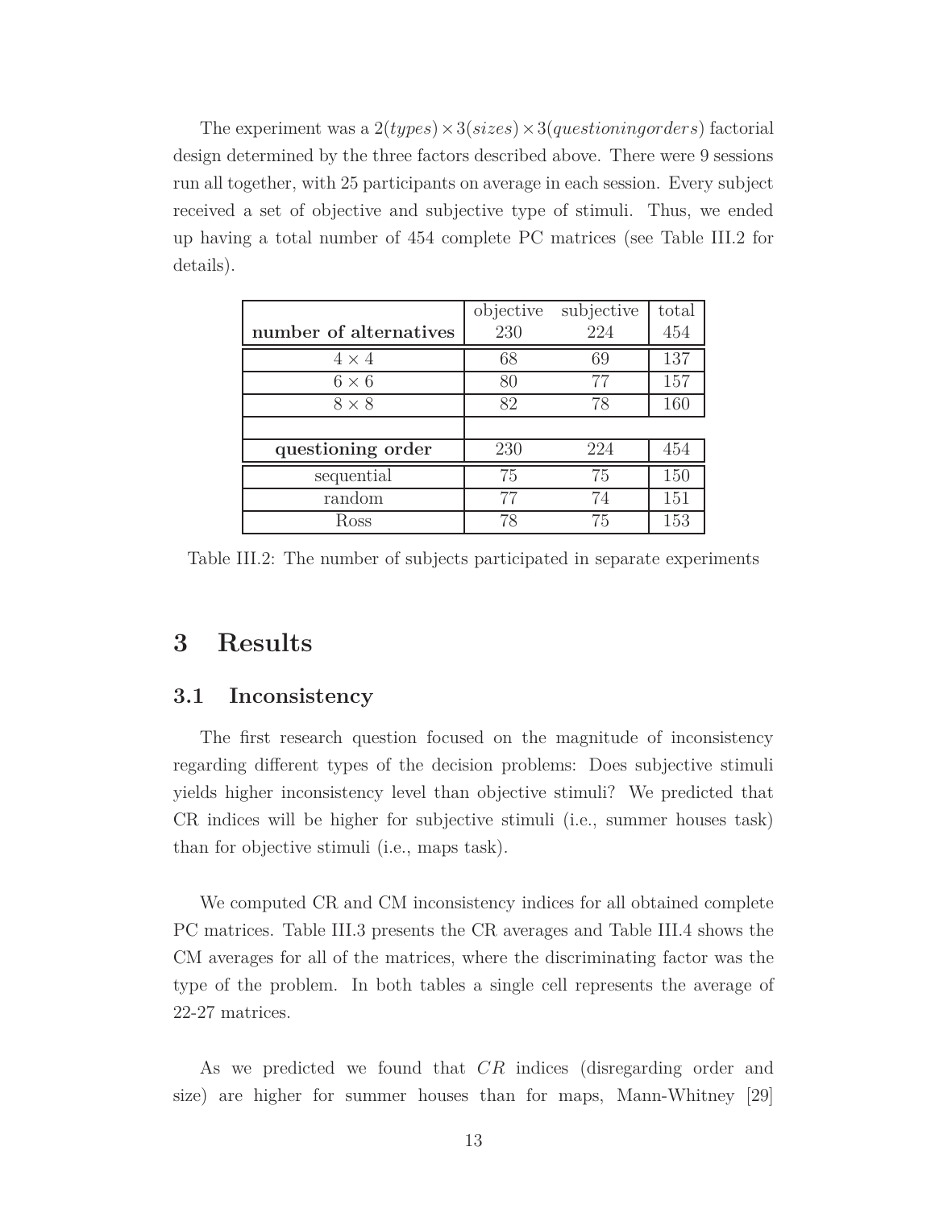The experiment was a $2(types) \times 3(sizes) \times 3(questioningorders)$ factorial design determined by the three factors described above. There were 9 sessions run all together, with 25 participants on average in each session. Every subject received a set of objective and subjective type of stimuli. Thus, we ended up having a total number of 454 complete PC matrices (see Table III.2 for details).

| | objective | subjective | total |
|---|---|---|---|
| **number of alternatives** | 230 | 224 | 454 |
| $4 \times 4$ | 68 | 69 | 137 |
| $6 \times 6$ | 80 | 77 | 157 |
| $8 \times 8$ | 82 | 78 | 160 |
| | | | |
| **questioning order** | 230 | 224 | 454 |
| sequential | 75 | 75 | 150 |
| random | 77 | 74 | 151 |
| Ross | 78 | 75 | 153 |

Table III.2: The number of subjects participated in separate experiments

## 3 Results

### 3.1 Inconsistency

The first research question focused on the magnitude of inconsistency regarding different types of the decision problems: Does subjective stimuli yields higher inconsistency level than objective stimuli? We predicted that CR indices will be higher for subjective stimuli (i.e., summer houses task) than for objective stimuli (i.e., maps task).

We computed CR and CM inconsistency indices for all obtained complete PC matrices. Table III.3 presents the CR averages and Table III.4 shows the CM averages for all of the matrices, where the discriminating factor was the type of the problem. In both tables a single cell represents the average of 22-27 matrices.

As we predicted we found that $CR$ indices (disregarding order and size) are higher for summer houses than for maps, Mann-Whitney [29]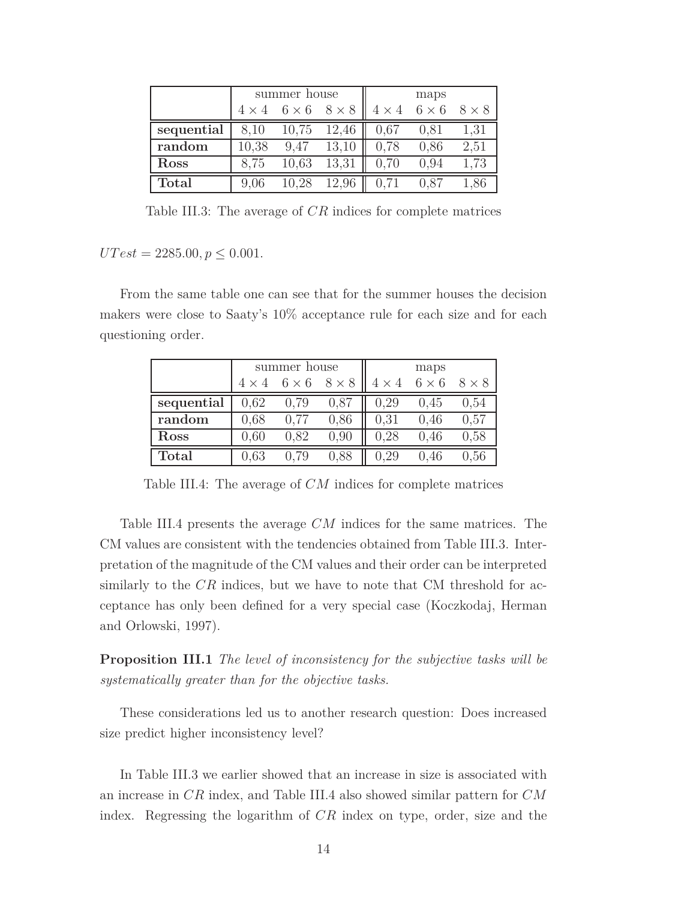| | summer house | | | maps | | |
|---|---|---|---|---|---|---|
| | $4 \times 4$ | $6 \times 6$ | $8 \times 8$ | $4 \times 4$ | $6 \times 6$ | $8 \times 8$ |
| **sequential** | 8,10 | 10,75 | 12,46 | 0,67 | 0,81 | 1,31 |
| **random** | 10,38 | 9,47 | 13,10 | 0,78 | 0,86 | 2,51 |
| **Ross** | 8,75 | 10,63 | 13,31 | 0,70 | 0,94 | 1,73 |
| **Total** | 9,06 | 10,28 | 12,96 | 0,71 | 0,87 | 1,86 |

Table III.3: The average of $CR$ indices for complete matrices

$UTest = 2285.00, p \leq 0.001.$

From the same table one can see that for the summer houses the decision makers were close to Saaty's 10% acceptance rule for each size and for each questioning order.

| | summer house | | | maps | | |
|---|---|---|---|---|---|---|
| | $4 \times 4$ | $6 \times 6$ | $8 \times 8$ | $4 \times 4$ | $6 \times 6$ | $8 \times 8$ |
| **sequential** | 0,62 | 0,79 | 0,87 | 0,29 | 0,45 | 0,54 |
| **random** | 0,68 | 0,77 | 0,86 | 0,31 | 0,46 | 0,57 |
| **Ross** | 0,60 | 0,82 | 0,90 | 0,28 | 0,46 | 0,58 |
| **Total** | 0,63 | 0,79 | 0,88 | 0,29 | 0,46 | 0,56 |

Table III.4: The average of $CM$ indices for complete matrices

Table III.4 presents the average $CM$ indices for the same matrices. The CM values are consistent with the tendencies obtained from Table III.3. Interpretation of the magnitude of the CM values and their order can be interpreted similarly to the $CR$ indices, but we have to note that CM threshold for acceptance has only been defined for a very special case (Koczkodaj, Herman and Orlowski, 1997).

**Proposition III.1** *The level of inconsistency for the subjective tasks will be systematically greater than for the objective tasks.*

These considerations led us to another research question: Does increased size predict higher inconsistency level?

In Table III.3 we earlier showed that an increase in size is associated with an increase in $CR$ index, and Table III.4 also showed similar pattern for $CM$ index. Regressing the logarithm of $CR$ index on type, order, size and the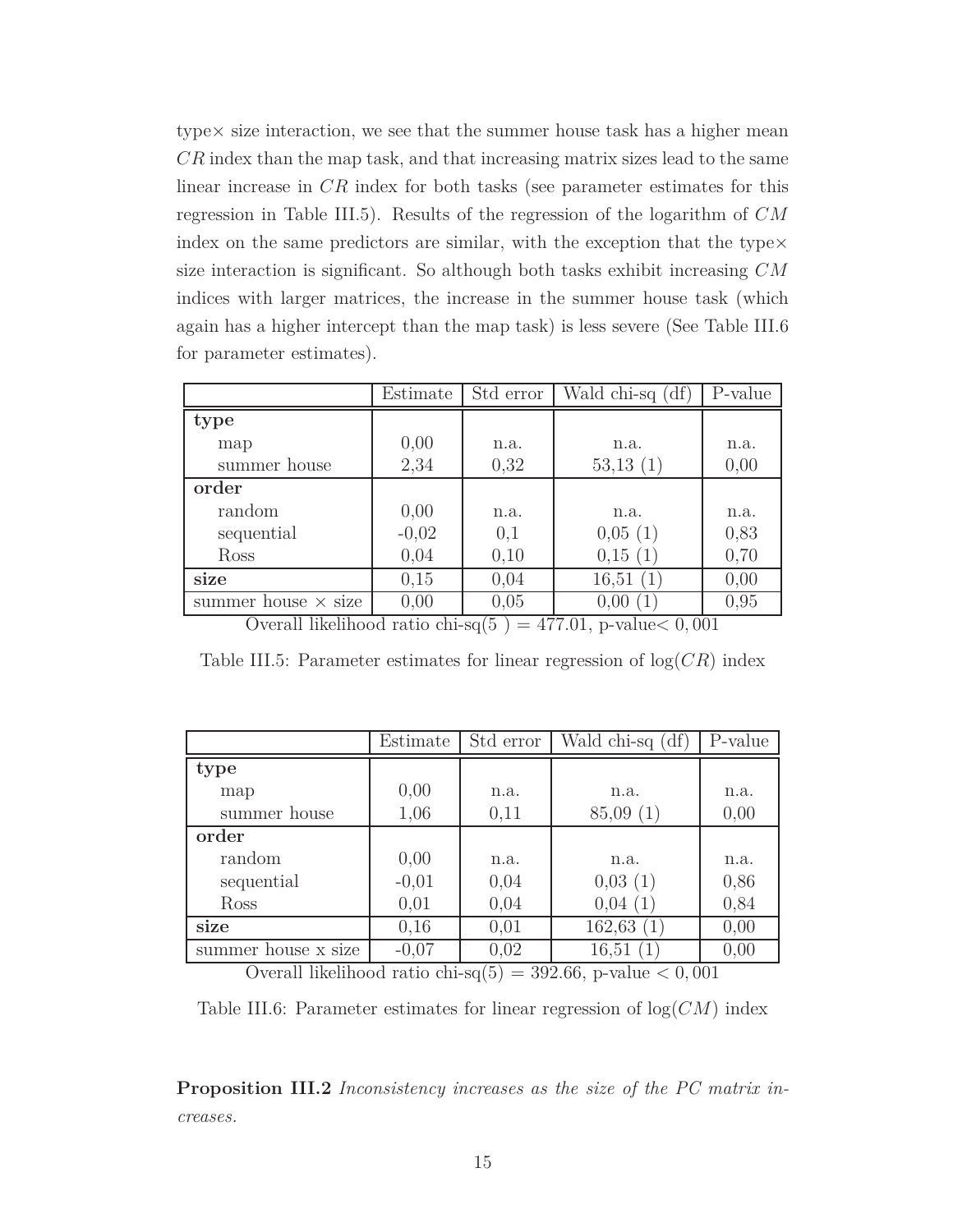type× size interaction, we see that the summer house task has a higher mean $CR$ index than the map task, and that increasing matrix sizes lead to the same linear increase in $CR$ index for both tasks (see parameter estimates for this regression in Table III.5). Results of the regression of the logarithm of $CM$ index on the same predictors are similar, with the exception that the type× size interaction is significant. So although both tasks exhibit increasing $CM$ indices with larger matrices, the increase in the summer house task (which again has a higher intercept than the map task) is less severe (See Table III.6 for parameter estimates).

| | Estimate | Std error | Wald chi-sq (df) | P-value |
|---|---|---|---|---|
| **type** | | | | |
| map | 0,00 | n.a. | n.a. | n.a. |
| summer house | 2,34 | 0,32 | 53,13 (1) | 0,00 |
| **order** | | | | |
| random | 0,00 | n.a. | n.a. | n.a. |
| sequential | -0,02 | 0,1 | 0,05 (1) | 0,83 |
| Ross | 0,04 | 0,10 | 0,15 (1) | 0,70 |
| **size** | 0,15 | 0,04 | 16,51 (1) | 0,00 |
| summer house × size | 0,00 | 0,05 | 0,00 (1) | 0,95 |

Overall likelihood ratio chi-sq(5 ) = 477.01, p-value$< 0,001$

Table III.5: Parameter estimates for linear regression of $\log(CR)$ index

| | Estimate | Std error | Wald chi-sq (df) | P-value |
|---|---|---|---|---|
| **type** | | | | |
| map | 0,00 | n.a. | n.a. | n.a. |
| summer house | 1,06 | 0,11 | 85,09 (1) | 0,00 |
| **order** | | | | |
| random | 0,00 | n.a. | n.a. | n.a. |
| sequential | -0,01 | 0,04 | 0,03 (1) | 0,86 |
| Ross | 0,01 | 0,04 | 0,04 (1) | 0,84 |
| **size** | 0,16 | 0,01 | 162,63 (1) | 0,00 |
| summer house x size | -0,07 | 0,02 | 16,51 (1) | 0,00 |

Overall likelihood ratio chi-sq(5) = 392.66, p-value $< 0,001$

Table III.6: Parameter estimates for linear regression of $\log(CM)$ index

**Proposition III.2** *Inconsistency increases as the size of the PC matrix increases.*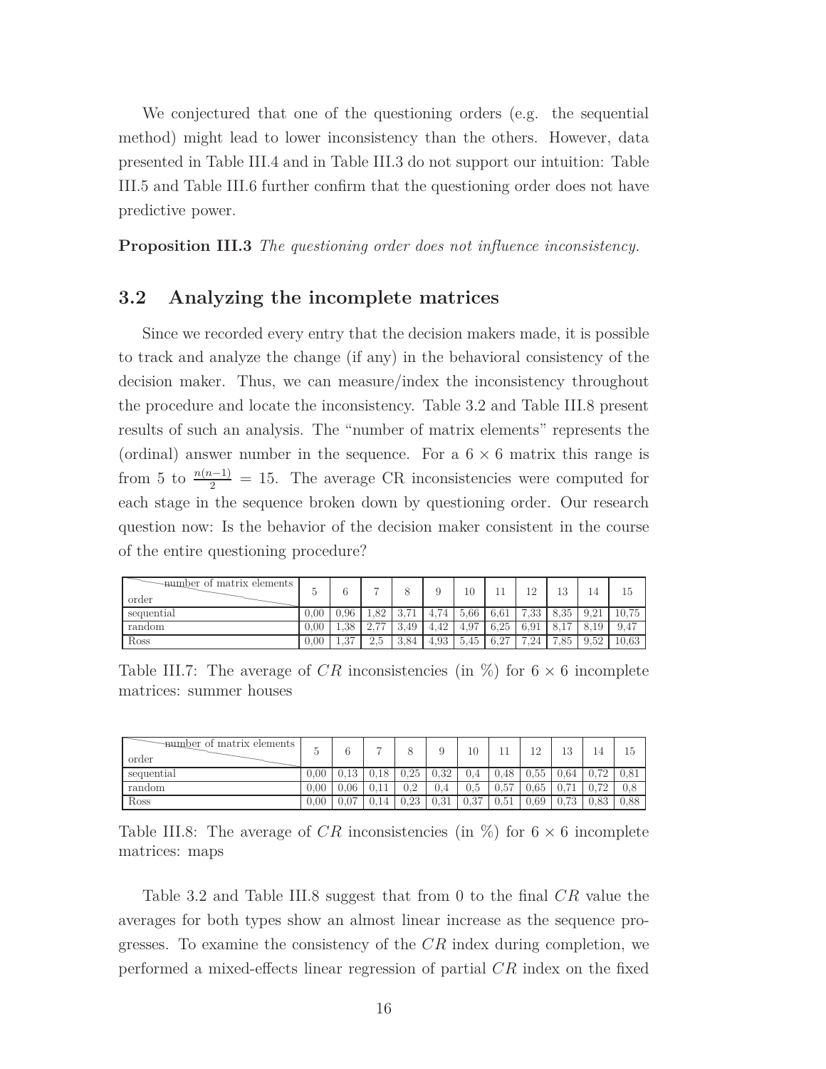We conjectured that one of the questioning orders (e.g. the sequential method) might lead to lower inconsistency than the others. However, data presented in Table III.4 and in Table III.3 do not support our intuition: Table III.5 and Table III.6 further confirm that the questioning order does not have predictive power.

**Proposition III.3** *The questioning order does not influence inconsistency.*

## 3.2 Analyzing the incomplete matrices

Since we recorded every entry that the decision makers made, it is possible to track and analyze the change (if any) in the behavioral consistency of the decision maker. Thus, we can measure/index the inconsistency throughout the procedure and locate the inconsistency. Table 3.2 and Table III.8 present results of such an analysis. The "number of matrix elements" represents the (ordinal) answer number in the sequence. For a $6 \times 6$ matrix this range is from 5 to $\frac{n(n-1)}{2} = 15$. The average CR inconsistencies were computed for each stage in the sequence broken down by questioning order. Our research question now: Is the behavior of the decision maker consistent in the course of the entire questioning procedure?

| order \ number of matrix elements | 5 | 6 | 7 | 8 | 9 | 10 | 11 | 12 | 13 | 14 | 15 |
|---|---|---|---|---|---|---|---|---|---|---|---|
| sequential | 0,00 | 0,96 | 1,82 | 3,71 | 4,74 | 5,66 | 6,61 | 7,33 | 8,35 | 9,21 | 10,75 |
| random | 0,00 | 1,38 | 2,77 | 3,49 | 4,42 | 4,97 | 6,25 | 6,91 | 8,17 | 8,19 | 9,47 |
| Ross | 0,00 | 1,37 | 2,5 | 3,84 | 4,93 | 5,45 | 6,27 | 7,24 | 7,85 | 9,52 | 10,63 |

Table III.7: The average of $CR$ inconsistencies (in %) for $6 \times 6$ incomplete matrices: summer houses

| order \ number of matrix elements | 5 | 6 | 7 | 8 | 9 | 10 | 11 | 12 | 13 | 14 | 15 |
|---|---|---|---|---|---|---|---|---|---|---|---|
| sequential | 0,00 | 0,13 | 0,18 | 0,25 | 0,32 | 0,4 | 0,48 | 0,55 | 0,64 | 0,72 | 0,81 |
| random | 0,00 | 0,06 | 0,11 | 0,2 | 0,4 | 0,5 | 0,57 | 0,65 | 0,71 | 0,72 | 0,8 |
| Ross | 0,00 | 0,07 | 0,14 | 0,23 | 0,31 | 0,37 | 0,51 | 0,69 | 0,73 | 0,83 | 0,88 |

Table III.8: The average of $CR$ inconsistencies (in %) for $6 \times 6$ incomplete matrices: maps

Table 3.2 and Table III.8 suggest that from 0 to the final $CR$ value the averages for both types show an almost linear increase as the sequence progresses. To examine the consistency of the $CR$ index during completion, we performed a mixed-effects linear regression of partial $CR$ index on the fixed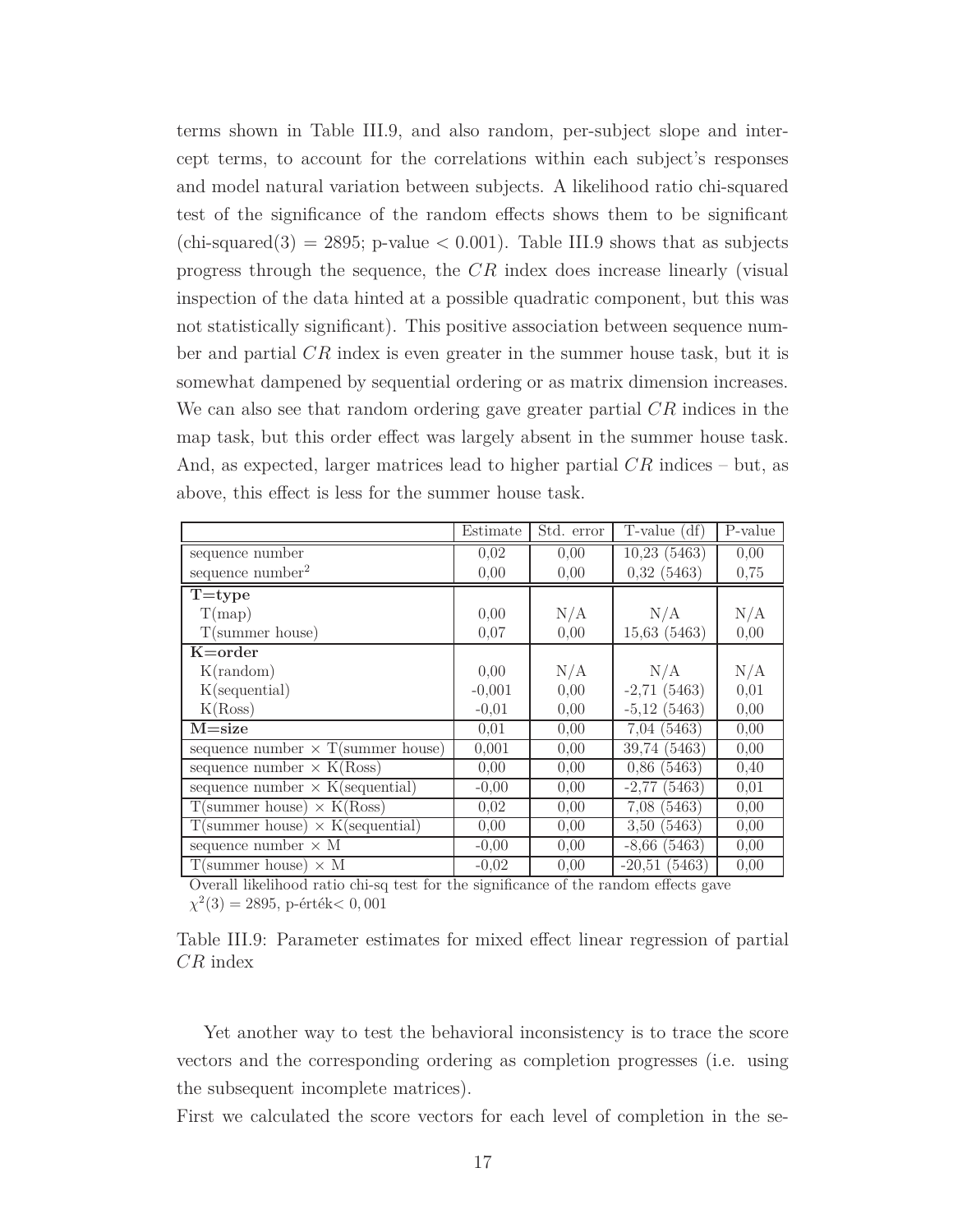terms shown in Table III.9, and also random, per-subject slope and intercept terms, to account for the correlations within each subject's responses and model natural variation between subjects. A likelihood ratio chi-squared test of the significance of the random effects shows them to be significant (chi-squared(3) = 2895; p-value < 0.001). Table III.9 shows that as subjects progress through the sequence, the $CR$ index does increase linearly (visual inspection of the data hinted at a possible quadratic component, but this was not statistically significant). This positive association between sequence number and partial $CR$ index is even greater in the summer house task, but it is somewhat dampened by sequential ordering or as matrix dimension increases. We can also see that random ordering gave greater partial $CR$ indices in the map task, but this order effect was largely absent in the summer house task. And, as expected, larger matrices lead to higher partial $CR$ indices – but, as above, this effect is less for the summer house task.

| | Estimate | Std. error | T-value (df) | P-value |
|---|---|---|---|---|
| sequence number | 0,02 | 0,00 | 10,23 (5463) | 0,00 |
| sequence number$^2$ | 0,00 | 0,00 | 0,32 (5463) | 0,75 |
| **T=type** | | | | |
| T(map) | 0,00 | N/A | N/A | N/A |
| T(summer house) | 0,07 | 0,00 | 15,63 (5463) | 0,00 |
| **K=order** | | | | |
| K(random) | 0,00 | N/A | N/A | N/A |
| K(sequential) | -0,001 | 0,00 | -2,71 (5463) | 0,01 |
| K(Ross) | -0,01 | 0,00 | -5,12 (5463) | 0,00 |
| **M=size** | 0,01 | 0,00 | 7,04 (5463) | 0,00 |
| sequence number × T(summer house) | 0,001 | 0,00 | 39,74 (5463) | 0,00 |
| sequence number × K(Ross) | 0,00 | 0,00 | 0,86 (5463) | 0,40 |
| sequence number × K(sequential) | -0,00 | 0,00 | -2,77 (5463) | 0,01 |
| T(summer house) × K(Ross) | 0,02 | 0,00 | 7,08 (5463) | 0,00 |
| T(summer house) × K(sequential) | 0,00 | 0,00 | 3,50 (5463) | 0,00 |
| sequence number × M | -0,00 | 0,00 | -8,66 (5463) | 0,00 |
| T(summer house) × M | -0,02 | 0,00 | -20,51 (5463) | 0,00 |

Overall likelihood ratio chi-sq test for the significance of the random effects gave $\chi^2(3) = 2895$, p-érték$< 0,001$

Table III.9: Parameter estimates for mixed effect linear regression of partial $CR$ index

Yet another way to test the behavioral inconsistency is to trace the score vectors and the corresponding ordering as completion progresses (i.e. using the subsequent incomplete matrices).

First we calculated the score vectors for each level of completion in the se-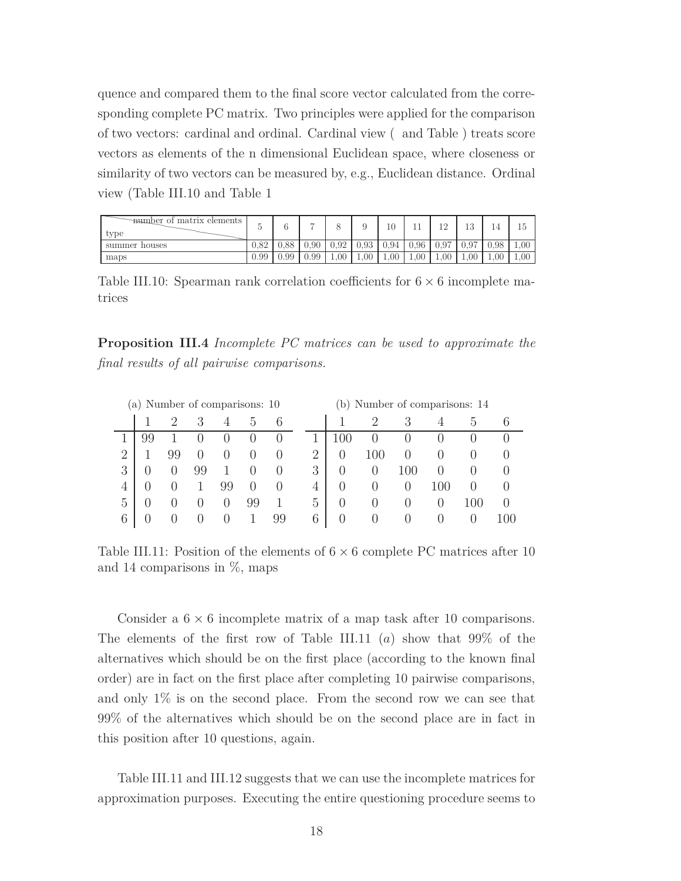quence and compared them to the final score vector calculated from the corresponding complete PC matrix. Two principles were applied for the comparison of two vectors: cardinal and ordinal. Cardinal view (  and Table ) treats score vectors as elements of the n dimensional Euclidean space, where closeness or similarity of two vectors can be measured by, e.g., Euclidean distance. Ordinal view (Table III.10 and Table 1

| number of matrix elements / type | 5 | 6 | 7 | 8 | 9 | 10 | 11 | 12 | 13 | 14 | 15 |
|---|---|---|---|---|---|---|---|---|---|---|---|
| summer houses | 0,82 | 0,88 | 0,90 | 0,92 | 0,93 | 0,94 | 0,96 | 0,97 | 0,97 | 0,98 | 1,00 |
| maps | 0.99 | 0.99 | 0.99 | 1,00 | 1,00 | 1,00 | 1,00 | 1,00 | 1,00 | 1,00 | 1,00 |

Table III.10: Spearman rank correlation coefficients for $6 \times 6$ incomplete matrices

**Proposition III.4** *Incomplete PC matrices can be used to approximate the final results of all pairwise comparisons.*

(a) Number of comparisons: 10

| | 1 | 2 | 3 | 4 | 5 | 6 |
|---|---|---|---|---|---|---|
| 1 | 99 | 1 | 0 | 0 | 0 | 0 |
| 2 | 1 | 99 | 0 | 0 | 0 | 0 |
| 3 | 0 | 0 | 99 | 1 | 0 | 0 |
| 4 | 0 | 0 | 1 | 99 | 0 | 0 |
| 5 | 0 | 0 | 0 | 0 | 99 | 1 |
| 6 | 0 | 0 | 0 | 0 | 1 | 99 |

(b) Number of comparisons: 14

| | 1 | 2 | 3 | 4 | 5 | 6 |
|---|---|---|---|---|---|---|
| 1 | 100 | 0 | 0 | 0 | 0 | 0 |
| 2 | 0 | 100 | 0 | 0 | 0 | 0 |
| 3 | 0 | 0 | 100 | 0 | 0 | 0 |
| 4 | 0 | 0 | 0 | 100 | 0 | 0 |
| 5 | 0 | 0 | 0 | 0 | 100 | 0 |
| 6 | 0 | 0 | 0 | 0 | 0 | 100 |

Table III.11: Position of the elements of $6 \times 6$ complete PC matrices after 10 and 14 comparisons in %, maps

Consider a $6 \times 6$ incomplete matrix of a map task after 10 comparisons. The elements of the first row of Table III.11 ($a$) show that 99% of the alternatives which should be on the first place (according to the known final order) are in fact on the first place after completing 10 pairwise comparisons, and only 1% is on the second place. From the second row we can see that 99% of the alternatives which should be on the second place are in fact in this position after 10 questions, again.

Table III.11 and III.12 suggests that we can use the incomplete matrices for approximation purposes. Executing the entire questioning procedure seems to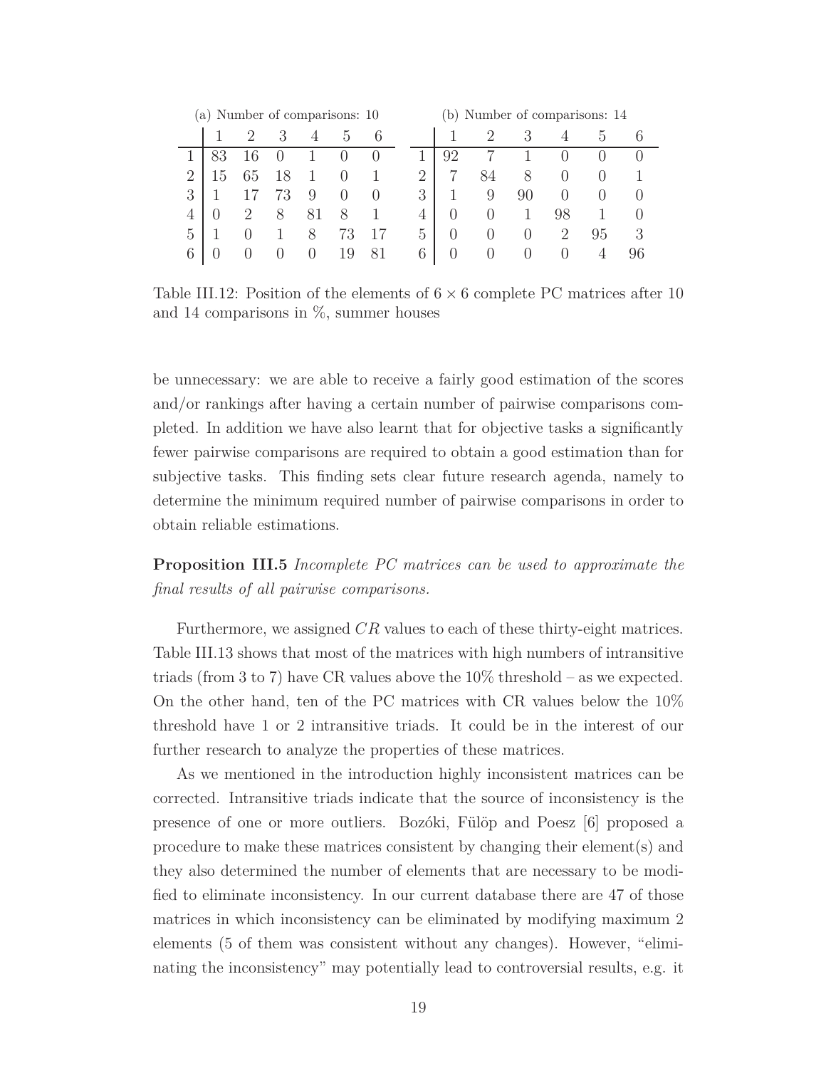(a) Number of comparisons: 10

| | 1 | 2 | 3 | 4 | 5 | 6 |
|---|---|---|---|---|---|---|
| 1 | 83 | 16 | 0 | 1 | 0 | 0 |
| 2 | 15 | 65 | 18 | 1 | 0 | 1 |
| 3 | 1 | 17 | 73 | 9 | 0 | 0 |
| 4 | 0 | 2 | 8 | 81 | 8 | 1 |
| 5 | 1 | 0 | 1 | 8 | 73 | 17 |
| 6 | 0 | 0 | 0 | 0 | 19 | 81 |

(b) Number of comparisons: 14

| | 1 | 2 | 3 | 4 | 5 | 6 |
|---|---|---|---|---|---|---|
| 1 | 92 | 7 | 1 | 0 | 0 | 0 |
| 2 | 7 | 84 | 8 | 0 | 0 | 1 |
| 3 | 1 | 9 | 90 | 0 | 0 | 0 |
| 4 | 0 | 0 | 1 | 98 | 1 | 0 |
| 5 | 0 | 0 | 0 | 2 | 95 | 3 |
| 6 | 0 | 0 | 0 | 0 | 4 | 96 |

Table III.12: Position of the elements of $6 \times 6$ complete PC matrices after 10 and 14 comparisons in %, summer houses

be unnecessary: we are able to receive a fairly good estimation of the scores and/or rankings after having a certain number of pairwise comparisons completed. In addition we have also learnt that for objective tasks a significantly fewer pairwise comparisons are required to obtain a good estimation than for subjective tasks. This finding sets clear future research agenda, namely to determine the minimum required number of pairwise comparisons in order to obtain reliable estimations.

**Proposition III.5** *Incomplete PC matrices can be used to approximate the final results of all pairwise comparisons.*

Furthermore, we assigned $CR$ values to each of these thirty-eight matrices. Table III.13 shows that most of the matrices with high numbers of intransitive triads (from 3 to 7) have CR values above the 10% threshold – as we expected. On the other hand, ten of the PC matrices with CR values below the 10% threshold have 1 or 2 intransitive triads. It could be in the interest of our further research to analyze the properties of these matrices.

As we mentioned in the introduction highly inconsistent matrices can be corrected. Intransitive triads indicate that the source of inconsistency is the presence of one or more outliers. Bozóki, Fülöp and Poesz [6] proposed a procedure to make these matrices consistent by changing their element(s) and they also determined the number of elements that are necessary to be modified to eliminate inconsistency. In our current database there are 47 of those matrices in which inconsistency can be eliminated by modifying maximum 2 elements (5 of them was consistent without any changes). However, "eliminating the inconsistency" may potentially lead to controversial results, e.g. it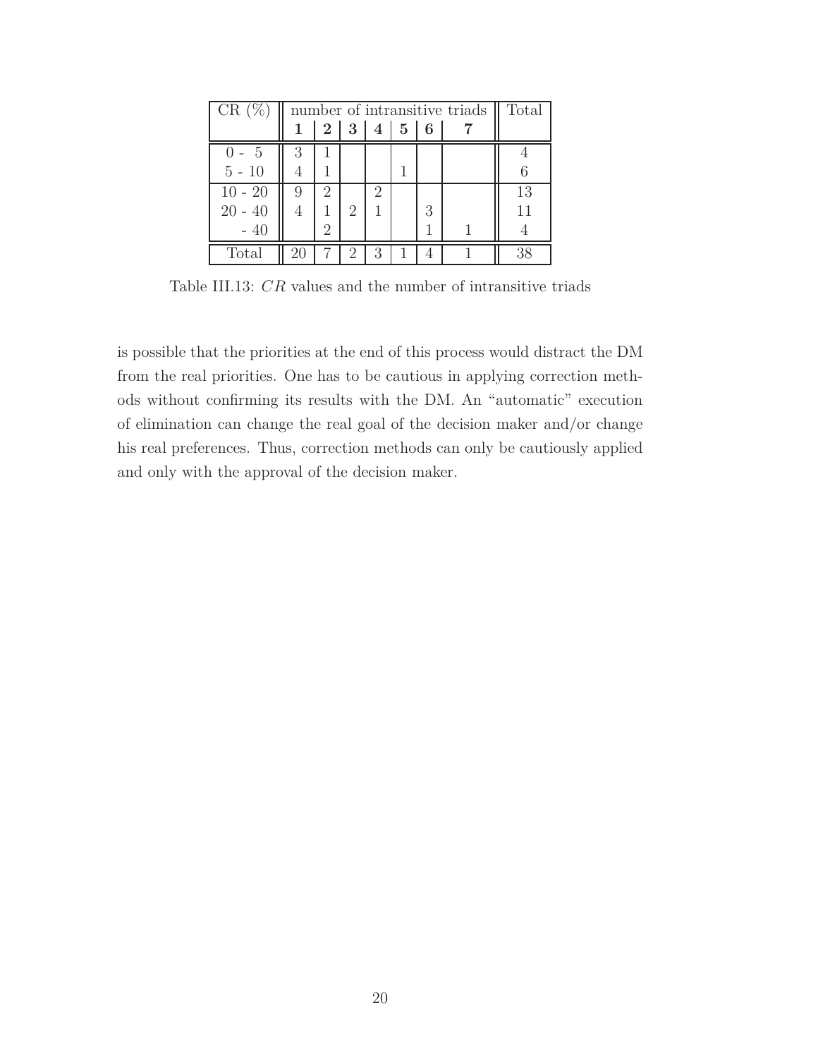| CR (%) | number of intransitive triads | | | | | | | Total |
|---|---|---|---|---|---|---|---|---|
| | **1** | **2** | **3** | **4** | **5** | **6** | **7** | |
| 0 - 5 | 3 | 1 | | | | | | 4 |
| 5 - 10 | 4 | 1 | | | 1 | | | 6 |
| 10 - 20 | 9 | 2 | | 2 | | | | 13 |
| 20 - 40 | 4 | 1 | 2 | 1 | | 3 | | 11 |
| - 40 | | 2 | | | | 1 | 1 | 4 |
| Total | 20 | 7 | 2 | 3 | 1 | 4 | 1 | 38 |

Table III.13: $CR$ values and the number of intransitive triads

is possible that the priorities at the end of this process would distract the DM from the real priorities. One has to be cautious in applying correction methods without confirming its results with the DM. An "automatic" execution of elimination can change the real goal of the decision maker and/or change his real preferences. Thus, correction methods can only be cautiously applied and only with the approval of the decision maker.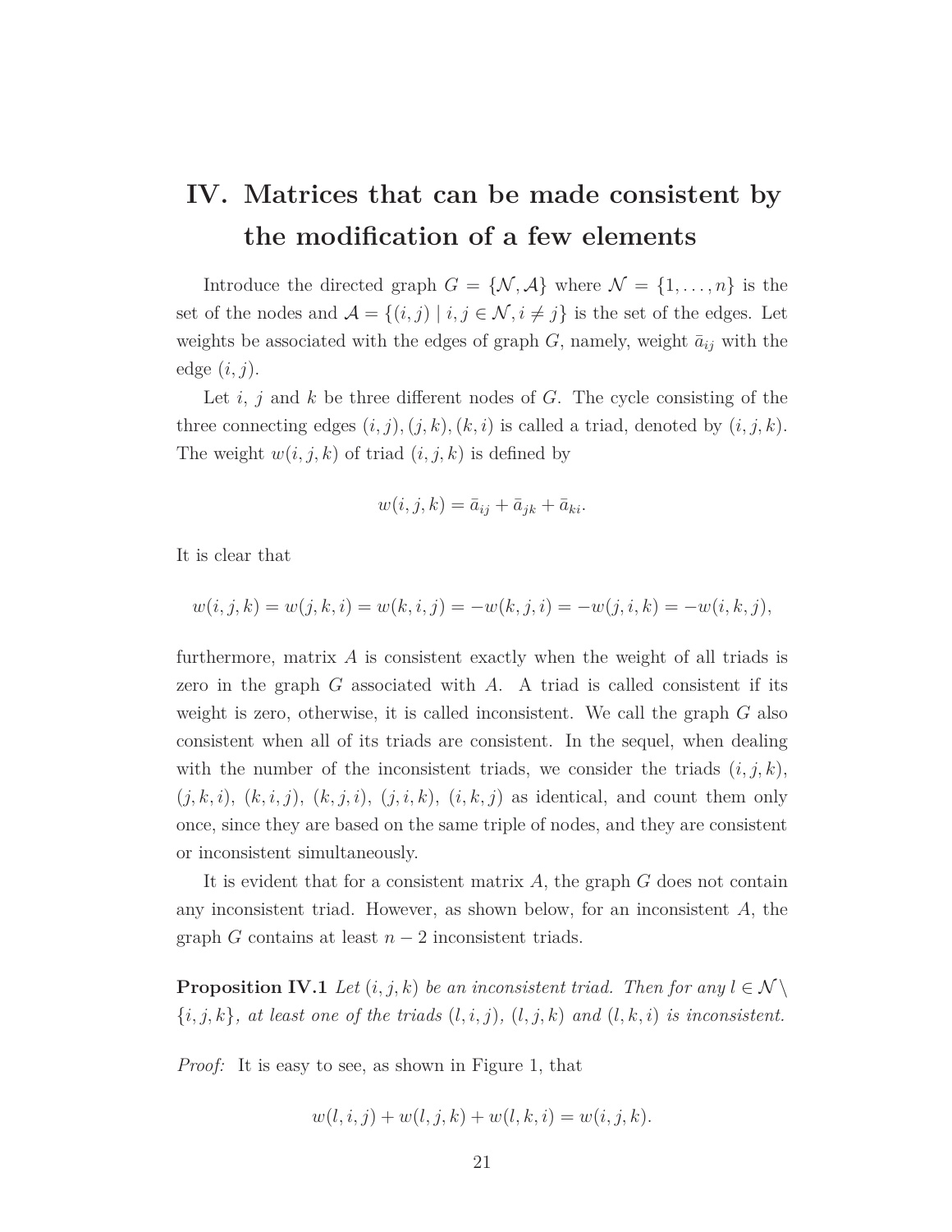# IV. Matrices that can be made consistent by the modification of a few elements

Introduce the directed graph $G = \{\mathcal{N}, \mathcal{A}\}$ where $\mathcal{N} = \{1, \ldots, n\}$ is the set of the nodes and $\mathcal{A} = \{(i,j) \mid i, j \in \mathcal{N}, i \neq j\}$ is the set of the edges. Let weights be associated with the edges of graph $G$, namely, weight $\bar{a}_{ij}$ with the edge $(i, j)$.

Let $i$, $j$ and $k$ be three different nodes of $G$. The cycle consisting of the three connecting edges $(i,j), (j,k), (k,i)$ is called a triad, denoted by $(i, j, k)$. The weight $w(i,j,k)$ of triad $(i, j, k)$ is defined by

$$w(i,j,k) = \bar{a}_{ij} + \bar{a}_{jk} + \bar{a}_{ki}.$$

It is clear that

$$w(i,j,k) = w(j,k,i) = w(k,i,j) = -w(k,j,i) = -w(j,i,k) = -w(i,k,j),$$

furthermore, matrix $A$ is consistent exactly when the weight of all triads is zero in the graph $G$ associated with $A$. A triad is called consistent if its weight is zero, otherwise, it is called inconsistent. We call the graph $G$ also consistent when all of its triads are consistent. In the sequel, when dealing with the number of the inconsistent triads, we consider the triads $(i,j,k)$, $(j,k,i)$, $(k,i,j)$, $(k,j,i)$, $(j,i,k)$, $(i,k,j)$ as identical, and count them only once, since they are based on the same triple of nodes, and they are consistent or inconsistent simultaneously.

It is evident that for a consistent matrix $A$, the graph $G$ does not contain any inconsistent triad. However, as shown below, for an inconsistent $A$, the graph $G$ contains at least $n - 2$ inconsistent triads.

**Proposition IV.1** *Let $(i,j,k)$ be an inconsistent triad. Then for any $l \in \mathcal{N} \setminus \{i,j,k\}$, at least one of the triads $(l,i,j)$, $(l,j,k)$ and $(l,k,i)$ is inconsistent.*

*Proof:* It is easy to see, as shown in Figure 1, that

$$w(l,i,j) + w(l,j,k) + w(l,k,i) = w(i,j,k).$$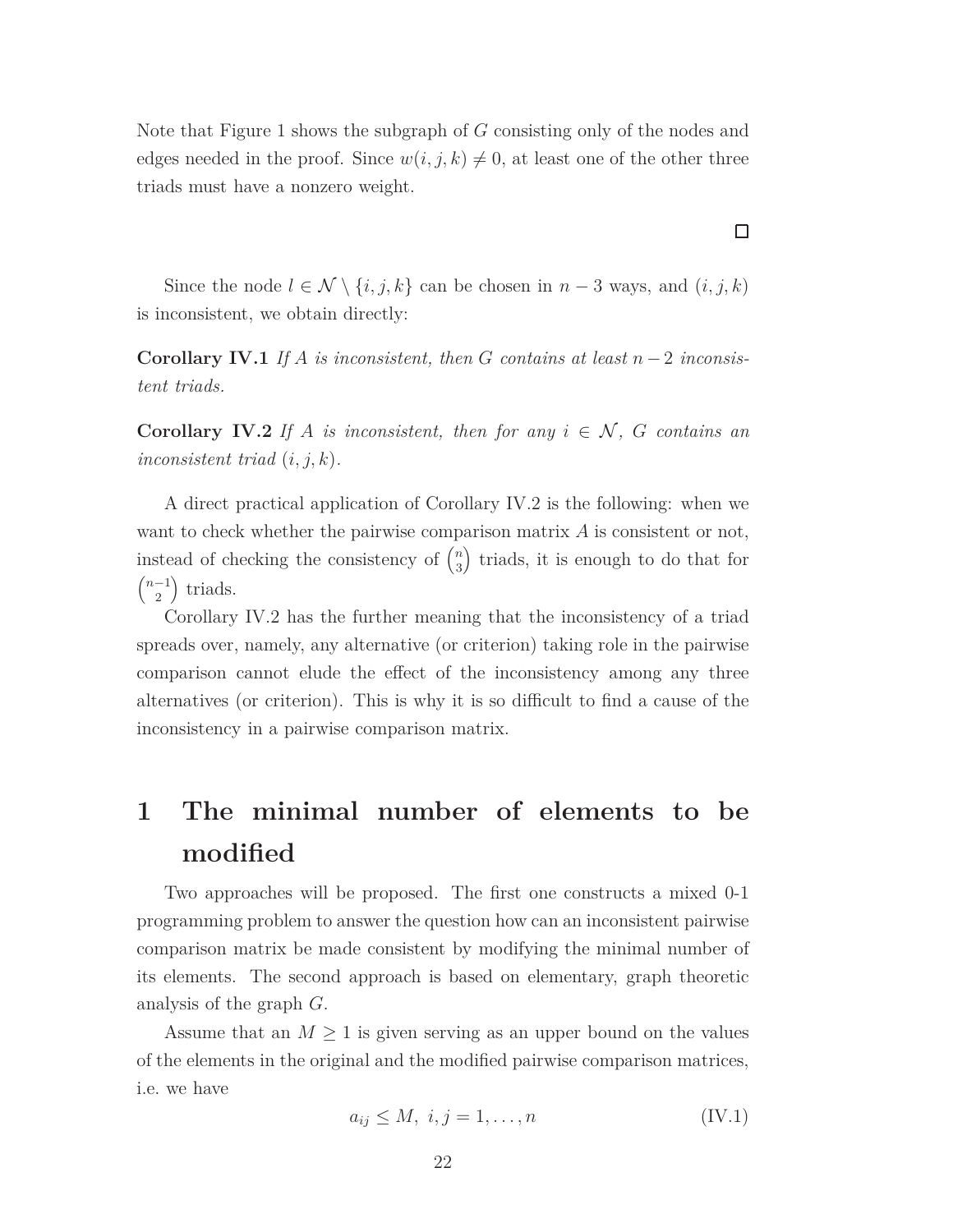Note that Figure 1 shows the subgraph of $G$ consisting only of the nodes and edges needed in the proof. Since $w(i, j, k) \neq 0$, at least one of the other three triads must have a nonzero weight.

□

Since the node $l \in \mathcal{N} \setminus \{i, j, k\}$ can be chosen in $n - 3$ ways, and $(i, j, k)$ is inconsistent, we obtain directly:

**Corollary IV.1** *If $A$ is inconsistent, then $G$ contains at least $n - 2$ inconsistent triads.*

**Corollary IV.2** *If $A$ is inconsistent, then for any $i \in \mathcal{N}$, $G$ contains an inconsistent triad $(i, j, k)$.*

A direct practical application of Corollary IV.2 is the following: when we want to check whether the pairwise comparison matrix $A$ is consistent or not, instead of checking the consistency of $\binom{n}{3}$ triads, it is enough to do that for $\binom{n-1}{2}$ triads.

Corollary IV.2 has the further meaning that the inconsistency of a triad spreads over, namely, any alternative (or criterion) taking role in the pairwise comparison cannot elude the effect of the inconsistency among any three alternatives (or criterion). This is why it is so difficult to find a cause of the inconsistency in a pairwise comparison matrix.

# 1 The minimal number of elements to be modified

Two approaches will be proposed. The first one constructs a mixed 0-1 programming problem to answer the question how can an inconsistent pairwise comparison matrix be made consistent by modifying the minimal number of its elements. The second approach is based on elementary, graph theoretic analysis of the graph $G$.

Assume that an $M \geq 1$ is given serving as an upper bound on the values of the elements in the original and the modified pairwise comparison matrices, i.e. we have

$$a_{ij} \leq M, \; i, j = 1, \ldots, n \tag{IV.1}$$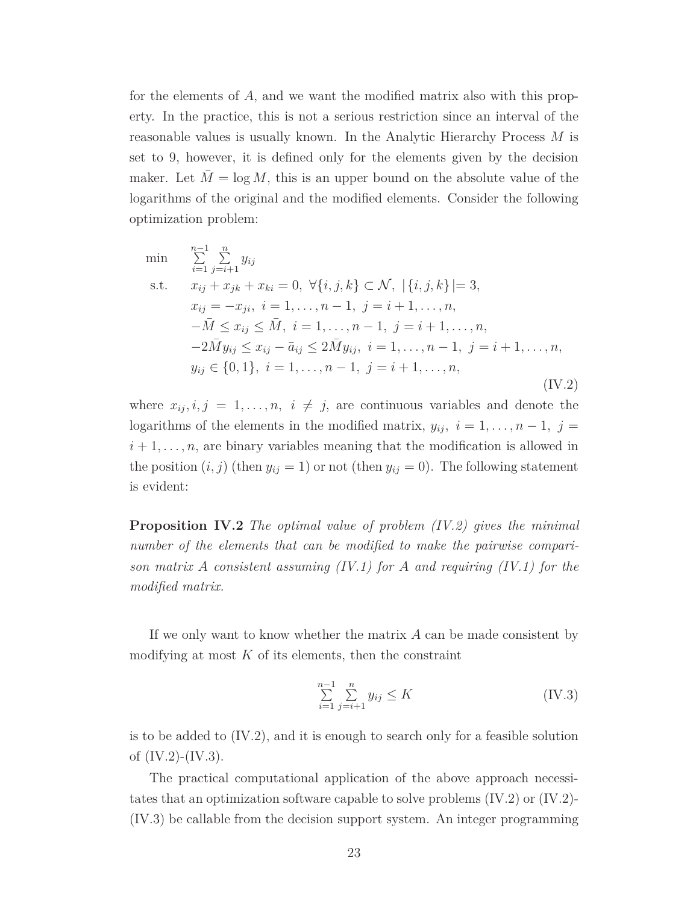for the elements of $A$, and we want the modified matrix also with this property. In the practice, this is not a serious restriction since an interval of the reasonable values is usually known. In the Analytic Hierarchy Process $M$ is set to 9, however, it is defined only for the elements given by the decision maker. Let $\bar{M} = \log M$, this is an upper bound on the absolute value of the logarithms of the original and the modified elements. Consider the following optimization problem:

$$
\begin{array}{ll}
\min & \sum_{i=1}^{n-1} \sum_{j=i+1}^{n} y_{ij} \\
\text{s.t.} & x_{ij} + x_{jk} + x_{ki} = 0, \ \forall \{i,j,k\} \subset \mathcal{N}, \ |\{i,j,k\}| = 3, \\
& x_{ij} = -x_{ji}, \ i = 1, \ldots, n-1, \ j = i+1, \ldots, n, \\
& -\bar{M} \le x_{ij} \le \bar{M}, \ i = 1, \ldots, n-1, \ j = i+1, \ldots, n, \\
& -2\bar{M} y_{ij} \le x_{ij} - \bar{a}_{ij} \le 2\bar{M} y_{ij}, \ i = 1, \ldots, n-1, \ j = i+1, \ldots, n, \\
& y_{ij} \in \{0,1\}, \ i = 1, \ldots, n-1, \ j = i+1, \ldots, n,
\end{array}
\tag{IV.2}
$$

where $x_{ij}, i,j = 1, \ldots, n, \ i \ne j$, are continuous variables and denote the logarithms of the elements in the modified matrix, $y_{ij}, \ i = 1, \ldots, n-1, \ j = i+1, \ldots, n$, are binary variables meaning that the modification is allowed in the position $(i,j)$ (then $y_{ij} = 1$) or not (then $y_{ij} = 0$). The following statement is evident:

**Proposition IV.2** *The optimal value of problem (IV.2) gives the minimal number of the elements that can be modified to make the pairwise comparison matrix $A$ consistent assuming (IV.1) for $A$ and requiring (IV.1) for the modified matrix.*

If we only want to know whether the matrix $A$ can be made consistent by modifying at most $K$ of its elements, then the constraint

$$
\sum_{i=1}^{n-1} \sum_{j=i+1}^{n} y_{ij} \le K \tag{IV.3}
$$

is to be added to (IV.2), and it is enough to search only for a feasible solution of (IV.2)-(IV.3).

The practical computational application of the above approach necessitates that an optimization software capable to solve problems (IV.2) or (IV.2)-(IV.3) be callable from the decision support system. An integer programming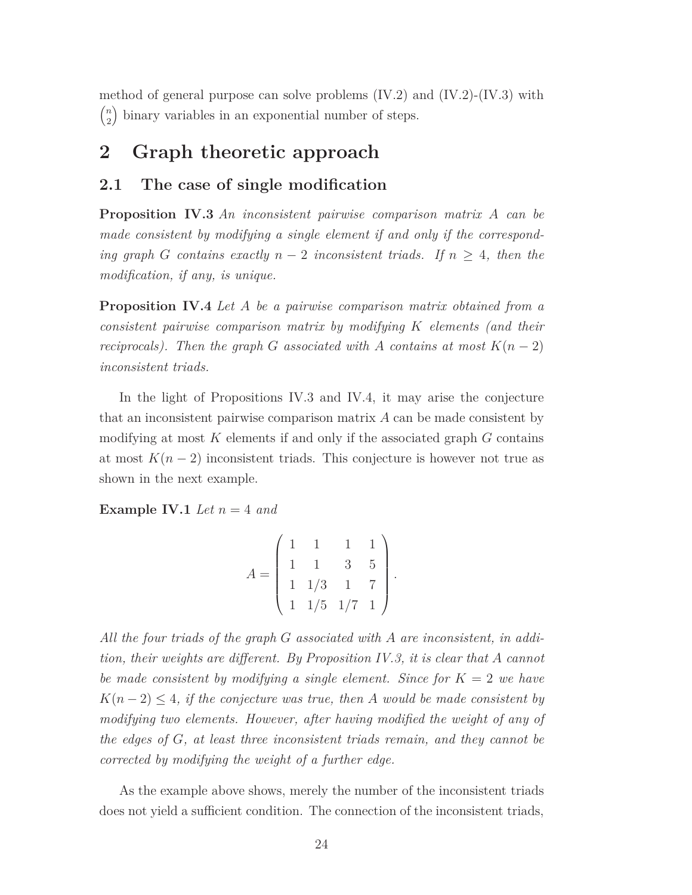method of general purpose can solve problems (IV.2) and (IV.2)-(IV.3) with $\binom{n}{2}$ binary variables in an exponential number of steps.

# 2 Graph theoretic approach

## 2.1 The case of single modification

**Proposition IV.3** *An inconsistent pairwise comparison matrix $A$ can be made consistent by modifying a single element if and only if the corresponding graph $G$ contains exactly $n-2$ inconsistent triads. If $n \geq 4$, then the modification, if any, is unique.*

**Proposition IV.4** *Let $A$ be a pairwise comparison matrix obtained from a consistent pairwise comparison matrix by modifying $K$ elements (and their reciprocals). Then the graph $G$ associated with $A$ contains at most $K(n-2)$ inconsistent triads.*

In the light of Propositions IV.3 and IV.4, it may arise the conjecture that an inconsistent pairwise comparison matrix $A$ can be made consistent by modifying at most $K$ elements if and only if the associated graph $G$ contains at most $K(n-2)$ inconsistent triads. This conjecture is however not true as shown in the next example.

**Example IV.1** *Let $n = 4$ and*

$$A = \begin{pmatrix} 1 & 1 & 1 & 1 \\ 1 & 1 & 3 & 5 \\ 1 & 1/3 & 1 & 7 \\ 1 & 1/5 & 1/7 & 1 \end{pmatrix}.$$

*All the four triads of the graph $G$ associated with $A$ are inconsistent, in addition, their weights are different. By Proposition IV.3, it is clear that $A$ cannot be made consistent by modifying a single element. Since for $K = 2$ we have $K(n-2) \leq 4$, if the conjecture was true, then $A$ would be made consistent by modifying two elements. However, after having modified the weight of any of the edges of $G$, at least three inconsistent triads remain, and they cannot be corrected by modifying the weight of a further edge.*

As the example above shows, merely the number of the inconsistent triads does not yield a sufficient condition. The connection of the inconsistent triads,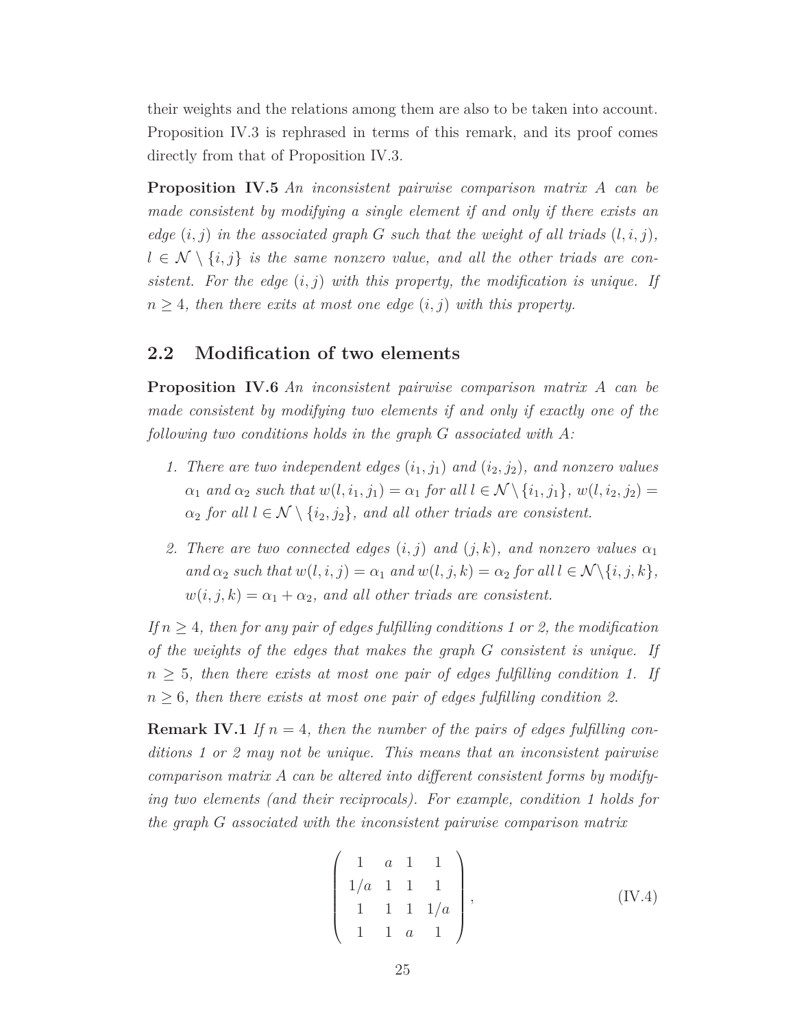their weights and the relations among them are also to be taken into account. Proposition IV.3 is rephrased in terms of this remark, and its proof comes directly from that of Proposition IV.3.

**Proposition IV.5** *An inconsistent pairwise comparison matrix $A$ can be made consistent by modifying a single element if and only if there exists an edge $(i, j)$ in the associated graph $G$ such that the weight of all triads $(l, i, j)$, $l \in \mathcal{N} \setminus \{i, j\}$ is the same nonzero value, and all the other triads are consistent. For the edge $(i, j)$ with this property, the modification is unique. If $n \geq 4$, then there exits at most one edge $(i, j)$ with this property.*

## 2.2 Modification of two elements

**Proposition IV.6** *An inconsistent pairwise comparison matrix $A$ can be made consistent by modifying two elements if and only if exactly one of the following two conditions holds in the graph $G$ associated with $A$:*

1. *There are two independent edges $(i_1, j_1)$ and $(i_2, j_2)$, and nonzero values $\alpha_1$ and $\alpha_2$ such that $w(l, i_1, j_1) = \alpha_1$ for all $l \in \mathcal{N} \setminus \{i_1, j_1\}$, $w(l, i_2, j_2) = \alpha_2$ for all $l \in \mathcal{N} \setminus \{i_2, j_2\}$, and all other triads are consistent.*
2. *There are two connected edges $(i, j)$ and $(j, k)$, and nonzero values $\alpha_1$ and $\alpha_2$ such that $w(l, i, j) = \alpha_1$ and $w(l, j, k) = \alpha_2$ for all $l \in \mathcal{N} \setminus \{i, j, k\}$, $w(i, j, k) = \alpha_1 + \alpha_2$, and all other triads are consistent.*

*If $n \geq 4$, then for any pair of edges fulfilling conditions 1 or 2, the modification of the weights of the edges that makes the graph $G$ consistent is unique. If $n \geq 5$, then there exists at most one pair of edges fulfilling condition 1. If $n \geq 6$, then there exists at most one pair of edges fulfilling condition 2.*

**Remark IV.1** *If $n = 4$, then the number of the pairs of edges fulfilling conditions 1 or 2 may not be unique. This means that an inconsistent pairwise comparison matrix $A$ can be altered into different consistent forms by modifying two elements (and their reciprocals). For example, condition 1 holds for the graph $G$ associated with the inconsistent pairwise comparison matrix*

$$\begin{pmatrix} 1 & a & 1 & 1 \\ 1/a & 1 & 1 & 1 \\ 1 & 1 & 1 & 1/a \\ 1 & 1 & a & 1 \end{pmatrix}, \tag{IV.4}$$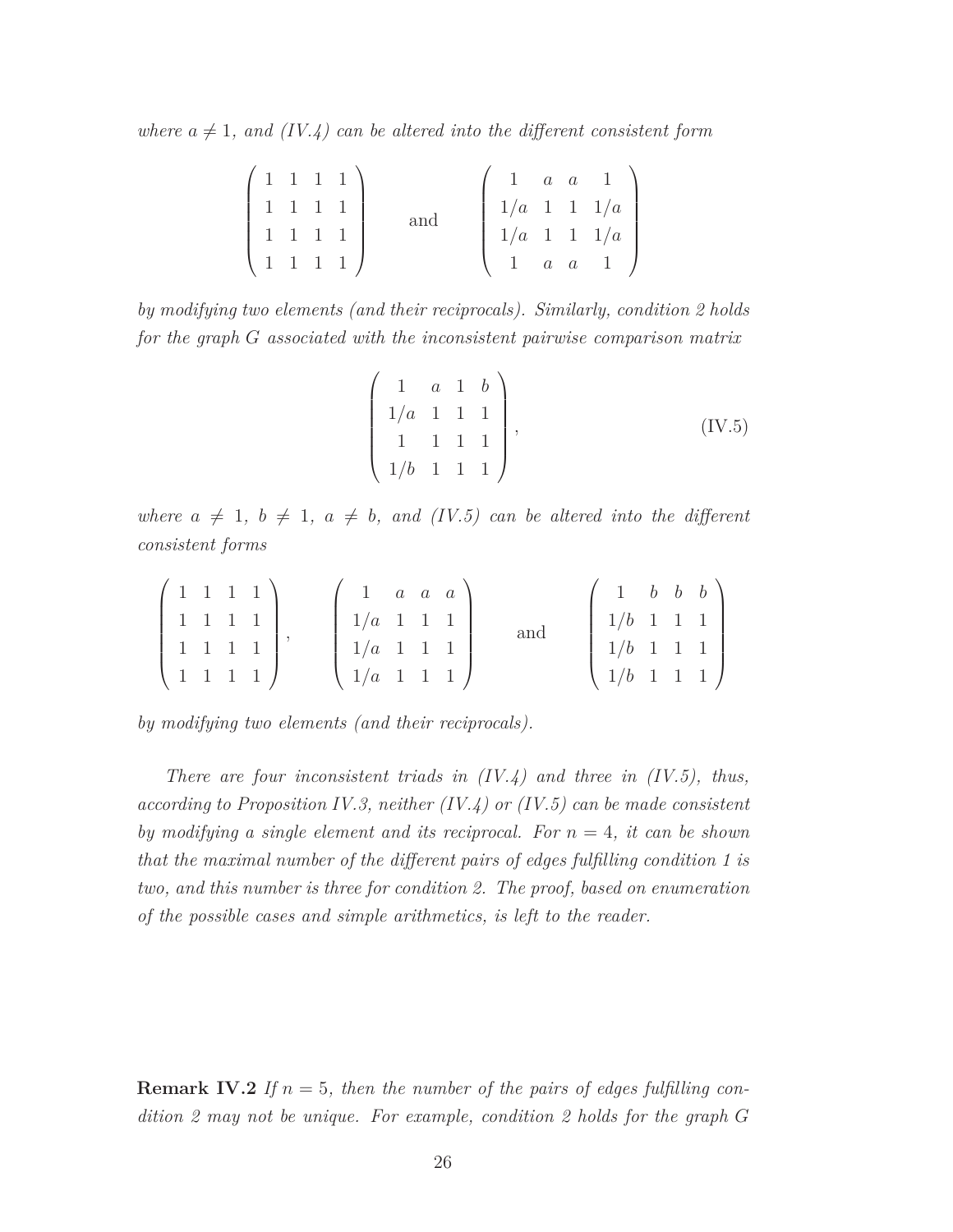*where $a \neq 1$, and (IV.4) can be altered into the different consistent form*

$$\begin{pmatrix} 1 & 1 & 1 & 1 \\ 1 & 1 & 1 & 1 \\ 1 & 1 & 1 & 1 \\ 1 & 1 & 1 & 1 \end{pmatrix} \quad \text{and} \quad \begin{pmatrix} 1 & a & a & 1 \\ 1/a & 1 & 1 & 1/a \\ 1/a & 1 & 1 & 1/a \\ 1 & a & a & 1 \end{pmatrix}$$

*by modifying two elements (and their reciprocals). Similarly, condition 2 holds for the graph $G$ associated with the inconsistent pairwise comparison matrix*

$$\begin{pmatrix} 1 & a & 1 & b \\ 1/a & 1 & 1 & 1 \\ 1 & 1 & 1 & 1 \\ 1/b & 1 & 1 & 1 \end{pmatrix}, \tag{IV.5}$$

*where $a \neq 1$, $b \neq 1$, $a \neq b$, and (IV.5) can be altered into the different consistent forms*

$$\begin{pmatrix} 1 & 1 & 1 & 1 \\ 1 & 1 & 1 & 1 \\ 1 & 1 & 1 & 1 \\ 1 & 1 & 1 & 1 \end{pmatrix}, \quad \begin{pmatrix} 1 & a & a & a \\ 1/a & 1 & 1 & 1 \\ 1/a & 1 & 1 & 1 \\ 1/a & 1 & 1 & 1 \end{pmatrix} \quad \text{and} \quad \begin{pmatrix} 1 & b & b & b \\ 1/b & 1 & 1 & 1 \\ 1/b & 1 & 1 & 1 \\ 1/b & 1 & 1 & 1 \end{pmatrix}$$

*by modifying two elements (and their reciprocals).*

*There are four inconsistent triads in (IV.4) and three in (IV.5), thus, according to Proposition IV.3, neither (IV.4) or (IV.5) can be made consistent by modifying a single element and its reciprocal. For $n = 4$, it can be shown that the maximal number of the different pairs of edges fulfilling condition 1 is two, and this number is three for condition 2. The proof, based on enumeration of the possible cases and simple arithmetics, is left to the reader.*

**Remark IV.2** *If $n = 5$, then the number of the pairs of edges fulfilling condition 2 may not be unique. For example, condition 2 holds for the graph $G$*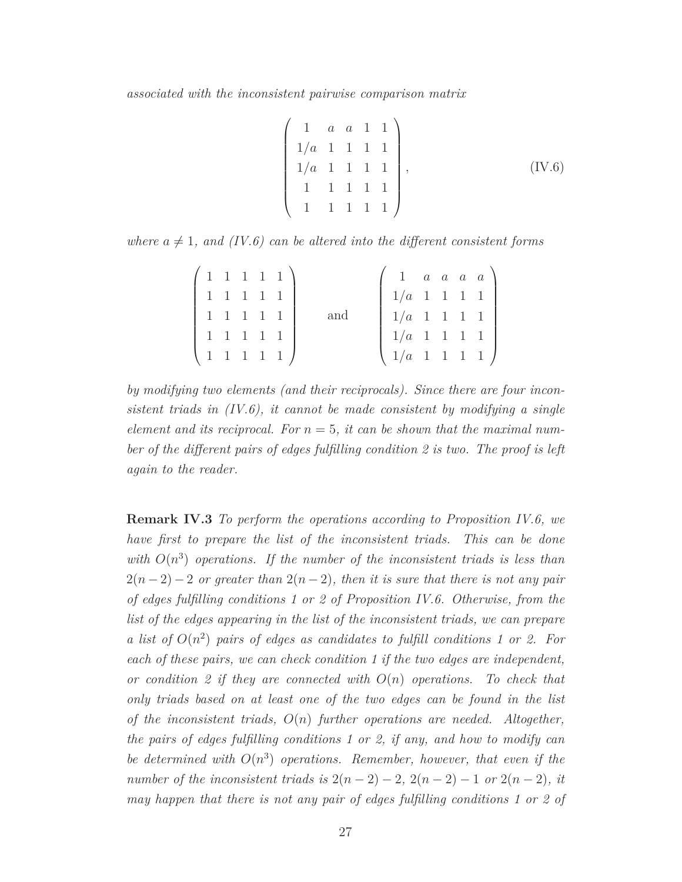*associated with the inconsistent pairwise comparison matrix*

$$\begin{pmatrix} 1 & a & a & 1 & 1 \\ 1/a & 1 & 1 & 1 & 1 \\ 1/a & 1 & 1 & 1 & 1 \\ 1 & 1 & 1 & 1 & 1 \\ 1 & 1 & 1 & 1 & 1 \end{pmatrix}, \tag{IV.6}$$

*where $a \neq 1$, and (IV.6) can be altered into the different consistent forms*

$$\begin{pmatrix} 1 & 1 & 1 & 1 & 1 \\ 1 & 1 & 1 & 1 & 1 \\ 1 & 1 & 1 & 1 & 1 \\ 1 & 1 & 1 & 1 & 1 \\ 1 & 1 & 1 & 1 & 1 \end{pmatrix} \quad \text{and} \quad \begin{pmatrix} 1 & a & a & a & a \\ 1/a & 1 & 1 & 1 & 1 \\ 1/a & 1 & 1 & 1 & 1 \\ 1/a & 1 & 1 & 1 & 1 \\ 1/a & 1 & 1 & 1 & 1 \end{pmatrix}$$

*by modifying two elements (and their reciprocals). Since there are four inconsistent triads in (IV.6), it cannot be made consistent by modifying a single element and its reciprocal. For $n = 5$, it can be shown that the maximal number of the different pairs of edges fulfilling condition 2 is two. The proof is left again to the reader.*

**Remark IV.3** *To perform the operations according to Proposition IV.6, we have first to prepare the list of the inconsistent triads. This can be done with $O(n^3)$ operations. If the number of the inconsistent triads is less than $2(n-2)-2$ or greater than $2(n-2)$, then it is sure that there is not any pair of edges fulfilling conditions 1 or 2 of Proposition IV.6. Otherwise, from the list of the edges appearing in the list of the inconsistent triads, we can prepare a list of $O(n^2)$ pairs of edges as candidates to fulfill conditions 1 or 2. For each of these pairs, we can check condition 1 if the two edges are independent, or condition 2 if they are connected with $O(n)$ operations. To check that only triads based on at least one of the two edges can be found in the list of the inconsistent triads, $O(n)$ further operations are needed. Altogether, the pairs of edges fulfilling conditions 1 or 2, if any, and how to modify can be determined with $O(n^3)$ operations. Remember, however, that even if the number of the inconsistent triads is $2(n-2)-2$, $2(n-2)-1$ or $2(n-2)$, it may happen that there is not any pair of edges fulfilling conditions 1 or 2 of*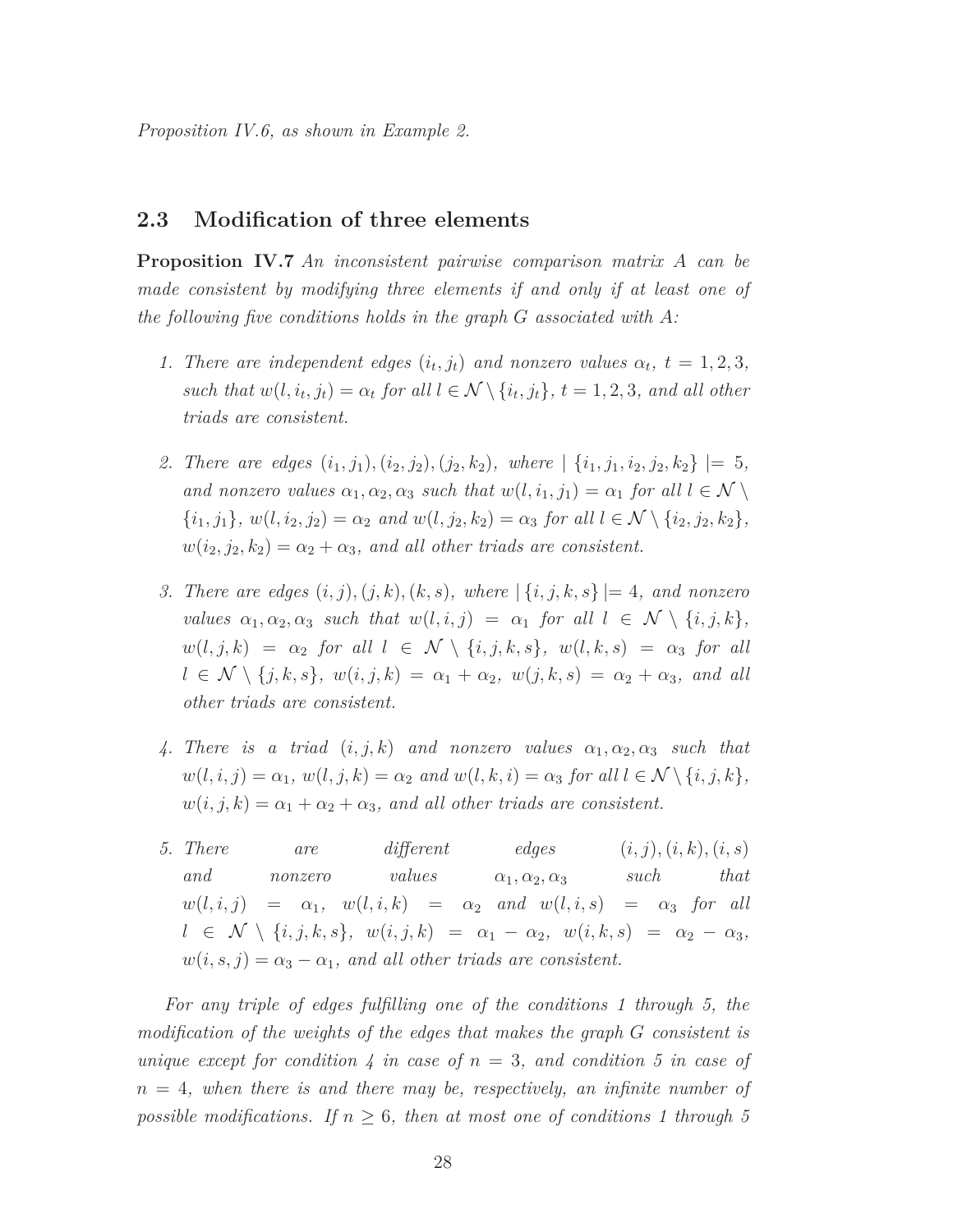*Proposition IV.6, as shown in Example 2.*

### 2.3 Modification of three elements

**Proposition IV.7** *An inconsistent pairwise comparison matrix $A$ can be made consistent by modifying three elements if and only if at least one of the following five conditions holds in the graph $G$ associated with $A$:*

1. *There are independent edges $(i_t, j_t)$ and nonzero values $\alpha_t$, $t = 1, 2, 3$, such that $w(l, i_t, j_t) = \alpha_t$ for all $l \in \mathcal{N} \setminus \{i_t, j_t\}$, $t = 1, 2, 3$, and all other triads are consistent.*

2. *There are edges $(i_1, j_1), (i_2, j_2), (j_2, k_2)$, where $\mid \{i_1, j_1, i_2, j_2, k_2\} \mid = 5$, and nonzero values $\alpha_1, \alpha_2, \alpha_3$ such that $w(l, i_1, j_1) = \alpha_1$ for all $l \in \mathcal{N} \setminus \{i_1, j_1\}$, $w(l, i_2, j_2) = \alpha_2$ and $w(l, j_2, k_2) = \alpha_3$ for all $l \in \mathcal{N} \setminus \{i_2, j_2, k_2\}$, $w(i_2, j_2, k_2) = \alpha_2 + \alpha_3$, and all other triads are consistent.*

3. *There are edges $(i, j), (j, k), (k, s)$, where $\mid \{i, j, k, s\} \mid = 4$, and nonzero values $\alpha_1, \alpha_2, \alpha_3$ such that $w(l, i, j) = \alpha_1$ for all $l \in \mathcal{N} \setminus \{i, j, k\}$, $w(l, j, k) = \alpha_2$ for all $l \in \mathcal{N} \setminus \{i, j, k, s\}$, $w(l, k, s) = \alpha_3$ for all $l \in \mathcal{N} \setminus \{j, k, s\}$, $w(i, j, k) = \alpha_1 + \alpha_2$, $w(j, k, s) = \alpha_2 + \alpha_3$, and all other triads are consistent.*

4. *There is a triad $(i, j, k)$ and nonzero values $\alpha_1, \alpha_2, \alpha_3$ such that $w(l, i, j) = \alpha_1$, $w(l, j, k) = \alpha_2$ and $w(l, k, i) = \alpha_3$ for all $l \in \mathcal{N} \setminus \{i, j, k\}$, $w(i, j, k) = \alpha_1 + \alpha_2 + \alpha_3$, and all other triads are consistent.*

5. *There are different edges $(i, j), (i, k), (i, s)$ and nonzero values $\alpha_1, \alpha_2, \alpha_3$ such that $w(l, i, j) = \alpha_1$, $w(l, i, k) = \alpha_2$ and $w(l, i, s) = \alpha_3$ for all $l \in \mathcal{N} \setminus \{i, j, k, s\}$, $w(i, j, k) = \alpha_1 - \alpha_2$, $w(i, k, s) = \alpha_2 - \alpha_3$, $w(i, s, j) = \alpha_3 - \alpha_1$, and all other triads are consistent.*

*For any triple of edges fulfilling one of the conditions 1 through 5, the modification of the weights of the edges that makes the graph $G$ consistent is unique except for condition 4 in case of $n = 3$, and condition 5 in case of $n = 4$, when there is and there may be, respectively, an infinite number of possible modifications. If $n \geq 6$, then at most one of conditions 1 through 5*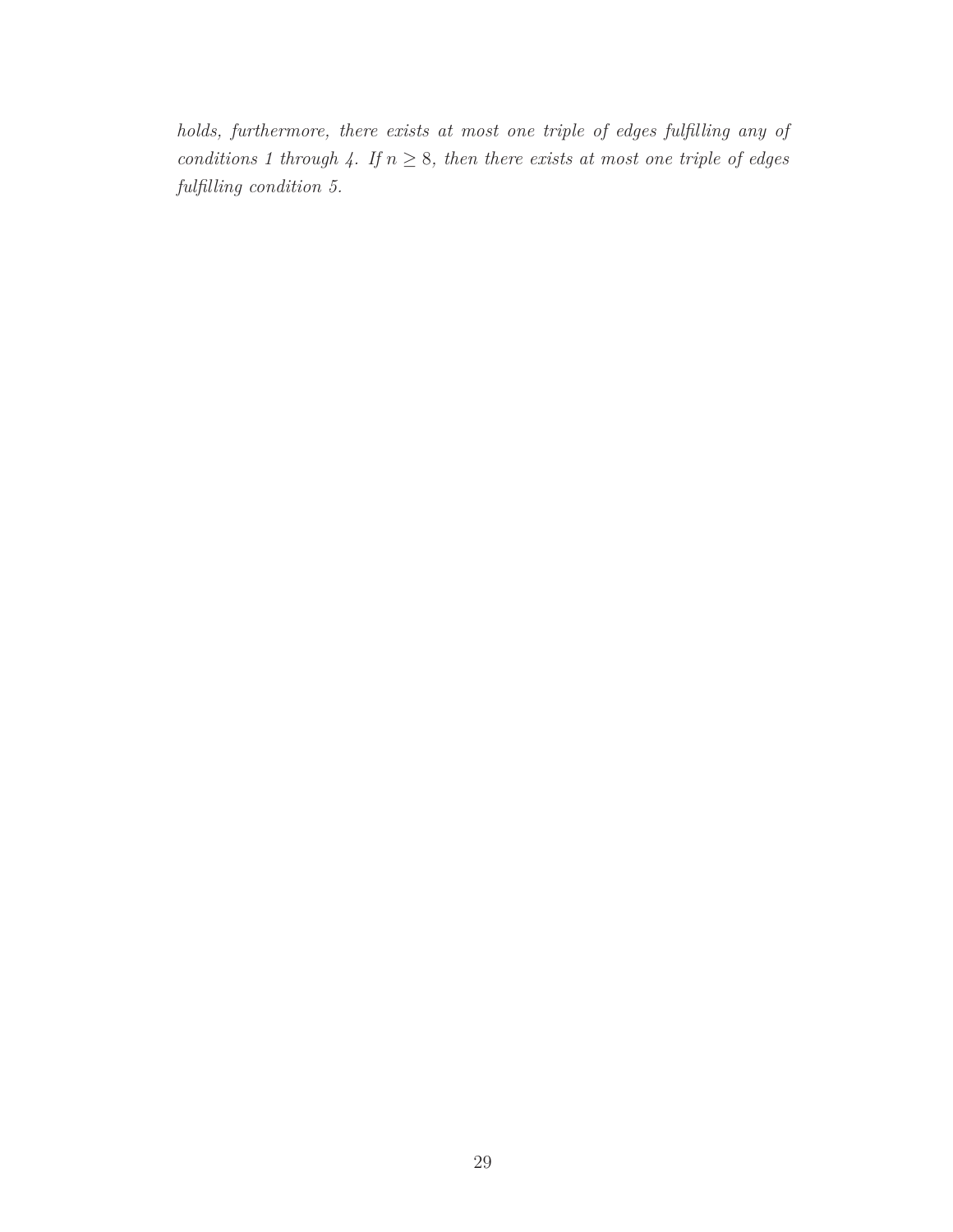*holds, furthermore, there exists at most one triple of edges fulfilling any of conditions 1 through 4. If $n \geq 8$, then there exists at most one triple of edges fulfilling condition 5.*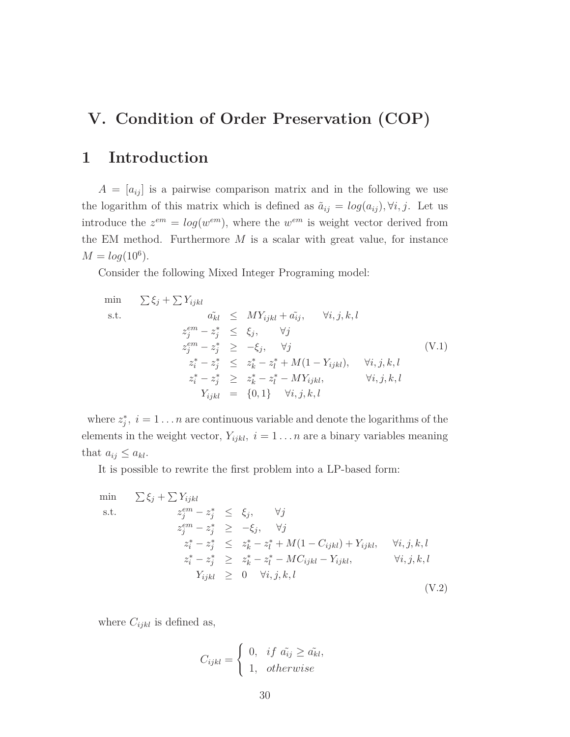# V. Condition of Order Preservation (COP)

## 1 Introduction

$A = [a_{ij}]$ is a pairwise comparison matrix and in the following we use the logarithm of this matrix which is defined as $\tilde{a}_{ij} = log(a_{ij}), \forall i, j$. Let us introduce the $z^{em} = log(w^{em})$, where the $w^{em}$ is weight vector derived from the EM method. Furthermore $M$ is a scalar with great value, for instance $M = log(10^6)$.

Consider the following Mixed Integer Programing model:

$$
\begin{array}{lrcll}
\min & \sum \xi_j + \sum Y_{ijkl} & & & \\
\text{s.t.} & \tilde{a_{kl}} & \leq & MY_{ijkl} + \tilde{a_{ij}}, & \forall i,j,k,l \\
& z_j^{em} - z_j^* & \leq & \xi_j, & \forall j \\
& z_j^{em} - z_j^* & \geq & -\xi_j, & \forall j \\
& z_i^* - z_j^* & \leq & z_k^* - z_l^* + M(1 - Y_{ijkl}), & \forall i,j,k,l \\
& z_i^* - z_j^* & \geq & z_k^* - z_l^* - MY_{ijkl}, & \forall i,j,k,l \\
& Y_{ijkl} & = & \{0,1\} & \forall i,j,k,l
\end{array}
\tag{V.1}
$$

where $z_j^*,\ i = 1 \dots n$ are continuous variable and denote the logarithms of the elements in the weight vector, $Y_{ijkl},\ i = 1 \dots n$ are a binary variables meaning that $a_{ij} \leq a_{kl}$.

It is possible to rewrite the first problem into a LP-based form:

$$
\begin{array}{lrcll}
\min & \sum \xi_j + \sum Y_{ijkl} & & & \\
\text{s.t.} & z_j^{em} - z_j^* & \leq & \xi_j, & \forall j \\
& z_j^{em} - z_j^* & \geq & -\xi_j, & \forall j \\
& z_i^* - z_j^* & \leq & z_k^* - z_l^* + M(1 - C_{ijkl}) + Y_{ijkl}, & \forall i,j,k,l \\
& z_i^* - z_j^* & \geq & z_k^* - z_l^* - MC_{ijkl} - Y_{ijkl}, & \forall i,j,k,l \\
& Y_{ijkl} & \geq & 0 & \forall i,j,k,l
\end{array}
\tag{V.2}
$$

where $C_{ijkl}$ is defined as,

$$
C_{ijkl} = \begin{cases} 0, & if\ \tilde{a_{ij}} \geq \tilde{a_{kl}}, \\ 1, & otherwise \end{cases}
$$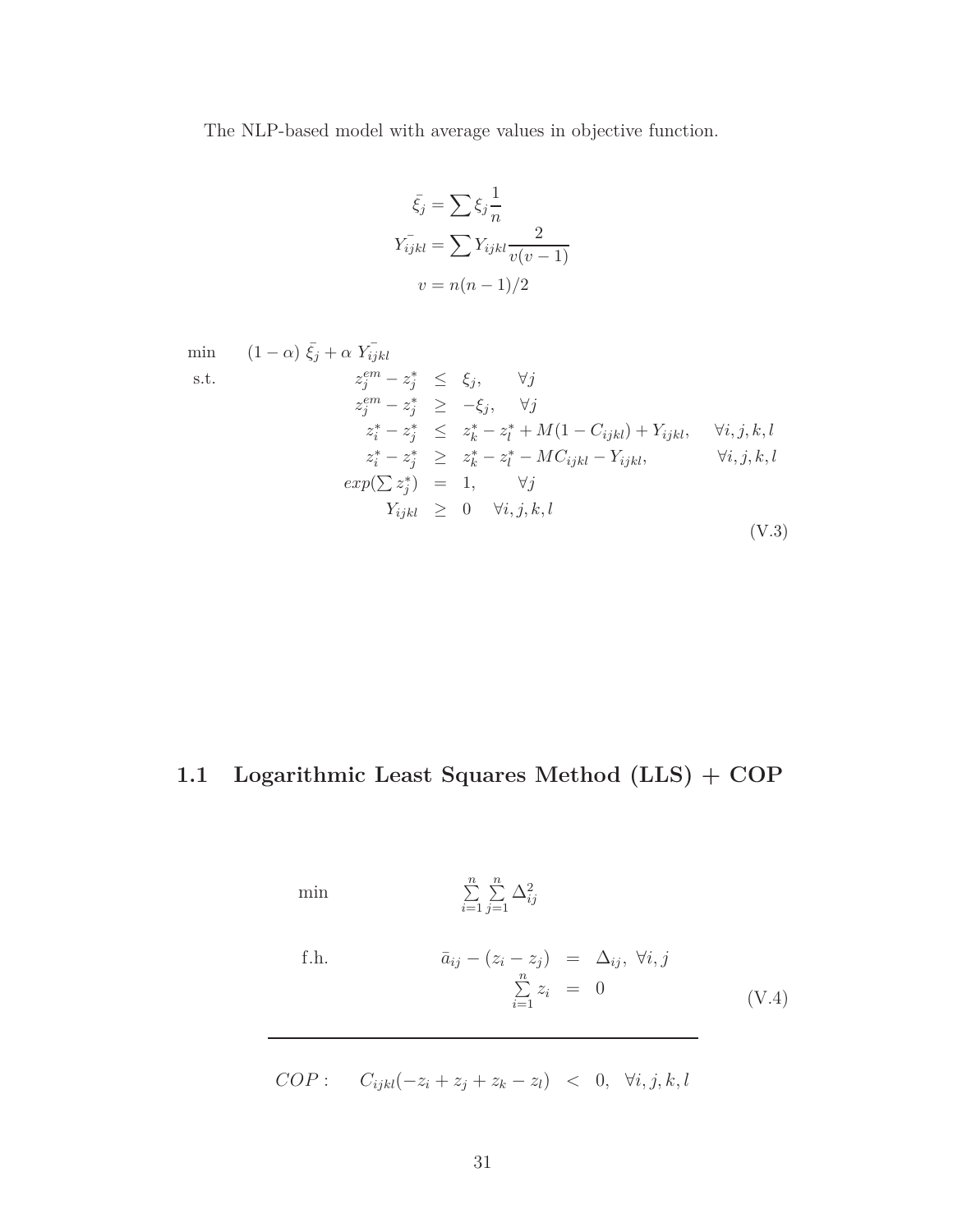The NLP-based model with average values in objective function.

$$\bar{\xi_j} = \sum \xi_j \frac{1}{n}$$
$$\bar{Y_{ijkl}} = \sum Y_{ijkl} \frac{2}{v(v-1)}$$
$$v = n(n-1)/2$$

$$
\begin{array}{lrcll}
\min & (1-\alpha)\ \bar{\xi_j} + \alpha\ \bar{Y_{ijkl}} & & & \\
\text{s.t.} & z_j^{em} - z_j^* & \leq & \xi_j, & \forall j \\
& z_j^{em} - z_j^* & \geq & -\xi_j, & \forall j \\
& z_i^* - z_j^* & \leq & z_k^* - z_l^* + M(1 - C_{ijkl}) + Y_{ijkl}, & \forall i,j,k,l \\
& z_i^* - z_j^* & \geq & z_k^* - z_l^* - MC_{ijkl} - Y_{ijkl}, & \forall i,j,k,l \\
& exp(\sum z_j^*) & = & 1, & \forall j \\
& Y_{ijkl} & \geq & 0 & \forall i,j,k,l
\end{array}
\tag{V.3}
$$

## 1.1 Logarithmic Least Squares Method (LLS) + COP

$$
\begin{array}{lrcl}
\min & \sum\limits_{i=1}^{n}\sum\limits_{j=1}^{n} \Delta_{ij}^2 & & \\
\text{f.h.} & \bar{a}_{ij} - (z_i - z_j) & = & \Delta_{ij},\ \forall i,j \\
& \sum\limits_{i=1}^{n} z_i & = & 0
\end{array}
\tag{V.4}
$$

---

$$COP: \quad C_{ijkl}(-z_i + z_j + z_k - z_l) \ < \ 0, \ \ \forall i,j,k,l$$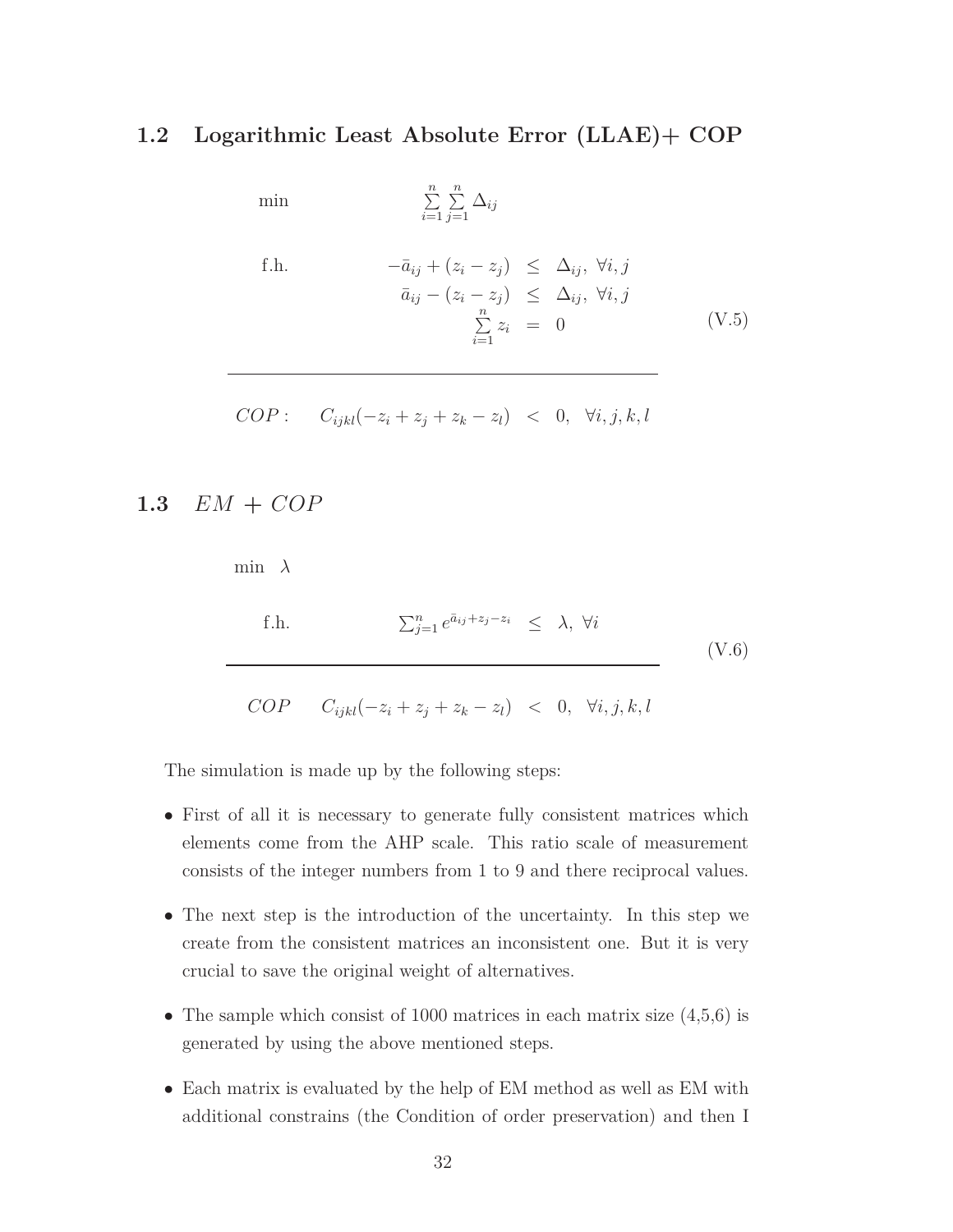## 1.2 Logarithmic Least Absolute Error (LLAE)+ COP

$$
\begin{array}{lrcl}
\min & \sum_{i=1}^{n} \sum_{j=1}^{n} \Delta_{ij} & & \\
 & & & \\
\text{f.h.} & -\bar{a}_{ij} + (z_i - z_j) & \leq & \Delta_{ij}, \ \forall i, j \\
 & \bar{a}_{ij} - (z_i - z_j) & \leq & \Delta_{ij}, \ \forall i, j \\
 & \sum_{i=1}^{n} z_i & = & 0 \\
\hline
 & & & \\
COP: & C_{ijkl}(-z_i + z_j + z_k - z_l) & < & 0, \ \forall i, j, k, l
\end{array}
\tag{V.5}
$$

## 1.3 $EM + COP$

$$
\begin{array}{lrcl}
\min \ \lambda & & & \\
 & & & \\
\text{f.h.} & \sum_{j=1}^{n} e^{\bar{a}_{ij} + z_j - z_i} & \leq & \lambda, \ \forall i \\
\hline
 & & & \\
COP & C_{ijkl}(-z_i + z_j + z_k - z_l) & < & 0, \ \forall i, j, k, l
\end{array}
\tag{V.6}
$$

The simulation is made up by the following steps:

- First of all it is necessary to generate fully consistent matrices which elements come from the AHP scale. This ratio scale of measurement consists of the integer numbers from 1 to 9 and there reciprocal values.
- The next step is the introduction of the uncertainty. In this step we create from the consistent matrices an inconsistent one. But it is very crucial to save the original weight of alternatives.
- The sample which consist of 1000 matrices in each matrix size (4,5,6) is generated by using the above mentioned steps.
- Each matrix is evaluated by the help of EM method as well as EM with additional constrains (the Condition of order preservation) and then I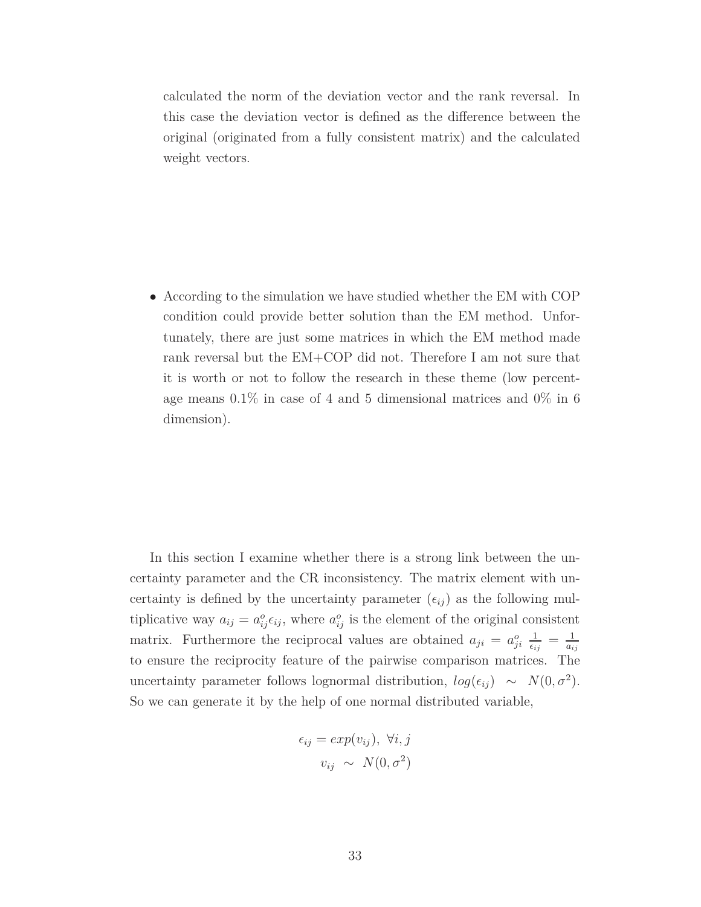calculated the norm of the deviation vector and the rank reversal. In this case the deviation vector is defined as the difference between the original (originated from a fully consistent matrix) and the calculated weight vectors.

- According to the simulation we have studied whether the EM with COP condition could provide better solution than the EM method. Unfortunately, there are just some matrices in which the EM method made rank reversal but the EM+COP did not. Therefore I am not sure that it is worth or not to follow the research in these theme (low percentage means 0.1% in case of 4 and 5 dimensional matrices and 0% in 6 dimension).

In this section I examine whether there is a strong link between the uncertainty parameter and the CR inconsistency. The matrix element with uncertainty is defined by the uncertainty parameter ($\epsilon_{ij}$) as the following multiplicative way $a_{ij} = a^o_{ij}\epsilon_{ij}$, where $a^o_{ij}$ is the element of the original consistent matrix. Furthermore the reciprocal values are obtained $a_{ji} = a^o_{ji}\ \frac{1}{\epsilon_{ij}} = \frac{1}{a_{ij}}$ to ensure the reciprocity feature of the pairwise comparison matrices. The uncertainty parameter follows lognormal distribution, $log(\epsilon_{ij}) \ \sim \ N(0, \sigma^2)$. So we can generate it by the help of one normal distributed variable,

$$\epsilon_{ij} = exp(v_{ij}),\ \forall i, j$$
$$v_{ij} \ \sim \ N(0, \sigma^2)$$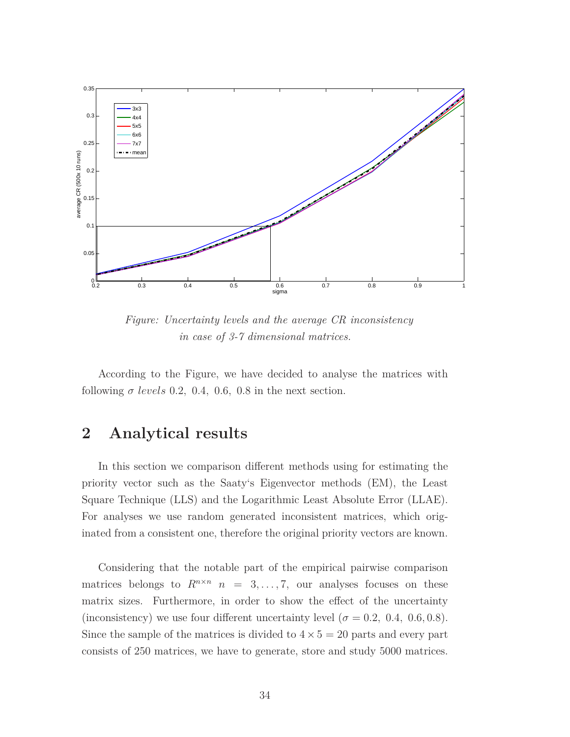*Figure: Uncertainty levels and the average CR inconsistency in case of 3-7 dimensional matrices.*

According to the Figure, we have decided to analyse the matrices with following $\sigma$ *levels* 0.2, 0.4, 0.6, 0.8 in the next section.

## 2 Analytical results

In this section we comparison different methods using for estimating the priority vector such as the Saaty's Eigenvector methods (EM), the Least Square Technique (LLS) and the Logarithmic Least Absolute Error (LLAE). For analyses we use random generated inconsistent matrices, which originated from a consistent one, therefore the original priority vectors are known.

Considering that the notable part of the empirical pairwise comparison matrices belongs to $R^{n \times n}$ $n = 3, \ldots, 7$, our analyses focuses on these matrix sizes. Furthermore, in order to show the effect of the uncertainty (inconsistency) we use four different uncertainty level ($\sigma = 0.2,\ 0.4,\ 0.6, 0.8$). Since the sample of the matrices is divided to $4 \times 5 = 20$ parts and every part consists of 250 matrices, we have to generate, store and study 5000 matrices.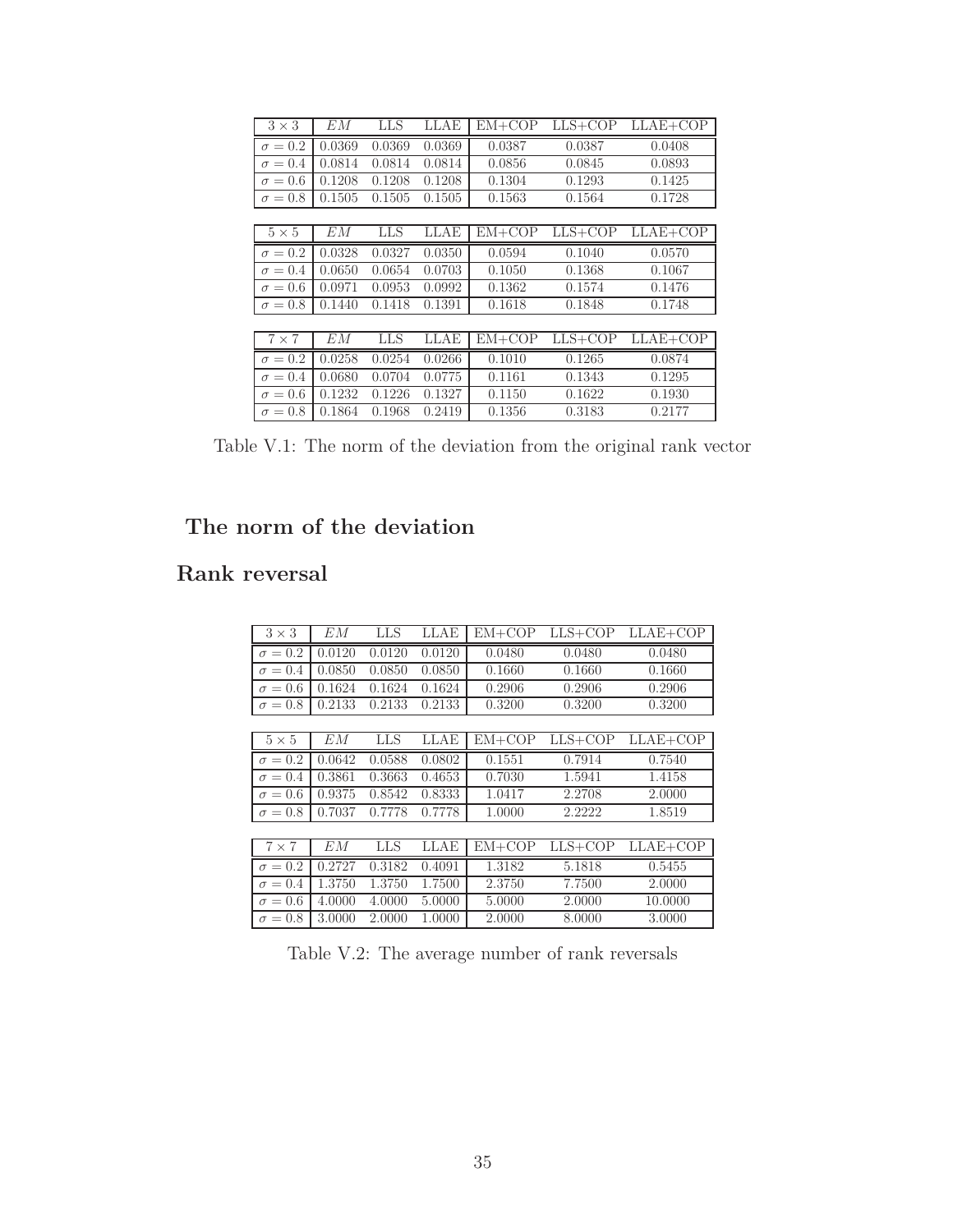| $3 \times 3$ | $EM$ | LLS | LLAE | EM+COP | LLS+COP | LLAE+COP |
|---|---|---|---|---|---|---|
| $\sigma = 0.2$ | 0.0369 | 0.0369 | 0.0369 | 0.0387 | 0.0387 | 0.0408 |
| $\sigma = 0.4$ | 0.0814 | 0.0814 | 0.0814 | 0.0856 | 0.0845 | 0.0893 |
| $\sigma = 0.6$ | 0.1208 | 0.1208 | 0.1208 | 0.1304 | 0.1293 | 0.1425 |
| $\sigma = 0.8$ | 0.1505 | 0.1505 | 0.1505 | 0.1563 | 0.1564 | 0.1728 |

| $5 \times 5$ | $EM$ | LLS | LLAE | EM+COP | LLS+COP | LLAE+COP |
|---|---|---|---|---|---|---|
| $\sigma = 0.2$ | 0.0328 | 0.0327 | 0.0350 | 0.0594 | 0.1040 | 0.0570 |
| $\sigma = 0.4$ | 0.0650 | 0.0654 | 0.0703 | 0.1050 | 0.1368 | 0.1067 |
| $\sigma = 0.6$ | 0.0971 | 0.0953 | 0.0992 | 0.1362 | 0.1574 | 0.1476 |
| $\sigma = 0.8$ | 0.1440 | 0.1418 | 0.1391 | 0.1618 | 0.1848 | 0.1748 |

| $7 \times 7$ | $EM$ | LLS | LLAE | EM+COP | LLS+COP | LLAE+COP |
|---|---|---|---|---|---|---|
| $\sigma = 0.2$ | 0.0258 | 0.0254 | 0.0266 | 0.1010 | 0.1265 | 0.0874 |
| $\sigma = 0.4$ | 0.0680 | 0.0704 | 0.0775 | 0.1161 | 0.1343 | 0.1295 |
| $\sigma = 0.6$ | 0.1232 | 0.1226 | 0.1327 | 0.1150 | 0.1622 | 0.1930 |
| $\sigma = 0.8$ | 0.1864 | 0.1968 | 0.2419 | 0.1356 | 0.3183 | 0.2177 |

Table V.1: The norm of the deviation from the original rank vector

### The norm of the deviation

## Rank reversal

| $3 \times 3$ | $EM$ | LLS | LLAE | EM+COP | LLS+COP | LLAE+COP |
|---|---|---|---|---|---|---|
| $\sigma = 0.2$ | 0.0120 | 0.0120 | 0.0120 | 0.0480 | 0.0480 | 0.0480 |
| $\sigma = 0.4$ | 0.0850 | 0.0850 | 0.0850 | 0.1660 | 0.1660 | 0.1660 |
| $\sigma = 0.6$ | 0.1624 | 0.1624 | 0.1624 | 0.2906 | 0.2906 | 0.2906 |
| $\sigma = 0.8$ | 0.2133 | 0.2133 | 0.2133 | 0.3200 | 0.3200 | 0.3200 |

| $5 \times 5$ | $EM$ | LLS | LLAE | EM+COP | LLS+COP | LLAE+COP |
|---|---|---|---|---|---|---|
| $\sigma = 0.2$ | 0.0642 | 0.0588 | 0.0802 | 0.1551 | 0.7914 | 0.7540 |
| $\sigma = 0.4$ | 0.3861 | 0.3663 | 0.4653 | 0.7030 | 1.5941 | 1.4158 |
| $\sigma = 0.6$ | 0.9375 | 0.8542 | 0.8333 | 1.0417 | 2.2708 | 2.0000 |
| $\sigma = 0.8$ | 0.7037 | 0.7778 | 0.7778 | 1.0000 | 2.2222 | 1.8519 |

| $7 \times 7$ | $EM$ | LLS | LLAE | EM+COP | LLS+COP | LLAE+COP |
|---|---|---|---|---|---|---|
| $\sigma = 0.2$ | 0.2727 | 0.3182 | 0.4091 | 1.3182 | 5.1818 | 0.5455 |
| $\sigma = 0.4$ | 1.3750 | 1.3750 | 1.7500 | 2.3750 | 7.7500 | 2.0000 |
| $\sigma = 0.6$ | 4.0000 | 4.0000 | 5.0000 | 5.0000 | 2.0000 | 10.0000 |
| $\sigma = 0.8$ | 3.0000 | 2.0000 | 1.0000 | 2.0000 | 8.0000 | 3.0000 |

Table V.2: The average number of rank reversals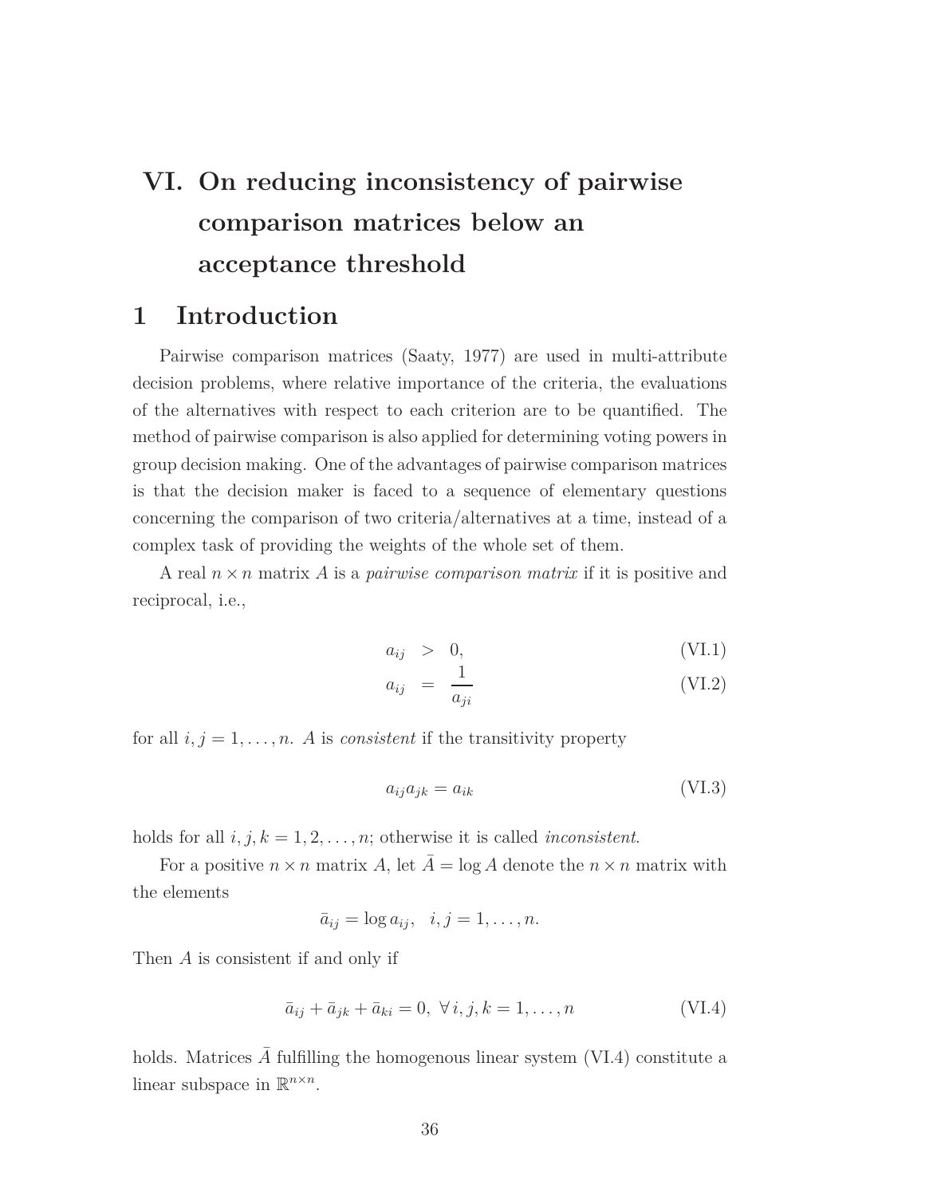# VI. On reducing inconsistency of pairwise comparison matrices below an acceptance threshold

## 1 Introduction

Pairwise comparison matrices (Saaty, 1977) are used in multi-attribute decision problems, where relative importance of the criteria, the evaluations of the alternatives with respect to each criterion are to be quantified. The method of pairwise comparison is also applied for determining voting powers in group decision making. One of the advantages of pairwise comparison matrices is that the decision maker is faced to a sequence of elementary questions concerning the comparison of two criteria/alternatives at a time, instead of a complex task of providing the weights of the whole set of them.

A real $n \times n$ matrix $A$ is a *pairwise comparison matrix* if it is positive and reciprocal, i.e.,

$$a_{ij} > 0, \tag{VI.1}$$

$$a_{ij} = \frac{1}{a_{ji}} \tag{VI.2}$$

for all $i, j = 1, \ldots, n$. $A$ is *consistent* if the transitivity property

$$a_{ij}a_{jk} = a_{ik} \tag{VI.3}$$

holds for all $i, j, k = 1, 2, \ldots, n$; otherwise it is called *inconsistent*.

For a positive $n \times n$ matrix $A$, let $\bar{A} = \log A$ denote the $n \times n$ matrix with the elements

$$\bar{a}_{ij} = \log a_{ij}, \quad i, j = 1, \ldots, n.$$

Then $A$ is consistent if and only if

$$\bar{a}_{ij} + \bar{a}_{jk} + \bar{a}_{ki} = 0, \ \forall\, i, j, k = 1, \ldots, n \tag{VI.4}$$

holds. Matrices $\bar{A}$ fulfilling the homogenous linear system (VI.4) constitute a linear subspace in $\mathbb{R}^{n \times n}$.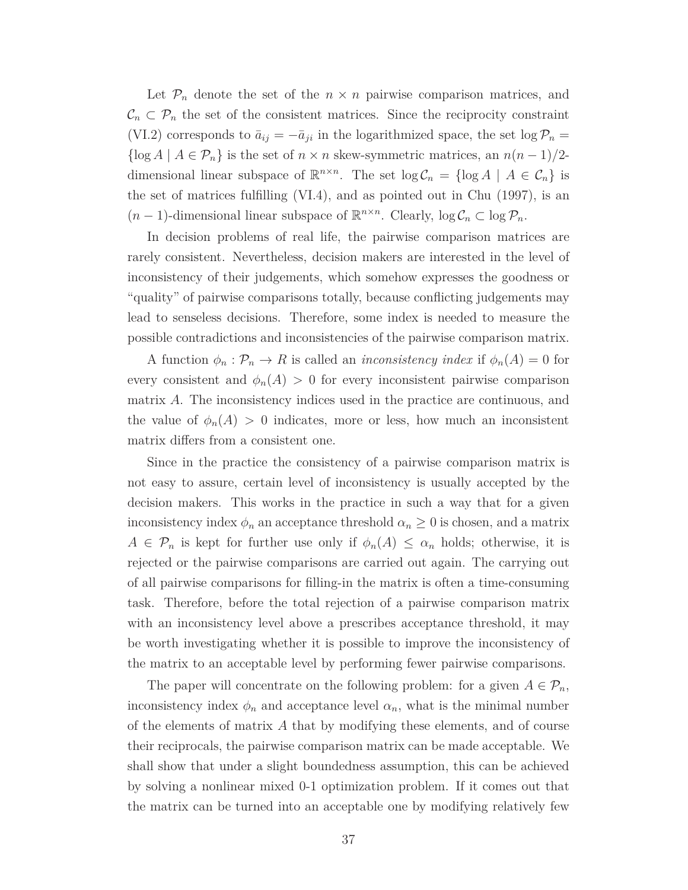Let $\mathcal{P}_n$ denote the set of the $n \times n$ pairwise comparison matrices, and $\mathcal{C}_n \subset \mathcal{P}_n$ the set of the consistent matrices. Since the reciprocity constraint (VI.2) corresponds to $\bar{a}_{ij} = -\bar{a}_{ji}$ in the logarithmized space, the set $\log \mathcal{P}_n = \{\log A \mid A \in \mathcal{P}_n\}$ is the set of $n \times n$ skew-symmetric matrices, an $n(n-1)/2$-dimensional linear subspace of $\mathbb{R}^{n \times n}$. The set $\log \mathcal{C}_n = \{\log A \mid A \in \mathcal{C}_n\}$ is the set of matrices fulfilling (VI.4), and as pointed out in Chu (1997), is an $(n-1)$-dimensional linear subspace of $\mathbb{R}^{n \times n}$. Clearly, $\log \mathcal{C}_n \subset \log \mathcal{P}_n$.

In decision problems of real life, the pairwise comparison matrices are rarely consistent. Nevertheless, decision makers are interested in the level of inconsistency of their judgements, which somehow expresses the goodness or "quality" of pairwise comparisons totally, because conflicting judgements may lead to senseless decisions. Therefore, some index is needed to measure the possible contradictions and inconsistencies of the pairwise comparison matrix.

A function $\phi_n : \mathcal{P}_n \to R$ is called an *inconsistency index* if $\phi_n(A) = 0$ for every consistent and $\phi_n(A) > 0$ for every inconsistent pairwise comparison matrix $A$. The inconsistency indices used in the practice are continuous, and the value of $\phi_n(A) > 0$ indicates, more or less, how much an inconsistent matrix differs from a consistent one.

Since in the practice the consistency of a pairwise comparison matrix is not easy to assure, certain level of inconsistency is usually accepted by the decision makers. This works in the practice in such a way that for a given inconsistency index $\phi_n$ an acceptance threshold $\alpha_n \geq 0$ is chosen, and a matrix $A \in \mathcal{P}_n$ is kept for further use only if $\phi_n(A) \leq \alpha_n$ holds; otherwise, it is rejected or the pairwise comparisons are carried out again. The carrying out of all pairwise comparisons for filling-in the matrix is often a time-consuming task. Therefore, before the total rejection of a pairwise comparison matrix with an inconsistency level above a prescribes acceptance threshold, it may be worth investigating whether it is possible to improve the inconsistency of the matrix to an acceptable level by performing fewer pairwise comparisons.

The paper will concentrate on the following problem: for a given $A \in \mathcal{P}_n$, inconsistency index $\phi_n$ and acceptance level $\alpha_n$, what is the minimal number of the elements of matrix $A$ that by modifying these elements, and of course their reciprocals, the pairwise comparison matrix can be made acceptable. We shall show that under a slight boundedness assumption, this can be achieved by solving a nonlinear mixed 0-1 optimization problem. If it comes out that the matrix can be turned into an acceptable one by modifying relatively few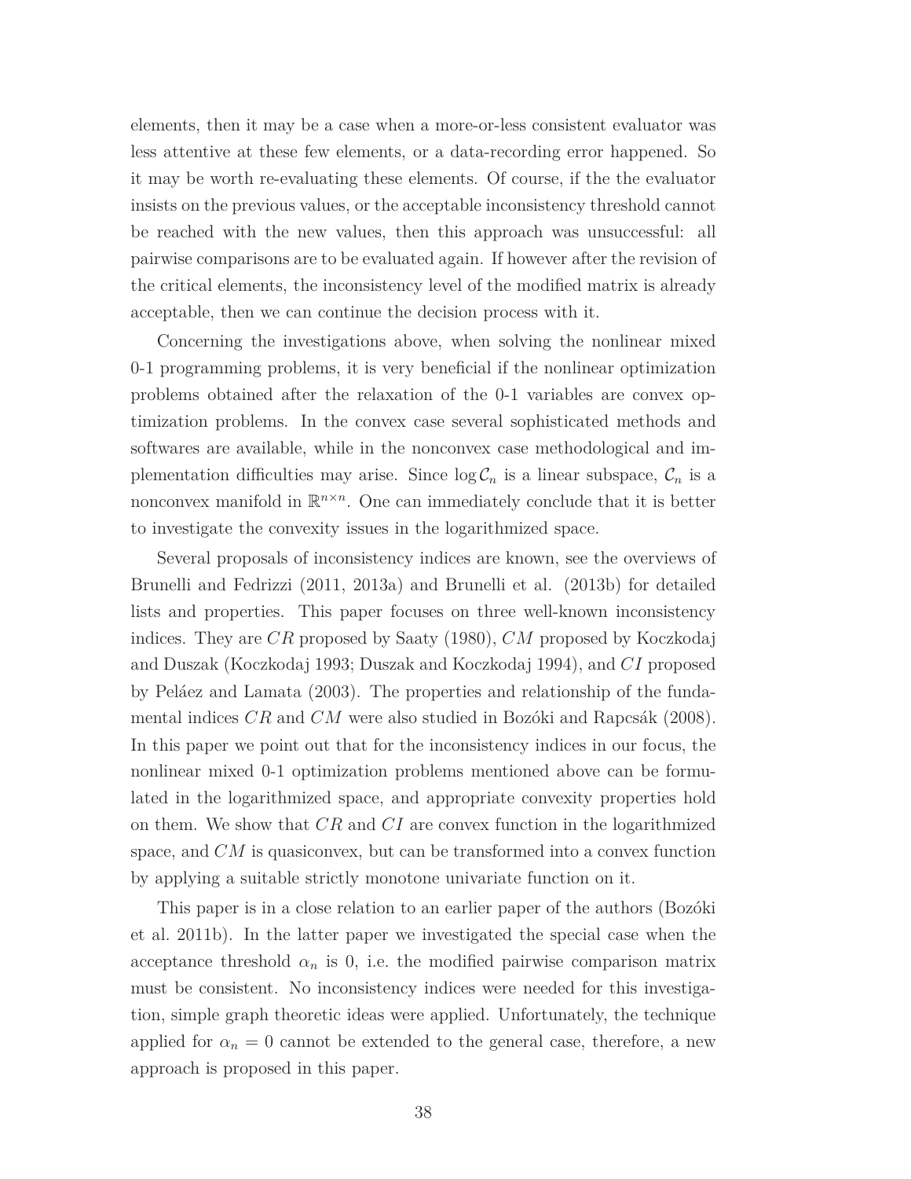elements, then it may be a case when a more-or-less consistent evaluator was less attentive at these few elements, or a data-recording error happened. So it may be worth re-evaluating these elements. Of course, if the the evaluator insists on the previous values, or the acceptable inconsistency threshold cannot be reached with the new values, then this approach was unsuccessful: all pairwise comparisons are to be evaluated again. If however after the revision of the critical elements, the inconsistency level of the modified matrix is already acceptable, then we can continue the decision process with it.

Concerning the investigations above, when solving the nonlinear mixed 0-1 programming problems, it is very beneficial if the nonlinear optimization problems obtained after the relaxation of the 0-1 variables are convex optimization problems. In the convex case several sophisticated methods and softwares are available, while in the nonconvex case methodological and implementation difficulties may arise. Since $\log \mathcal{C}_n$ is a linear subspace, $\mathcal{C}_n$ is a nonconvex manifold in $\mathbb{R}^{n \times n}$. One can immediately conclude that it is better to investigate the convexity issues in the logarithmized space.

Several proposals of inconsistency indices are known, see the overviews of Brunelli and Fedrizzi (2011, 2013a) and Brunelli et al. (2013b) for detailed lists and properties. This paper focuses on three well-known inconsistency indices. They are $CR$ proposed by Saaty (1980), $CM$ proposed by Koczkodaj and Duszak (Koczkodaj 1993; Duszak and Koczkodaj 1994), and $CI$ proposed by Peláez and Lamata (2003). The properties and relationship of the fundamental indices $CR$ and $CM$ were also studied in Bozóki and Rapcsák (2008). In this paper we point out that for the inconsistency indices in our focus, the nonlinear mixed 0-1 optimization problems mentioned above can be formulated in the logarithmized space, and appropriate convexity properties hold on them. We show that $CR$ and $CI$ are convex function in the logarithmized space, and $CM$ is quasiconvex, but can be transformed into a convex function by applying a suitable strictly monotone univariate function on it.

This paper is in a close relation to an earlier paper of the authors (Bozóki et al. 2011b). In the latter paper we investigated the special case when the acceptance threshold $\alpha_n$ is 0, i.e. the modified pairwise comparison matrix must be consistent. No inconsistency indices were needed for this investigation, simple graph theoretic ideas were applied. Unfortunately, the technique applied for $\alpha_n = 0$ cannot be extended to the general case, therefore, a new approach is proposed in this paper.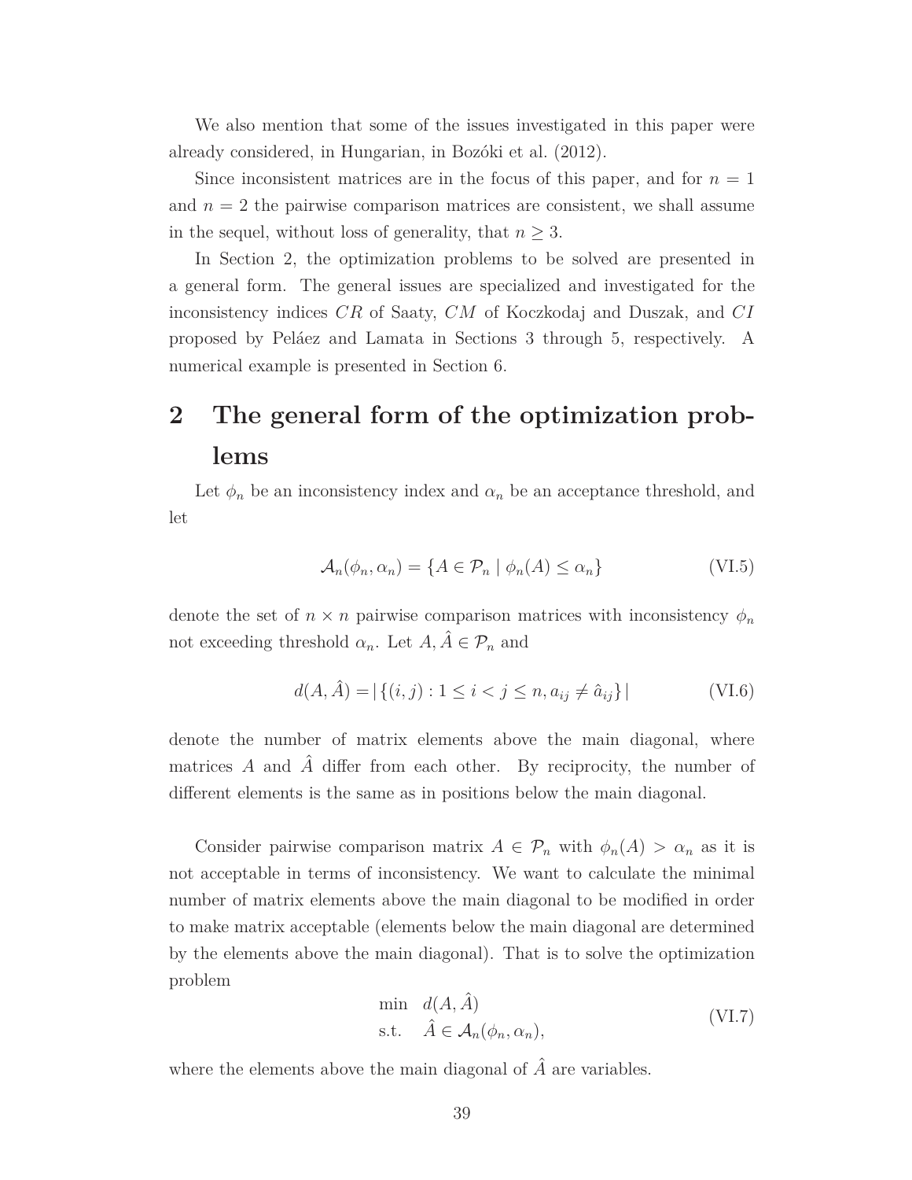We also mention that some of the issues investigated in this paper were already considered, in Hungarian, in Bozóki et al. (2012).

Since inconsistent matrices are in the focus of this paper, and for $n = 1$ and $n = 2$ the pairwise comparison matrices are consistent, we shall assume in the sequel, without loss of generality, that $n \geq 3$.

In Section 2, the optimization problems to be solved are presented in a general form. The general issues are specialized and investigated for the inconsistency indices $CR$ of Saaty, $CM$ of Koczkodaj and Duszak, and $CI$ proposed by Peláez and Lamata in Sections 3 through 5, respectively. A numerical example is presented in Section 6.

# 2 The general form of the optimization problems

Let $\phi_n$ be an inconsistency index and $\alpha_n$ be an acceptance threshold, and let

$$\mathcal{A}_n(\phi_n, \alpha_n) = \{A \in \mathcal{P}_n \mid \phi_n(A) \leq \alpha_n\} \tag{VI.5}$$

denote the set of $n \times n$ pairwise comparison matrices with inconsistency $\phi_n$ not exceeding threshold $\alpha_n$. Let $A, \hat{A} \in \mathcal{P}_n$ and

$$d(A, \hat{A}) = |\{(i,j) : 1 \leq i < j \leq n, a_{ij} \neq \hat{a}_{ij}\}| \tag{VI.6}$$

denote the number of matrix elements above the main diagonal, where matrices $A$ and $\hat{A}$ differ from each other. By reciprocity, the number of different elements is the same as in positions below the main diagonal.

Consider pairwise comparison matrix $A \in \mathcal{P}_n$ with $\phi_n(A) > \alpha_n$ as it is not acceptable in terms of inconsistency. We want to calculate the minimal number of matrix elements above the main diagonal to be modified in order to make matrix acceptable (elements below the main diagonal are determined by the elements above the main diagonal). That is to solve the optimization problem

$$\begin{aligned} \min \quad & d(A, \hat{A}) \\ \text{s.t.} \quad & \hat{A} \in \mathcal{A}_n(\phi_n, \alpha_n), \end{aligned} \tag{VI.7}$$

where the elements above the main diagonal of $\hat{A}$ are variables.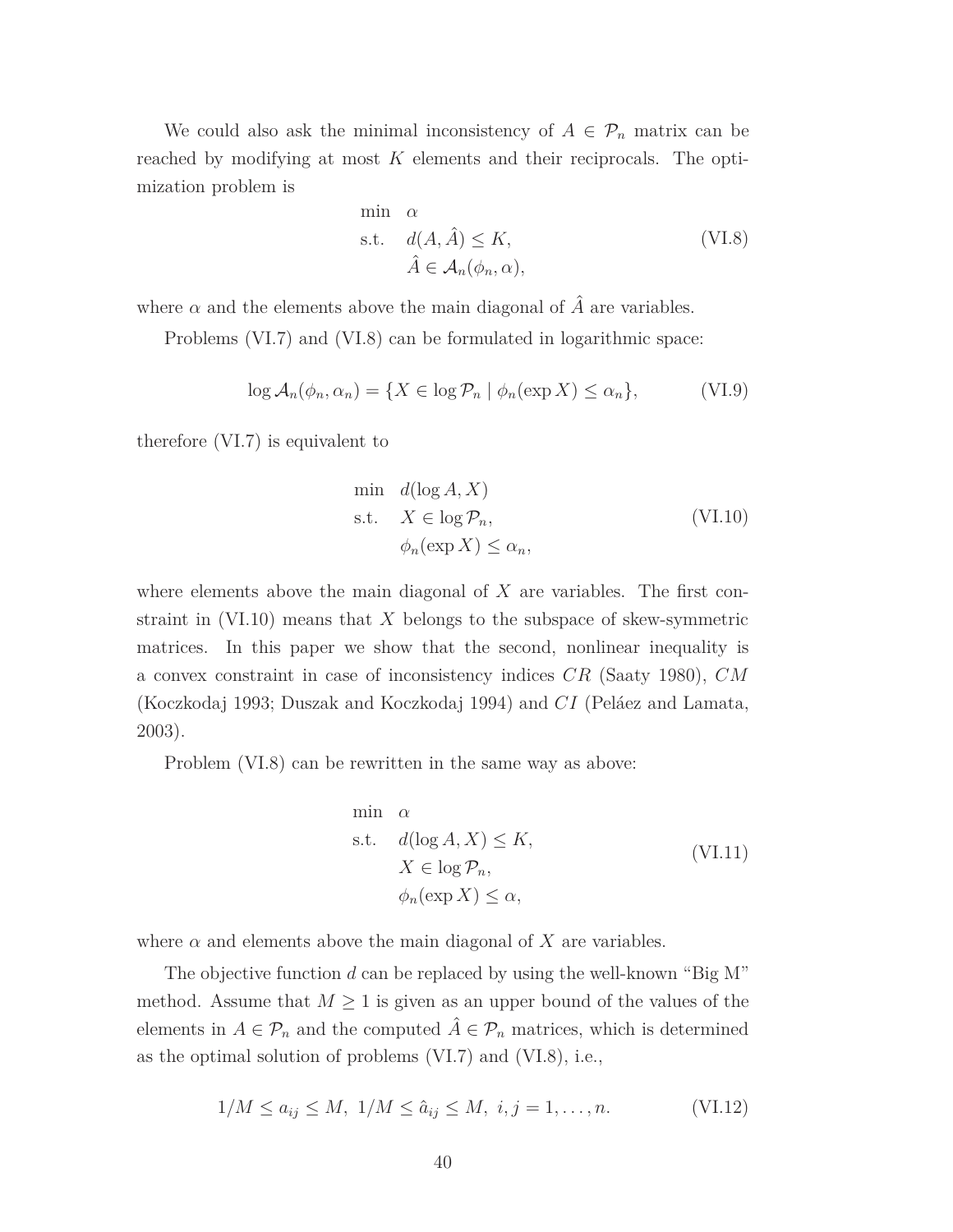We could also ask the minimal inconsistency of $A \in \mathcal{P}_n$ matrix can be reached by modifying at most $K$ elements and their reciprocals. The optimization problem is

$$
\begin{aligned}
\min \quad & \alpha \\
\text{s.t.} \quad & d(A, \hat{A}) \leq K, \\
& \hat{A} \in \mathcal{A}_n(\phi_n, \alpha),
\end{aligned}
\tag{VI.8}
$$

where $\alpha$ and the elements above the main diagonal of $\hat{A}$ are variables.

Problems (VI.7) and (VI.8) can be formulated in logarithmic space:

$$
\log \mathcal{A}_n(\phi_n, \alpha_n) = \{X \in \log \mathcal{P}_n \mid \phi_n(\exp X) \leq \alpha_n\}, \tag{VI.9}
$$

therefore (VI.7) is equivalent to

$$
\begin{aligned}
\min \quad & d(\log A, X) \\
\text{s.t.} \quad & X \in \log \mathcal{P}_n, \\
& \phi_n(\exp X) \leq \alpha_n,
\end{aligned}
\tag{VI.10}
$$

where elements above the main diagonal of $X$ are variables. The first constraint in (VI.10) means that $X$ belongs to the subspace of skew-symmetric matrices. In this paper we show that the second, nonlinear inequality is a convex constraint in case of inconsistency indices $CR$ (Saaty 1980), $CM$ (Koczkodaj 1993; Duszak and Koczkodaj 1994) and $CI$ (Peláez and Lamata, 2003).

Problem (VI.8) can be rewritten in the same way as above:

$$
\begin{aligned}
\min \quad & \alpha \\
\text{s.t.} \quad & d(\log A, X) \leq K, \\
& X \in \log \mathcal{P}_n, \\
& \phi_n(\exp X) \leq \alpha,
\end{aligned}
\tag{VI.11}
$$

where $\alpha$ and elements above the main diagonal of $X$ are variables.

The objective function $d$ can be replaced by using the well-known "Big M" method. Assume that $M \geq 1$ is given as an upper bound of the values of the elements in $A \in \mathcal{P}_n$ and the computed $\hat{A} \in \mathcal{P}_n$ matrices, which is determined as the optimal solution of problems (VI.7) and (VI.8), i.e.,

$$
1/M \leq a_{ij} \leq M, \; 1/M \leq \hat{a}_{ij} \leq M, \; i, j = 1, \ldots, n. \tag{VI.12}
$$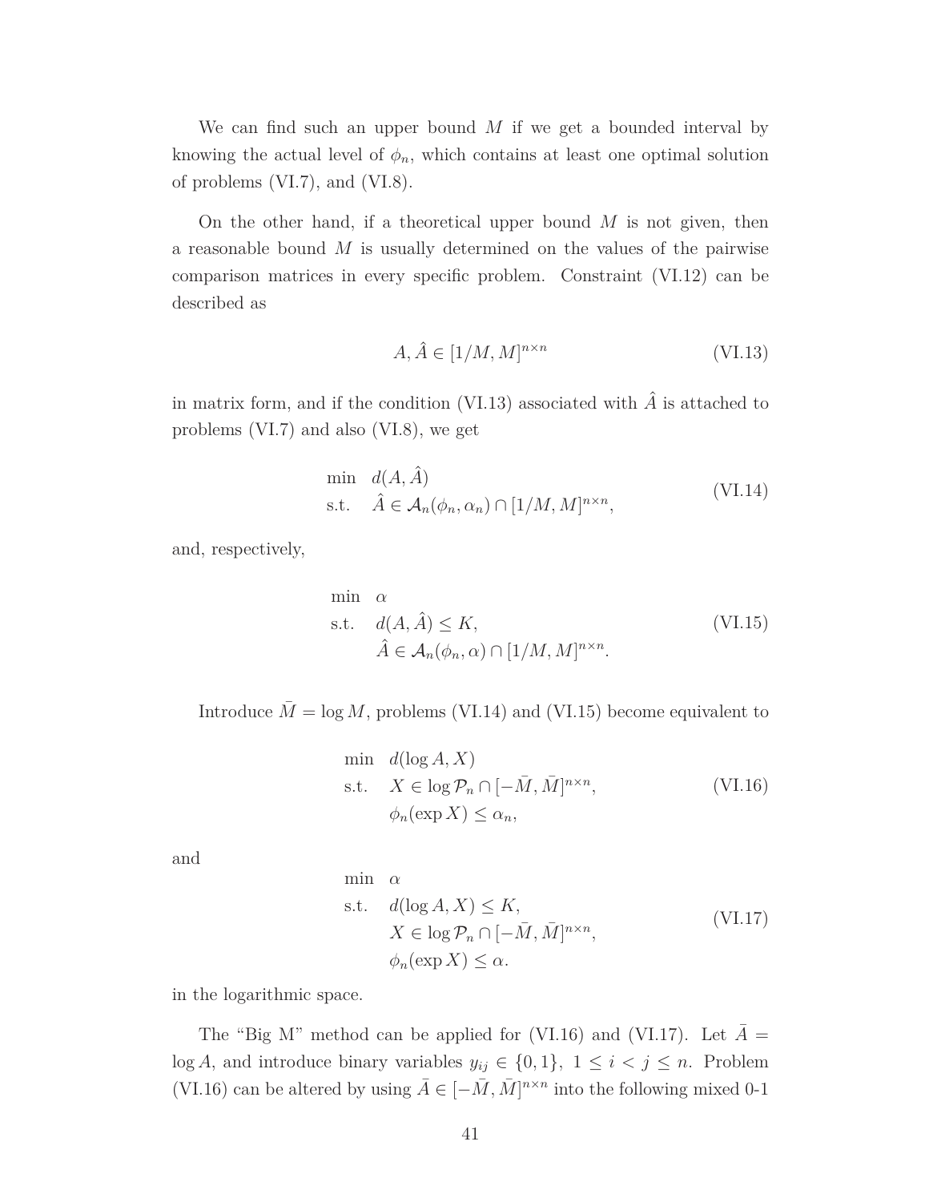We can find such an upper bound $M$ if we get a bounded interval by knowing the actual level of $\phi_n$, which contains at least one optimal solution of problems (VI.7), and (VI.8).

On the other hand, if a theoretical upper bound $M$ is not given, then a reasonable bound $M$ is usually determined on the values of the pairwise comparison matrices in every specific problem. Constraint (VI.12) can be described as

$$A, \hat{A} \in [1/M, M]^{n\times n} \tag{VI.13}$$

in matrix form, and if the condition (VI.13) associated with $\hat{A}$ is attached to problems (VI.7) and also (VI.8), we get

$$\begin{aligned} \min \quad & d(A, \hat{A}) \\ \text{s.t.} \quad & \hat{A} \in \mathcal{A}_n(\phi_n, \alpha_n) \cap [1/M, M]^{n\times n}, \end{aligned} \tag{VI.14}$$

and, respectively,

$$\begin{aligned} \min \quad & \alpha \\ \text{s.t.} \quad & d(A, \hat{A}) \le K, \\ & \hat{A} \in \mathcal{A}_n(\phi_n, \alpha) \cap [1/M, M]^{n\times n}. \end{aligned} \tag{VI.15}$$

Introduce $\bar{M} = \log M$, problems (VI.14) and (VI.15) become equivalent to

$$\begin{aligned} \min \quad & d(\log A, X) \\ \text{s.t.} \quad & X \in \log \mathcal{P}_n \cap [-\bar{M}, \bar{M}]^{n\times n}, \\ & \phi_n(\exp X) \le \alpha_n, \end{aligned} \tag{VI.16}$$

and

$$\begin{aligned} \min \quad & \alpha \\ \text{s.t.} \quad & d(\log A, X) \le K, \\ & X \in \log \mathcal{P}_n \cap [-\bar{M}, \bar{M}]^{n\times n}, \\ & \phi_n(\exp X) \le \alpha. \end{aligned} \tag{VI.17}$$

in the logarithmic space.

The "Big M" method can be applied for (VI.16) and (VI.17). Let $\bar{A} = \log A$, and introduce binary variables $y_{ij} \in \{0, 1\},\ 1 \le i < j \le n$. Problem (VI.16) can be altered by using $\bar{A} \in [-\bar{M}, \bar{M}]^{n\times n}$ into the following mixed 0-1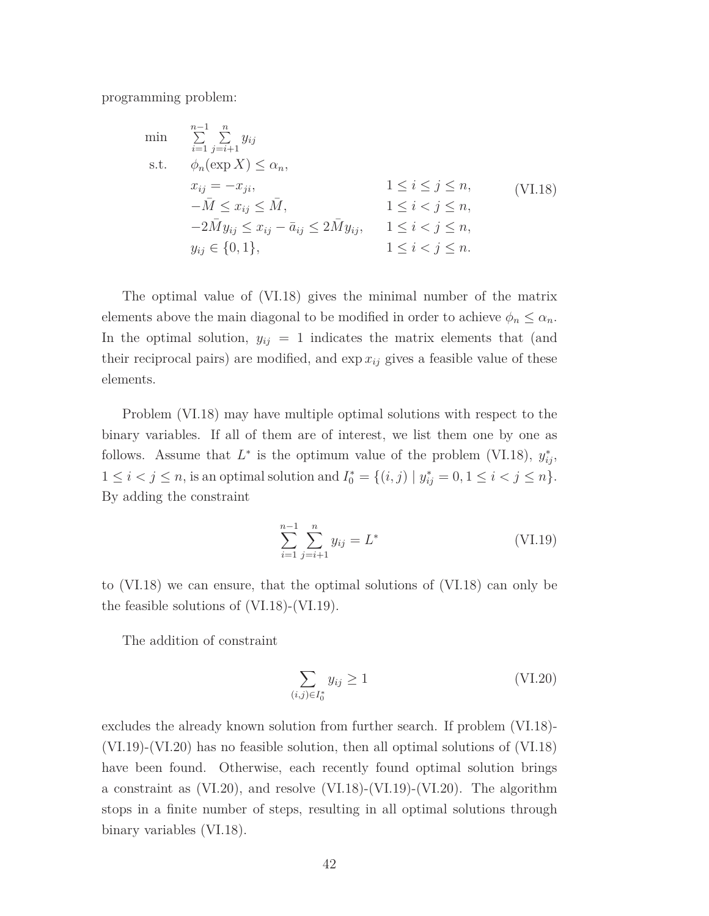programming problem:

$$
\begin{array}{lll}
\min & \sum\limits_{i=1}^{n-1}\sum\limits_{j=i+1}^{n} y_{ij} & \\
\text{s.t.} & \phi_n(\exp X) \leq \alpha_n, & \\
& x_{ij} = -x_{ji}, & 1 \leq i \leq j \leq n, \\
& -\bar{M} \leq x_{ij} \leq \bar{M}, & 1 \leq i < j \leq n, \\
& -2\bar{M}y_{ij} \leq x_{ij} - \bar{a}_{ij} \leq 2\bar{M}y_{ij}, & 1 \leq i < j \leq n, \\
& y_{ij} \in \{0,1\}, & 1 \leq i < j \leq n.
\end{array}
\tag{VI.18}
$$

The optimal value of (VI.18) gives the minimal number of the matrix elements above the main diagonal to be modified in order to achieve $\phi_n \leq \alpha_n$. In the optimal solution, $y_{ij} = 1$ indicates the matrix elements that (and their reciprocal pairs) are modified, and $\exp x_{ij}$ gives a feasible value of these elements.

Problem (VI.18) may have multiple optimal solutions with respect to the binary variables. If all of them are of interest, we list them one by one as follows. Assume that $L^*$ is the optimum value of the problem (VI.18), $y^*_{ij}$, $1 \leq i < j \leq n$, is an optimal solution and $I^*_0 = \{(i,j) \mid y^*_{ij} = 0, 1 \leq i < j \leq n\}$. By adding the constraint

$$
\sum_{i=1}^{n-1}\sum_{j=i+1}^{n} y_{ij} = L^* \tag{VI.19}
$$

to (VI.18) we can ensure, that the optimal solutions of (VI.18) can only be the feasible solutions of (VI.18)-(VI.19).

The addition of constraint

$$
\sum_{(i,j)\in I^*_0} y_{ij} \geq 1 \tag{VI.20}
$$

excludes the already known solution from further search. If problem (VI.18)-(VI.19)-(VI.20) has no feasible solution, then all optimal solutions of (VI.18) have been found. Otherwise, each recently found optimal solution brings a constraint as (VI.20), and resolve (VI.18)-(VI.19)-(VI.20). The algorithm stops in a finite number of steps, resulting in all optimal solutions through binary variables (VI.18).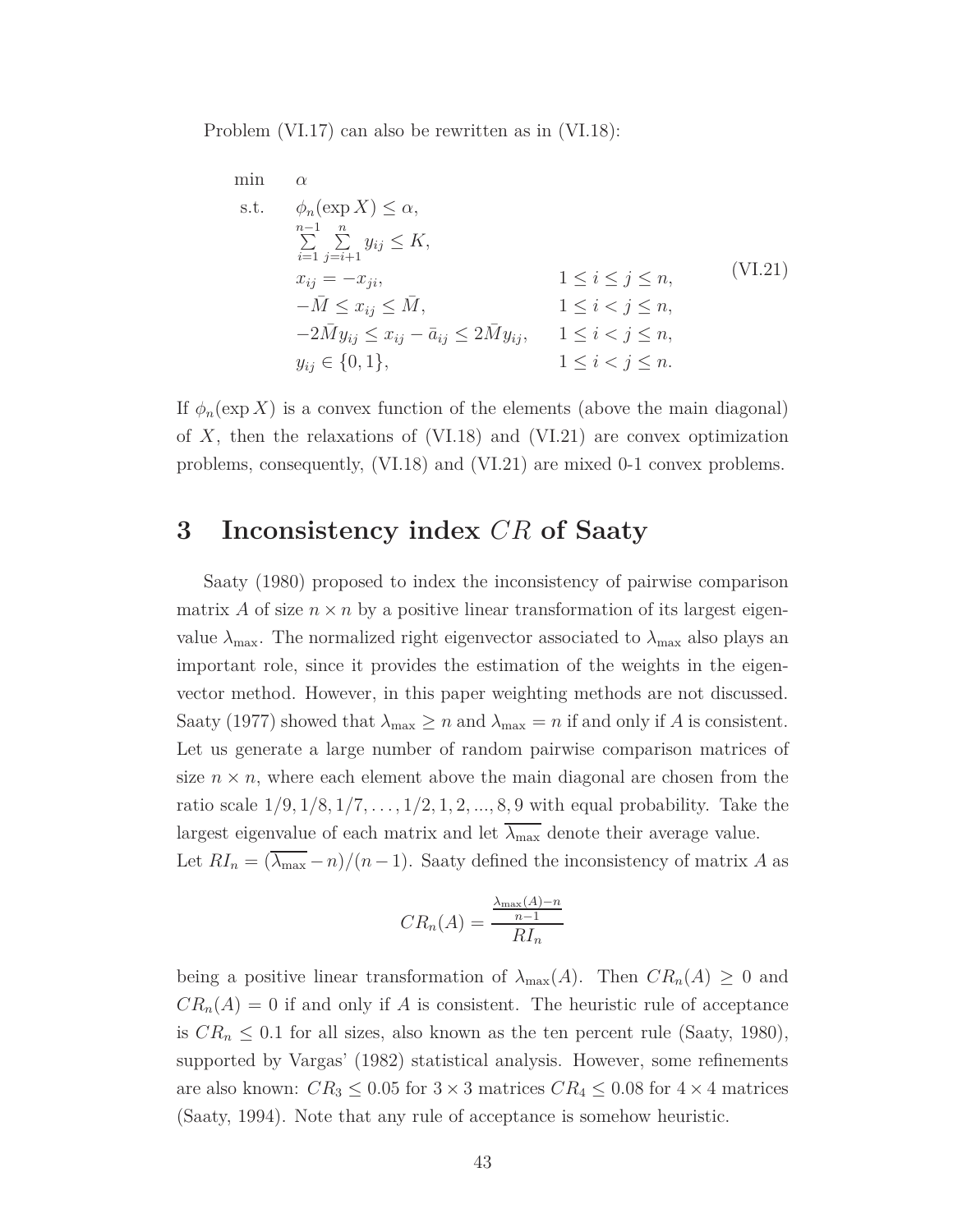Problem (VI.17) can also be rewritten as in (VI.18):

$$
\begin{array}{lll}
\min & \alpha & \\
\text{s.t.} & \phi_n(\exp X) \leq \alpha, & \\
& \sum\limits_{i=1}^{n-1} \sum\limits_{j=i+1}^{n} y_{ij} \leq K, & \\
& x_{ij} = -x_{ji}, & 1 \leq i \leq j \leq n, \\
& -\bar{M} \leq x_{ij} \leq \bar{M}, & 1 \leq i < j \leq n, \\
& -2\bar{M} y_{ij} \leq x_{ij} - \bar{a}_{ij} \leq 2\bar{M} y_{ij}, & 1 \leq i < j \leq n, \\
& y_{ij} \in \{0, 1\}, & 1 \leq i < j \leq n.
\end{array}
\tag{VI.21}
$$

If $\phi_n(\exp X)$ is a convex function of the elements (above the main diagonal) of $X$, then the relaxations of (VI.18) and (VI.21) are convex optimization problems, consequently, (VI.18) and (VI.21) are mixed 0-1 convex problems.

# 3 Inconsistency index $CR$ of Saaty

Saaty (1980) proposed to index the inconsistency of pairwise comparison matrix $A$ of size $n \times n$ by a positive linear transformation of its largest eigenvalue $\lambda_{\max}$. The normalized right eigenvector associated to $\lambda_{\max}$ also plays an important role, since it provides the estimation of the weights in the eigenvector method. However, in this paper weighting methods are not discussed. Saaty (1977) showed that $\lambda_{\max} \geq n$ and $\lambda_{\max} = n$ if and only if $A$ is consistent. Let us generate a large number of random pairwise comparison matrices of size $n \times n$, where each element above the main diagonal are chosen from the ratio scale $1/9, 1/8, 1/7, \ldots, 1/2, 1, 2, ..., 8, 9$ with equal probability. Take the largest eigenvalue of each matrix and let $\overline{\lambda_{\max}}$ denote their average value. Let $RI_n = (\overline{\lambda_{\max}} - n)/(n-1)$. Saaty defined the inconsistency of matrix $A$ as

$$
CR_n(A) = \frac{\frac{\lambda_{\max}(A) - n}{n-1}}{RI_n}
$$

being a positive linear transformation of $\lambda_{\max}(A)$. Then $CR_n(A) \geq 0$ and $CR_n(A) = 0$ if and only if $A$ is consistent. The heuristic rule of acceptance is $CR_n \leq 0.1$ for all sizes, also known as the ten percent rule (Saaty, 1980), supported by Vargas' (1982) statistical analysis. However, some refinements are also known: $CR_3 \leq 0.05$ for $3 \times 3$ matrices $CR_4 \leq 0.08$ for $4 \times 4$ matrices (Saaty, 1994). Note that any rule of acceptance is somehow heuristic.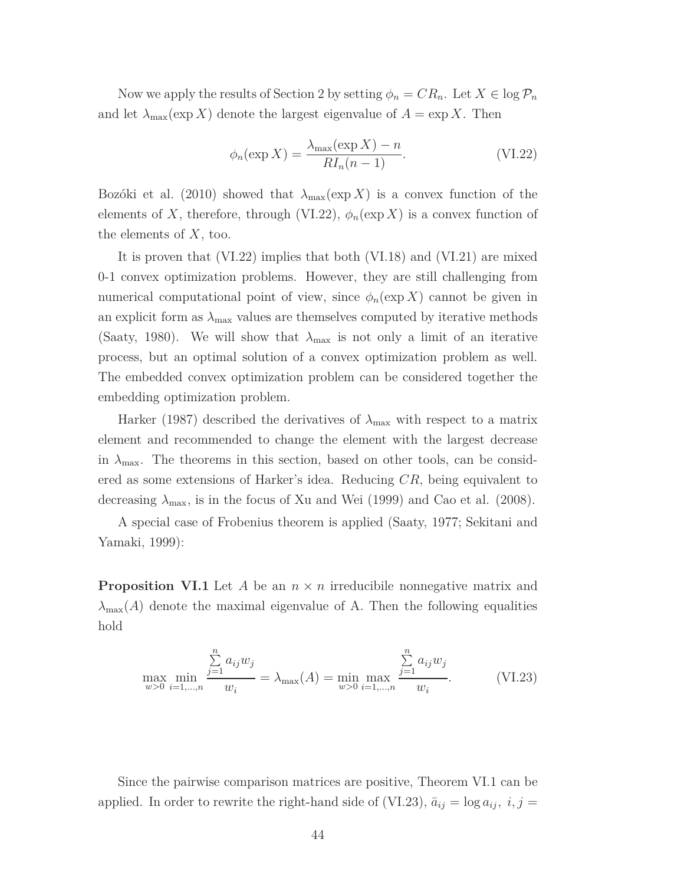Now we apply the results of Section 2 by setting $\phi_n = CR_n$. Let $X \in \log \mathcal{P}_n$ and let $\lambda_{\max}(\exp X)$ denote the largest eigenvalue of $A = \exp X$. Then

$$\phi_n(\exp X) = \frac{\lambda_{\max}(\exp X) - n}{RI_n(n-1)}. \tag{VI.22}$$

Bozóki et al. (2010) showed that $\lambda_{\max}(\exp X)$ is a convex function of the elements of $X$, therefore, through (VI.22), $\phi_n(\exp X)$ is a convex function of the elements of $X$, too.

It is proven that (VI.22) implies that both (VI.18) and (VI.21) are mixed 0-1 convex optimization problems. However, they are still challenging from numerical computational point of view, since $\phi_n(\exp X)$ cannot be given in an explicit form as $\lambda_{\max}$ values are themselves computed by iterative methods (Saaty, 1980). We will show that $\lambda_{\max}$ is not only a limit of an iterative process, but an optimal solution of a convex optimization problem as well. The embedded convex optimization problem can be considered together the embedding optimization problem.

Harker (1987) described the derivatives of $\lambda_{\max}$ with respect to a matrix element and recommended to change the element with the largest decrease in $\lambda_{\max}$. The theorems in this section, based on other tools, can be considered as some extensions of Harker's idea. Reducing $CR$, being equivalent to decreasing $\lambda_{\max}$, is in the focus of Xu and Wei (1999) and Cao et al. (2008).

A special case of Frobenius theorem is applied (Saaty, 1977; Sekitani and Yamaki, 1999):

**Proposition VI.1** Let $A$ be an $n \times n$ irreducibile nonnegative matrix and $\lambda_{\max}(A)$ denote the maximal eigenvalue of A. Then the following equalities hold

$$\max_{w>0} \min_{i=1,\ldots,n} \frac{\sum_{j=1}^{n} a_{ij} w_j}{w_i} = \lambda_{\max}(A) = \min_{w>0} \max_{i=1,\ldots,n} \frac{\sum_{j=1}^{n} a_{ij} w_j}{w_i}. \tag{VI.23}$$

Since the pairwise comparison matrices are positive, Theorem VI.1 can be applied. In order to rewrite the right-hand side of (VI.23), $\bar{a}_{ij} = \log a_{ij},\ i,j =$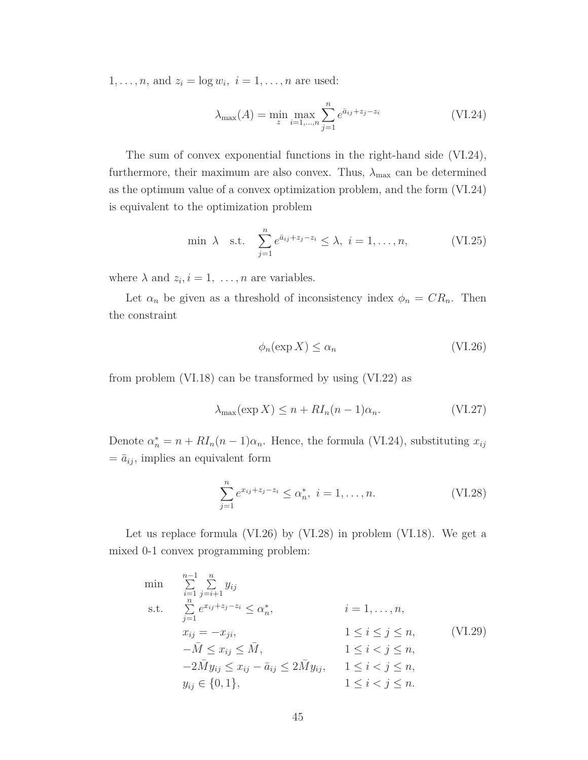$1, \ldots, n$, and $z_i = \log w_i,\ i = 1, \ldots, n$ are used:

$$\lambda_{\max}(A) = \min_{z} \max_{i=1,\ldots,n} \sum_{j=1}^{n} e^{\bar{a}_{ij} + z_j - z_i} \tag{VI.24}$$

The sum of convex exponential functions in the right-hand side (VI.24), furthermore, their maximum are also convex. Thus, $\lambda_{\max}$ can be determined as the optimum value of a convex optimization problem, and the form (VI.24) is equivalent to the optimization problem

$$\min\ \lambda \quad \text{s.t.} \quad \sum_{j=1}^{n} e^{\bar{a}_{ij} + z_j - z_i} \leq \lambda,\ i = 1, \ldots, n, \tag{VI.25}$$

where $\lambda$ and $z_i, i = 1,\ \ldots, n$ are variables.

Let $\alpha_n$ be given as a threshold of inconsistency index $\phi_n = CR_n$. Then the constraint

$$\phi_n(\exp X) \leq \alpha_n \tag{VI.26}$$

from problem (VI.18) can be transformed by using (VI.22) as

$$\lambda_{\max}(\exp X) \leq n + RI_n(n-1)\alpha_n. \tag{VI.27}$$

Denote $\alpha_n^* = n + RI_n(n-1)\alpha_n$. Hence, the formula (VI.24), substituting $x_{ij} = \bar{a}_{ij}$, implies an equivalent form

$$\sum_{j=1}^{n} e^{x_{ij} + z_j - z_i} \leq \alpha_n^*,\ i = 1, \ldots, n. \tag{VI.28}$$

Let us replace formula (VI.26) by (VI.28) in problem (VI.18). We get a mixed 0-1 convex programming problem:

$$\begin{array}{lll}
\min & \sum\limits_{i=1}^{n-1} \sum\limits_{j=i+1}^{n} y_{ij} & \\
\text{s.t.} & \sum\limits_{j=1}^{n} e^{x_{ij} + z_j - z_i} \leq \alpha_n^*, & i = 1, \ldots, n, \\
& x_{ij} = -x_{ji}, & 1 \leq i \leq j \leq n, \\
& -\bar{M} \leq x_{ij} \leq \bar{M}, & 1 \leq i < j \leq n, \\
& -2\bar{M} y_{ij} \leq x_{ij} - \bar{a}_{ij} \leq 2\bar{M} y_{ij}, & 1 \leq i < j \leq n, \\
& y_{ij} \in \{0, 1\}, & 1 \leq i < j \leq n.
\end{array} \tag{VI.29}$$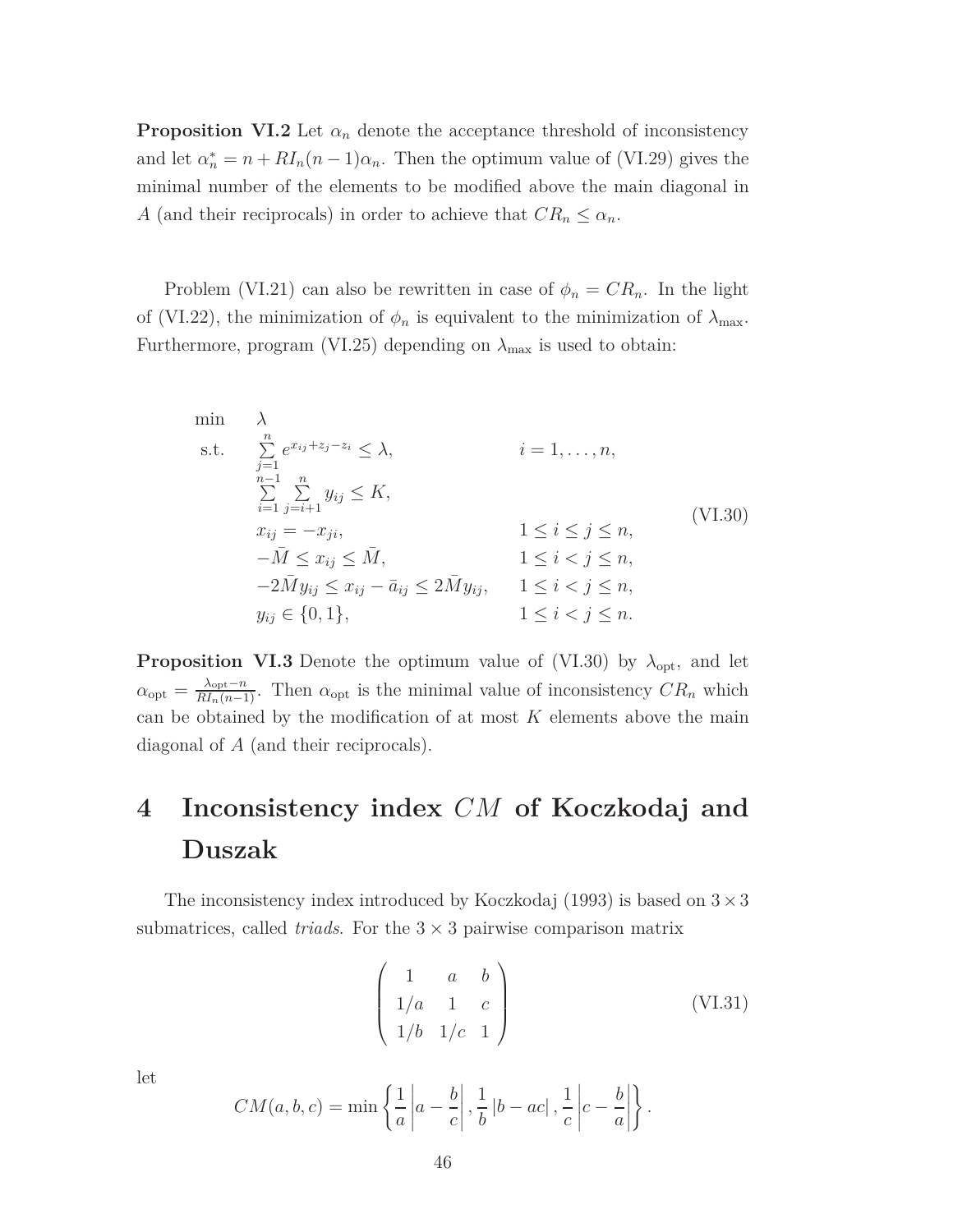**Proposition VI.2** Let $\alpha_n$ denote the acceptance threshold of inconsistency and let $\alpha_n^* = n + RI_n(n-1)\alpha_n$. Then the optimum value of (VI.29) gives the minimal number of the elements to be modified above the main diagonal in $A$ (and their reciprocals) in order to achieve that $CR_n \leq \alpha_n$.

Problem (VI.21) can also be rewritten in case of $\phi_n = CR_n$. In the light of (VI.22), the minimization of $\phi_n$ is equivalent to the minimization of $\lambda_{\max}$. Furthermore, program (VI.25) depending on $\lambda_{\max}$ is used to obtain:

$$
\begin{array}{lll}
\min & \lambda & \\
\text{s.t.} & \sum\limits_{j=1}^{n} e^{x_{ij}+z_j-z_i} \leq \lambda, & i = 1, \ldots, n, \\
& \sum\limits_{i=1}^{n-1} \sum\limits_{j=i+1}^{n} y_{ij} \leq K, & \\
& x_{ij} = -x_{ji}, & 1 \leq i \leq j \leq n, \\
& -\bar{M} \leq x_{ij} \leq \bar{M}, & 1 \leq i < j \leq n, \\
& -2\bar{M} y_{ij} \leq x_{ij} - \bar{a}_{ij} \leq 2\bar{M} y_{ij}, & 1 \leq i < j \leq n, \\
& y_{ij} \in \{0, 1\}, & 1 \leq i < j \leq n.
\end{array}
\tag{VI.30}
$$

**Proposition VI.3** Denote the optimum value of (VI.30) by $\lambda_{\text{opt}}$, and let $\alpha_{\text{opt}} = \frac{\lambda_{\text{opt}} - n}{RI_n(n-1)}$. Then $\alpha_{\text{opt}}$ is the minimal value of inconsistency $CR_n$ which can be obtained by the modification of at most $K$ elements above the main diagonal of $A$ (and their reciprocals).

# 4 Inconsistency index $CM$ of Koczkodaj and Duszak

The inconsistency index introduced by Koczkodaj (1993) is based on $3 \times 3$ submatrices, called *triads*. For the $3 \times 3$ pairwise comparison matrix

$$
\begin{pmatrix}
1 & a & b \\
1/a & 1 & c \\
1/b & 1/c & 1
\end{pmatrix}
\tag{VI.31}
$$

let

$$
CM(a, b, c) = \min \left\{ \frac{1}{a} \left| a - \frac{b}{c} \right|, \frac{1}{b} \left| b - ac \right|, \frac{1}{c} \left| c - \frac{b}{a} \right| \right\}.
$$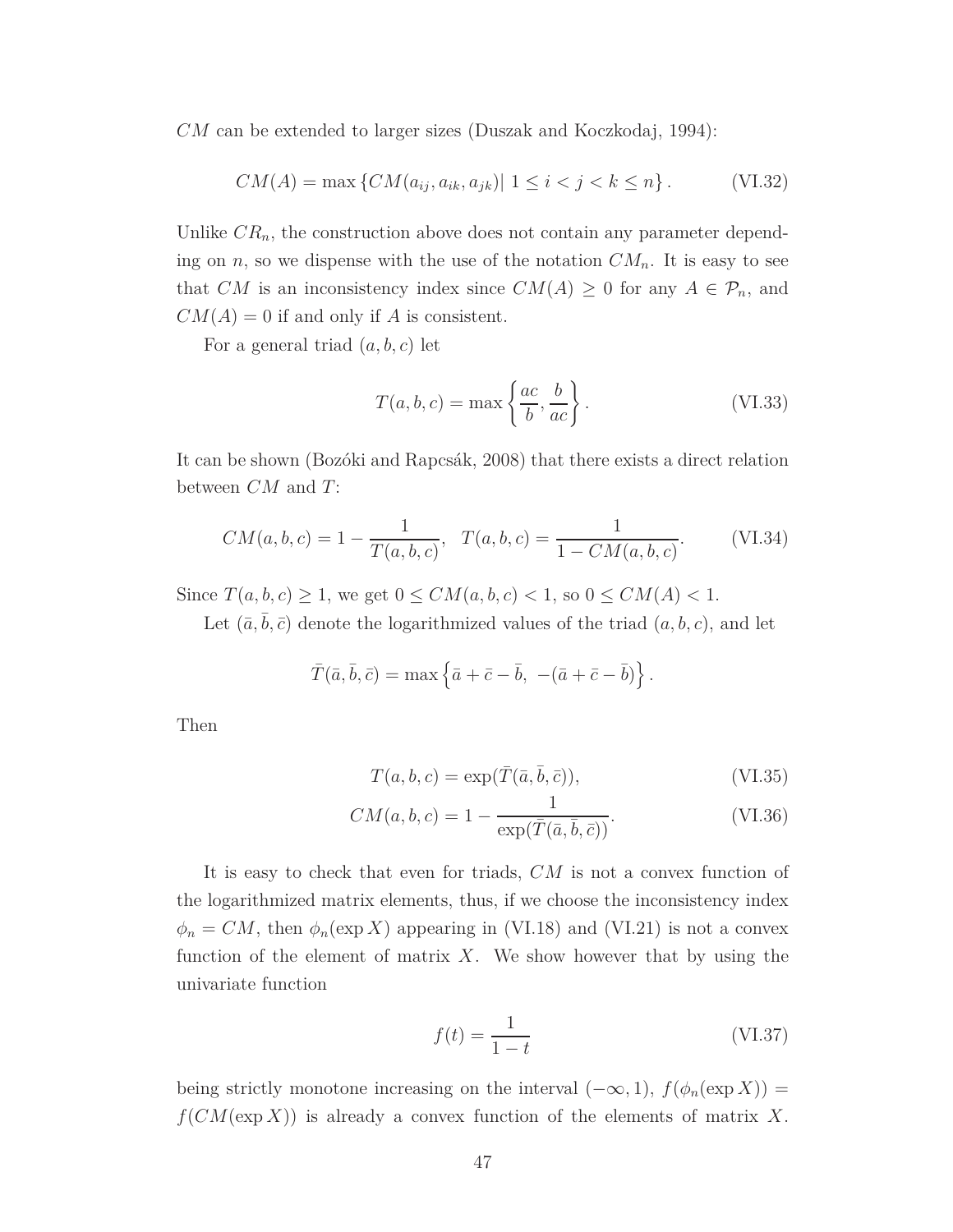$CM$ can be extended to larger sizes (Duszak and Koczkodaj, 1994):

$$CM(A) = \max \{CM(a_{ij}, a_{ik}, a_{jk}) | \ 1 \leq i < j < k \leq n\}. \tag{VI.32}$$

Unlike $CR_n$, the construction above does not contain any parameter depending on $n$, so we dispense with the use of the notation $CM_n$. It is easy to see that $CM$ is an inconsistency index since $CM(A) \geq 0$ for any $A \in \mathcal{P}_n$, and $CM(A) = 0$ if and only if $A$ is consistent.

For a general triad $(a, b, c)$ let

$$T(a, b, c) = \max \left\{ \frac{ac}{b}, \frac{b}{ac} \right\}. \tag{VI.33}$$

It can be shown (Bozóki and Rapcsák, 2008) that there exists a direct relation between $CM$ and $T$:

$$CM(a, b, c) = 1 - \frac{1}{T(a, b, c)}, \quad T(a, b, c) = \frac{1}{1 - CM(a, b, c)}. \tag{VI.34}$$

Since $T(a, b, c) \geq 1$, we get $0 \leq CM(a, b, c) < 1$, so $0 \leq CM(A) < 1$.

Let $(\bar{a}, \bar{b}, \bar{c})$ denote the logarithmized values of the triad $(a, b, c)$, and let

$$\bar{T}(\bar{a}, \bar{b}, \bar{c}) = \max \left\{ \bar{a} + \bar{c} - \bar{b}, \ -(\bar{a} + \bar{c} - \bar{b}) \right\}.$$

Then

$$T(a, b, c) = \exp(\bar{T}(\bar{a}, \bar{b}, \bar{c})), \tag{VI.35}$$

$$CM(a, b, c) = 1 - \frac{1}{\exp(\bar{T}(\bar{a}, \bar{b}, \bar{c}))}. \tag{VI.36}$$

It is easy to check that even for triads, $CM$ is not a convex function of the logarithmized matrix elements, thus, if we choose the inconsistency index $\phi_n = CM$, then $\phi_n(\exp X)$ appearing in (VI.18) and (VI.21) is not a convex function of the element of matrix $X$. We show however that by using the univariate function

$$f(t) = \frac{1}{1 - t} \tag{VI.37}$$

being strictly monotone increasing on the interval $(-\infty, 1)$, $f(\phi_n(\exp X)) = f(CM(\exp X))$ is already a convex function of the elements of matrix $X$.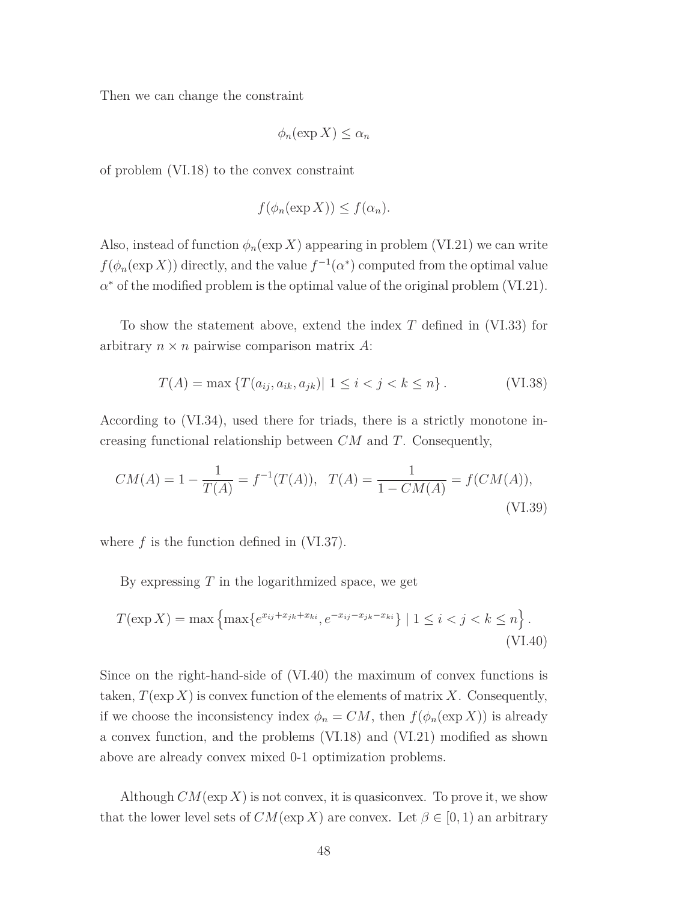Then we can change the constraint

$$\phi_n(\exp X) \leq \alpha_n$$

of problem (VI.18) to the convex constraint

$$f(\phi_n(\exp X)) \leq f(\alpha_n).$$

Also, instead of function $\phi_n(\exp X)$ appearing in problem (VI.21) we can write $f(\phi_n(\exp X))$ directly, and the value $f^{-1}(\alpha^*)$ computed from the optimal value $\alpha^*$ of the modified problem is the optimal value of the original problem (VI.21).

To show the statement above, extend the index $T$ defined in (VI.33) for arbitrary $n \times n$ pairwise comparison matrix $A$:

$$T(A) = \max \left\{ T(a_{ij}, a_{ik}, a_{jk}) | \ 1 \leq i < j < k \leq n \right\}. \tag{VI.38}$$

According to (VI.34), used there for triads, there is a strictly monotone increasing functional relationship between $CM$ and $T$. Consequently,

$$CM(A) = 1 - \frac{1}{T(A)} = f^{-1}(T(A)), \quad T(A) = \frac{1}{1 - CM(A)} = f(CM(A)), \tag{VI.39}$$

where $f$ is the function defined in (VI.37).

By expressing $T$ in the logarithmized space, we get

$$T(\exp X) = \max \left\{ \max\{e^{x_{ij}+x_{jk}+x_{ki}}, e^{-x_{ij}-x_{jk}-x_{ki}}\} \mid 1 \leq i < j < k \leq n \right\}. \tag{VI.40}$$

Since on the right-hand-side of (VI.40) the maximum of convex functions is taken, $T(\exp X)$ is convex function of the elements of matrix $X$. Consequently, if we choose the inconsistency index $\phi_n = CM$, then $f(\phi_n(\exp X))$ is already a convex function, and the problems (VI.18) and (VI.21) modified as shown above are already convex mixed 0-1 optimization problems.

Although $CM(\exp X)$ is not convex, it is quasiconvex. To prove it, we show that the lower level sets of $CM(\exp X)$ are convex. Let $\beta \in [0, 1)$ an arbitrary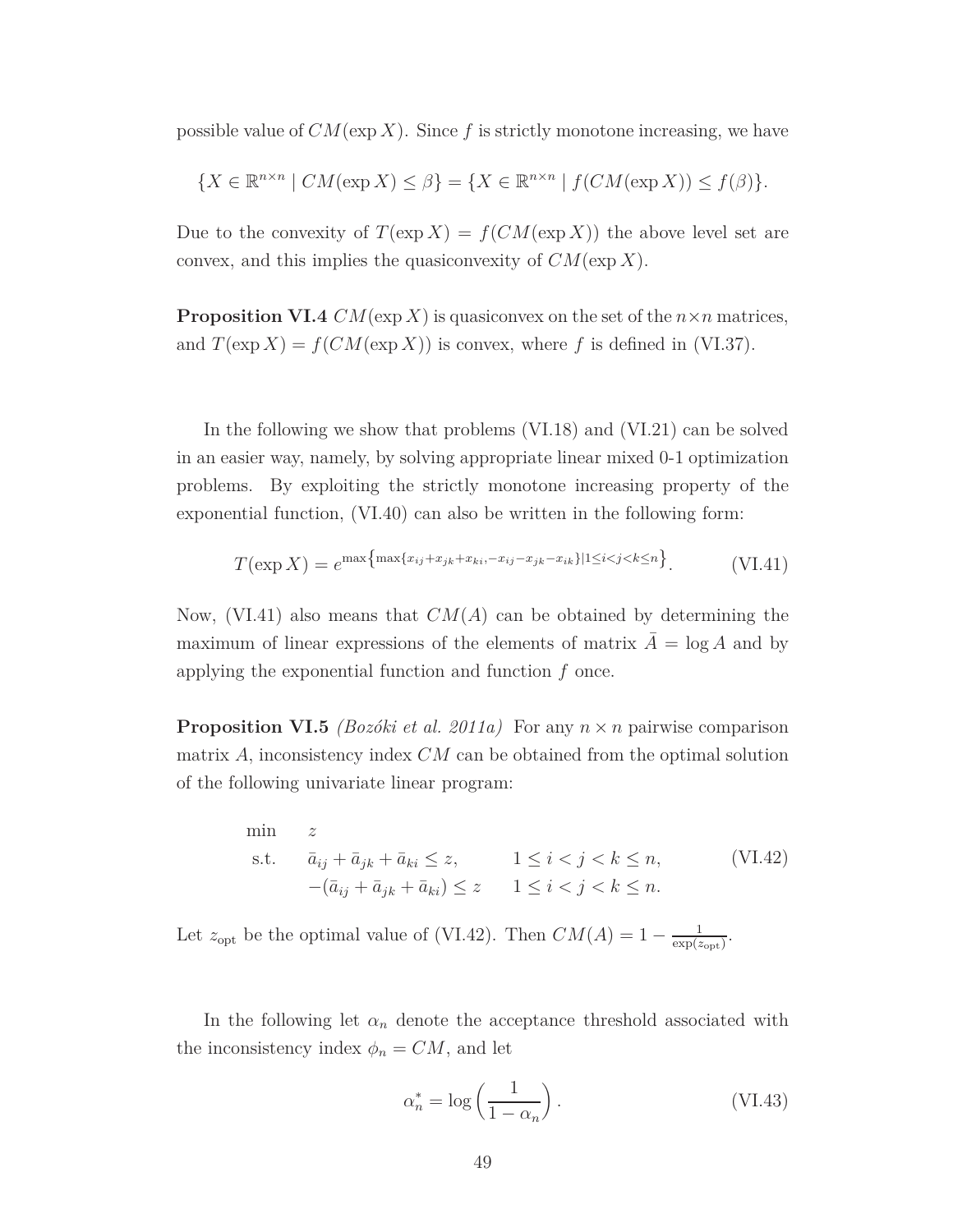possible value of $CM(\exp X)$. Since $f$ is strictly monotone increasing, we have

$$\{X \in \mathbb{R}^{n\times n} \mid CM(\exp X) \leq \beta\} = \{X \in \mathbb{R}^{n\times n} \mid f(CM(\exp X)) \leq f(\beta)\}.$$

Due to the convexity of $T(\exp X) = f(CM(\exp X))$ the above level set are convex, and this implies the quasiconvexity of $CM(\exp X)$.

**Proposition VI.4** $CM(\exp X)$ is quasiconvex on the set of the $n\times n$ matrices, and $T(\exp X) = f(CM(\exp X))$ is convex, where $f$ is defined in (VI.37).

In the following we show that problems (VI.18) and (VI.21) can be solved in an easier way, namely, by solving appropriate linear mixed 0-1 optimization problems. By exploiting the strictly monotone increasing property of the exponential function, (VI.40) can also be written in the following form:

$$T(\exp X) = e^{\max\left\{\max\{x_{ij}+x_{jk}+x_{ki},-x_{ij}-x_{jk}-x_{ik}\}|1\leq i<j<k\leq n\right\}}. \tag{VI.41}$$

Now, (VI.41) also means that $CM(A)$ can be obtained by determining the maximum of linear expressions of the elements of matrix $\bar{A} = \log A$ and by applying the exponential function and function $f$ once.

**Proposition VI.5** *(Bozóki et al. 2011a)* For any $n \times n$ pairwise comparison matrix $A$, inconsistency index $CM$ can be obtained from the optimal solution of the following univariate linear program:

$$\begin{array}{lll}
\min & z & \\
\text{s.t.} & \bar{a}_{ij} + \bar{a}_{jk} + \bar{a}_{ki} \leq z, & 1 \leq i < j < k \leq n, \\
 & -(\bar{a}_{ij} + \bar{a}_{jk} + \bar{a}_{ki}) \leq z & 1 \leq i < j < k \leq n.
\end{array} \tag{VI.42}$$

Let $z_{\text{opt}}$ be the optimal value of (VI.42). Then $CM(A) = 1 - \frac{1}{\exp(z_{\text{opt}})}$.

In the following let $\alpha_n$ denote the acceptance threshold associated with the inconsistency index $\phi_n = CM$, and let

$$\alpha_n^* = \log\left(\frac{1}{1-\alpha_n}\right). \tag{VI.43}$$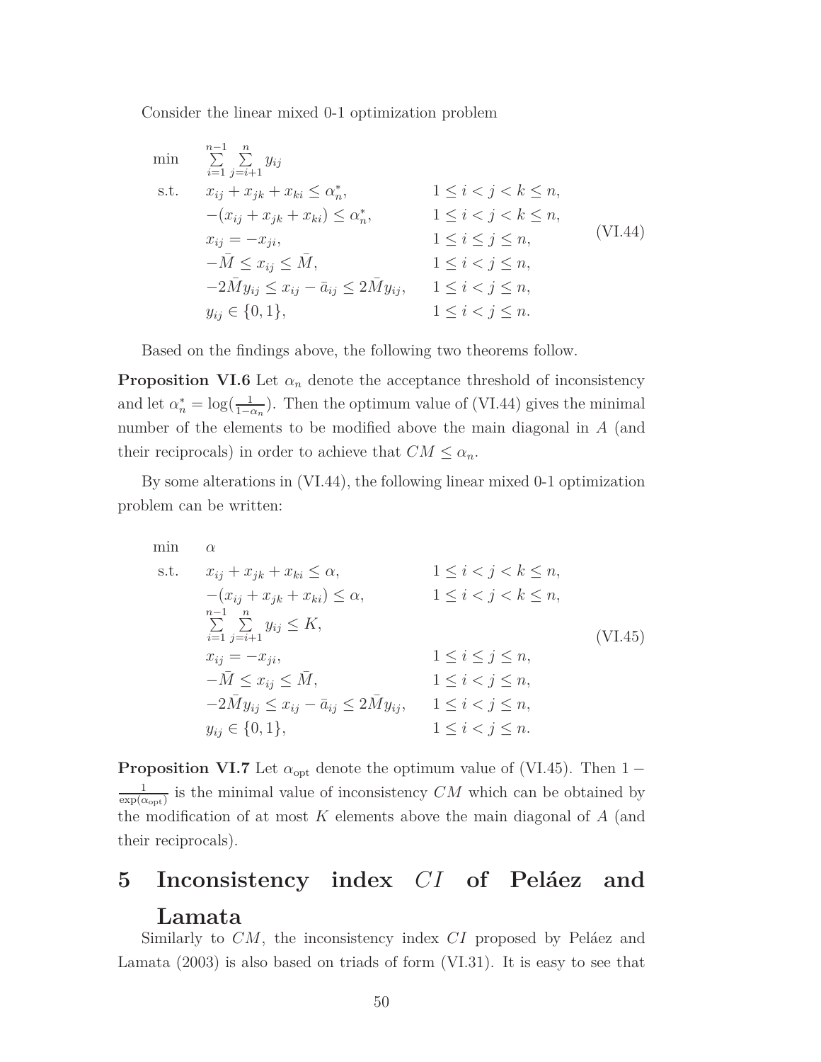Consider the linear mixed 0-1 optimization problem

$$
\begin{array}{lll}
\min & \sum\limits_{i=1}^{n-1} \sum\limits_{j=i+1}^{n} y_{ij} & \\
\text{s.t.} & x_{ij} + x_{jk} + x_{ki} \leq \alpha_n^*, & 1 \leq i < j < k \leq n, \\
& -(x_{ij} + x_{jk} + x_{ki}) \leq \alpha_n^*, & 1 \leq i < j < k \leq n, \\
& x_{ij} = -x_{ji}, & 1 \leq i \leq j \leq n, \\
& -\bar{M} \leq x_{ij} \leq \bar{M}, & 1 \leq i < j \leq n, \\
& -2\bar{M} y_{ij} \leq x_{ij} - \bar{a}_{ij} \leq 2\bar{M} y_{ij}, & 1 \leq i < j \leq n, \\
& y_{ij} \in \{0, 1\}, & 1 \leq i < j \leq n.
\end{array}
\tag{VI.44}
$$

Based on the findings above, the following two theorems follow.

**Proposition VI.6** Let $\alpha_n$ denote the acceptance threshold of inconsistency and let $\alpha_n^* = \log(\frac{1}{1-\alpha_n})$. Then the optimum value of (VI.44) gives the minimal number of the elements to be modified above the main diagonal in $A$ (and their reciprocals) in order to achieve that $CM \leq \alpha_n$.

By some alterations in (VI.44), the following linear mixed 0-1 optimization problem can be written:

$$
\begin{array}{lll}
\min & \alpha & \\
\text{s.t.} & x_{ij} + x_{jk} + x_{ki} \leq \alpha, & 1 \leq i < j < k \leq n, \\
& -(x_{ij} + x_{jk} + x_{ki}) \leq \alpha, & 1 \leq i < j < k \leq n, \\
& \sum\limits_{i=1}^{n-1} \sum\limits_{j=i+1}^{n} y_{ij} \leq K, & \\
& x_{ij} = -x_{ji}, & 1 \leq i \leq j \leq n, \\
& -\bar{M} \leq x_{ij} \leq \bar{M}, & 1 \leq i < j \leq n, \\
& -2\bar{M} y_{ij} \leq x_{ij} - \bar{a}_{ij} \leq 2\bar{M} y_{ij}, & 1 \leq i < j \leq n, \\
& y_{ij} \in \{0, 1\}, & 1 \leq i < j \leq n.
\end{array}
\tag{VI.45}
$$

**Proposition VI.7** Let $\alpha_{\text{opt}}$ denote the optimum value of (VI.45). Then $1 - \frac{1}{\exp(\alpha_{\text{opt}})}$ is the minimal value of inconsistency $CM$ which can be obtained by the modification of at most $K$ elements above the main diagonal of $A$ (and their reciprocals).

# 5 Inconsistency index $CI$ of Peláez and Lamata

Similarly to $CM$, the inconsistency index $CI$ proposed by Peláez and Lamata (2003) is also based on triads of form (VI.31). It is easy to see that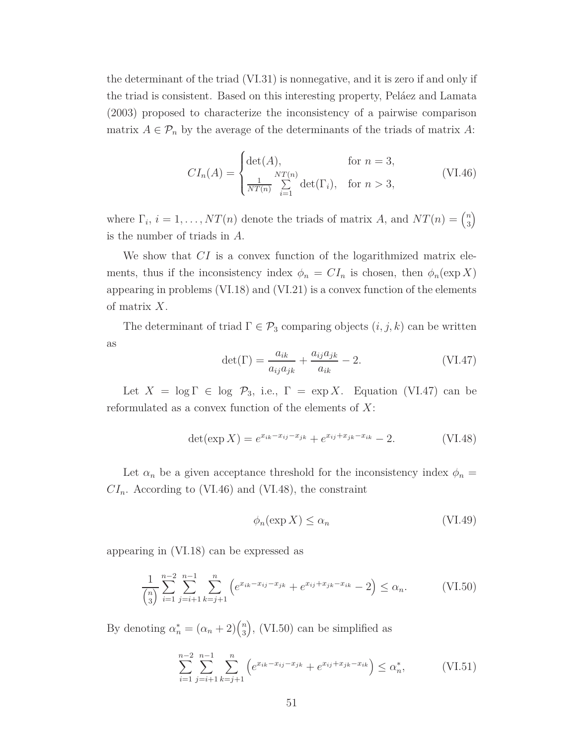the determinant of the triad (VI.31) is nonnegative, and it is zero if and only if the triad is consistent. Based on this interesting property, Peláez and Lamata (2003) proposed to characterize the inconsistency of a pairwise comparison matrix $A \in \mathcal{P}_n$ by the average of the determinants of the triads of matrix $A$:

$$CI_n(A) = \begin{cases} \det(A), & \text{for } n = 3, \\ \frac{1}{NT(n)} \sum\limits_{i=1}^{NT(n)} \det(\Gamma_i), & \text{for } n > 3, \end{cases} \tag{VI.46}$$

where $\Gamma_i$, $i = 1, \ldots, NT(n)$ denote the triads of matrix $A$, and $NT(n) = \binom{n}{3}$ is the number of triads in $A$.

We show that $CI$ is a convex function of the logarithmized matrix elements, thus if the inconsistency index $\phi_n = CI_n$ is chosen, then $\phi_n(\exp X)$ appearing in problems (VI.18) and (VI.21) is a convex function of the elements of matrix $X$.

The determinant of triad $\Gamma \in \mathcal{P}_3$ comparing objects $(i, j, k)$ can be written as

$$\det(\Gamma) = \frac{a_{ik}}{a_{ij}a_{jk}} + \frac{a_{ij}a_{jk}}{a_{ik}} - 2. \tag{VI.47}$$

Let $X = \log \Gamma \in \log\ \mathcal{P}_3$, i.e., $\Gamma = \exp X$. Equation (VI.47) can be reformulated as a convex function of the elements of $X$:

$$\det(\exp X) = e^{x_{ik} - x_{ij} - x_{jk}} + e^{x_{ij} + x_{jk} - x_{ik}} - 2. \tag{VI.48}$$

Let $\alpha_n$ be a given acceptance threshold for the inconsistency index $\phi_n = CI_n$. According to (VI.46) and (VI.48), the constraint

$$\phi_n(\exp X) \leq \alpha_n \tag{VI.49}$$

appearing in (VI.18) can be expressed as

$$\frac{1}{\binom{n}{3}} \sum_{i=1}^{n-2} \sum_{j=i+1}^{n-1} \sum_{k=j+1}^{n} \left( e^{x_{ik} - x_{ij} - x_{jk}} + e^{x_{ij} + x_{jk} - x_{ik}} - 2 \right) \leq \alpha_n. \tag{VI.50}$$

By denoting $\alpha_n^* = (\alpha_n + 2)\binom{n}{3}$, (VI.50) can be simplified as

$$\sum_{i=1}^{n-2} \sum_{j=i+1}^{n-1} \sum_{k=j+1}^{n} \left( e^{x_{ik} - x_{ij} - x_{jk}} + e^{x_{ij} + x_{jk} - x_{ik}} \right) \leq \alpha_n^*, \tag{VI.51}$$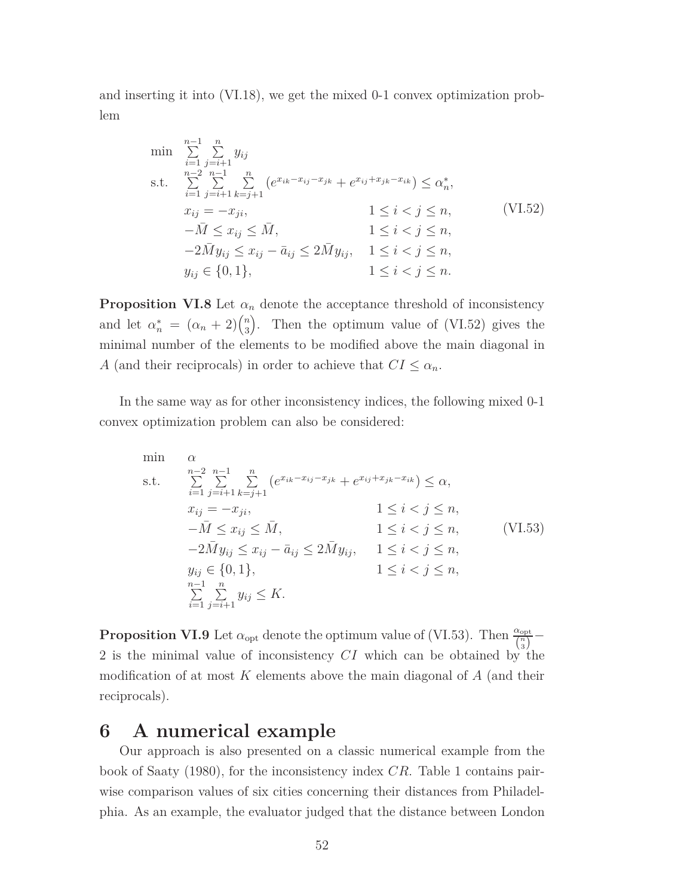and inserting it into (VI.18), we get the mixed 0-1 convex optimization problem

$$
\begin{array}{lll}
\min & \sum_{i=1}^{n-1} \sum_{j=i+1}^{n} y_{ij} & \\
\text{s.t.} & \sum_{i=1}^{n-2} \sum_{j=i+1}^{n-1} \sum_{k=j+1}^{n} \left( e^{x_{ik}-x_{ij}-x_{jk}} + e^{x_{ij}+x_{jk}-x_{ik}} \right) \leq \alpha_n^*, & \\
& x_{ij} = -x_{ji}, & 1 \leq i < j \leq n, \\
& -\bar{M} \leq x_{ij} \leq \bar{M}, & 1 \leq i < j \leq n, \\
& -2\bar{M} y_{ij} \leq x_{ij} - \bar{a}_{ij} \leq 2\bar{M} y_{ij}, & 1 \leq i < j \leq n, \\
& y_{ij} \in \{0,1\}, & 1 \leq i < j \leq n.
\end{array}
\tag{VI.52}
$$

**Proposition VI.8** Let $\alpha_n$ denote the acceptance threshold of inconsistency and let $\alpha_n^* = (\alpha_n + 2)\binom{n}{3}$. Then the optimum value of (VI.52) gives the minimal number of the elements to be modified above the main diagonal in $A$ (and their reciprocals) in order to achieve that $CI \leq \alpha_n$.

In the same way as for other inconsistency indices, the following mixed 0-1 convex optimization problem can also be considered:

$$
\begin{array}{lll}
\min & \alpha & \\
\text{s.t.} & \sum_{i=1}^{n-2} \sum_{j=i+1}^{n-1} \sum_{k=j+1}^{n} \left( e^{x_{ik}-x_{ij}-x_{jk}} + e^{x_{ij}+x_{jk}-x_{ik}} \right) \leq \alpha, & \\
& x_{ij} = -x_{ji}, & 1 \leq i < j \leq n, \\
& -\bar{M} \leq x_{ij} \leq \bar{M}, & 1 \leq i < j \leq n, \\
& -2\bar{M} y_{ij} \leq x_{ij} - \bar{a}_{ij} \leq 2\bar{M} y_{ij}, & 1 \leq i < j \leq n, \\
& y_{ij} \in \{0,1\}, & 1 \leq i < j \leq n, \\
& \sum_{i=1}^{n-1} \sum_{j=i+1}^{n} y_{ij} \leq K. &
\end{array}
\tag{VI.53}
$$

**Proposition VI.9** Let $\alpha_{\text{opt}}$ denote the optimum value of (VI.53). Then $\frac{\alpha_{\text{opt}}}{\binom{n}{3}} - 2$ is the minimal value of inconsistency $CI$ which can be obtained by the modification of at most $K$ elements above the main diagonal of $A$ (and their reciprocals).

# 6 A numerical example

Our approach is also presented on a classic numerical example from the book of Saaty (1980), for the inconsistency index $CR$. Table 1 contains pairwise comparison values of six cities concerning their distances from Philadelphia. As an example, the evaluator judged that the distance between London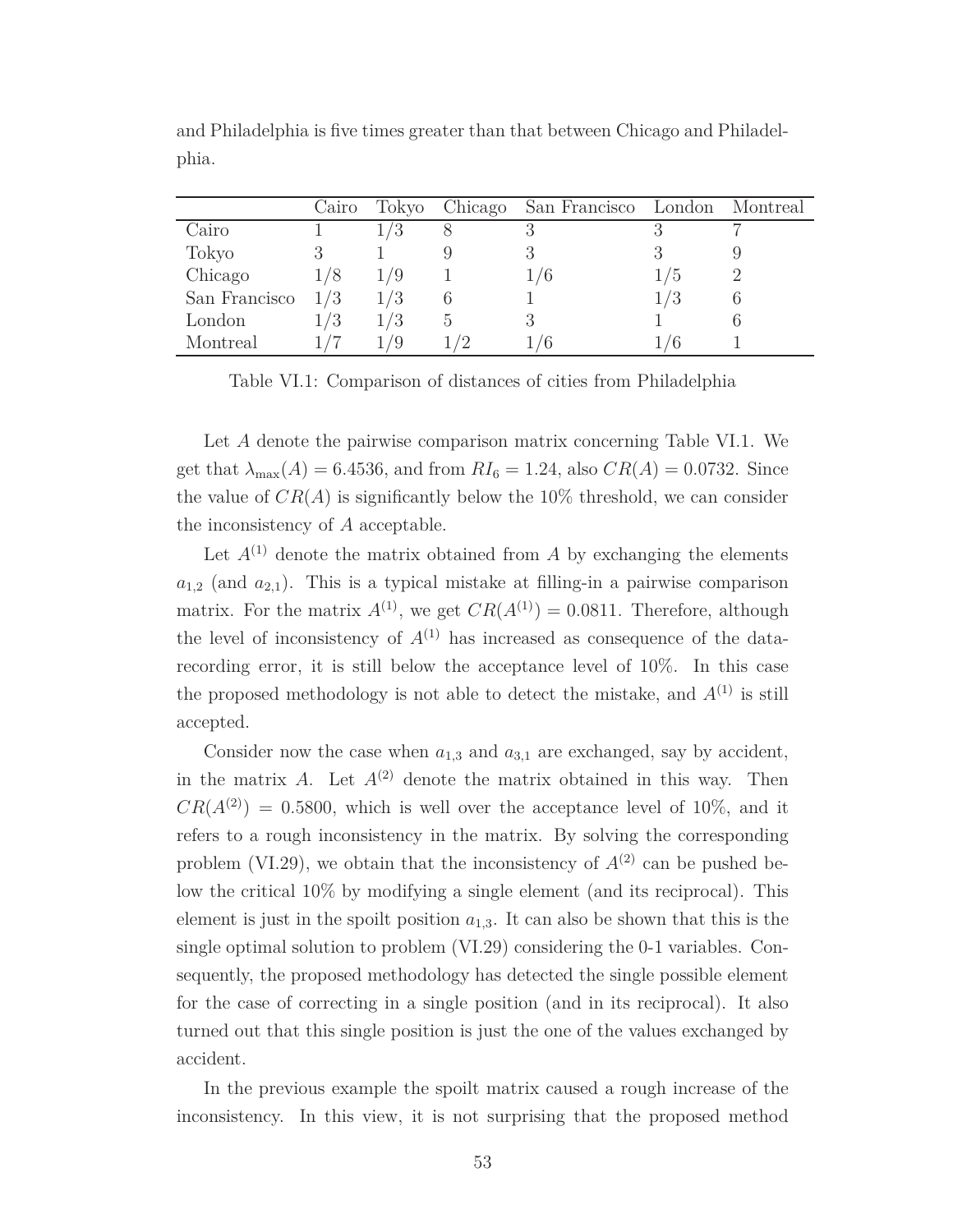and Philadelphia is five times greater than that between Chicago and Philadelphia.

| | Cairo | Tokyo | Chicago | San Francisco | London | Montreal |
|---|---|---|---|---|---|---|
| Cairo | 1 | 1/3 | 8 | 3 | 3 | 7 |
| Tokyo | 3 | 1 | 9 | 3 | 3 | 9 |
| Chicago | 1/8 | 1/9 | 1 | 1/6 | 1/5 | 2 |
| San Francisco | 1/3 | 1/3 | 6 | 1 | 1/3 | 6 |
| London | 1/3 | 1/3 | 5 | 3 | 1 | 6 |
| Montreal | 1/7 | 1/9 | 1/2 | 1/6 | 1/6 | 1 |

Table VI.1: Comparison of distances of cities from Philadelphia

Let $A$ denote the pairwise comparison matrix concerning Table VI.1. We get that $\lambda_{\max}(A) = 6.4536$, and from $RI_6 = 1.24$, also $CR(A) = 0.0732$. Since the value of $CR(A)$ is significantly below the 10% threshold, we can consider the inconsistency of $A$ acceptable.

Let $A^{(1)}$ denote the matrix obtained from $A$ by exchanging the elements $a_{1,2}$ (and $a_{2,1}$). This is a typical mistake at filling-in a pairwise comparison matrix. For the matrix $A^{(1)}$, we get $CR(A^{(1)}) = 0.0811$. Therefore, although the level of inconsistency of $A^{(1)}$ has increased as consequence of the data-recording error, it is still below the acceptance level of 10%. In this case the proposed methodology is not able to detect the mistake, and $A^{(1)}$ is still accepted.

Consider now the case when $a_{1,3}$ and $a_{3,1}$ are exchanged, say by accident, in the matrix $A$. Let $A^{(2)}$ denote the matrix obtained in this way. Then $CR(A^{(2)}) = 0.5800$, which is well over the acceptance level of 10%, and it refers to a rough inconsistency in the matrix. By solving the corresponding problem (VI.29), we obtain that the inconsistency of $A^{(2)}$ can be pushed below the critical 10% by modifying a single element (and its reciprocal). This element is just in the spoilt position $a_{1,3}$. It can also be shown that this is the single optimal solution to problem (VI.29) considering the 0-1 variables. Consequently, the proposed methodology has detected the single possible element for the case of correcting in a single position (and in its reciprocal). It also turned out that this single position is just the one of the values exchanged by accident.

In the previous example the spoilt matrix caused a rough increase of the inconsistency. In this view, it is not surprising that the proposed method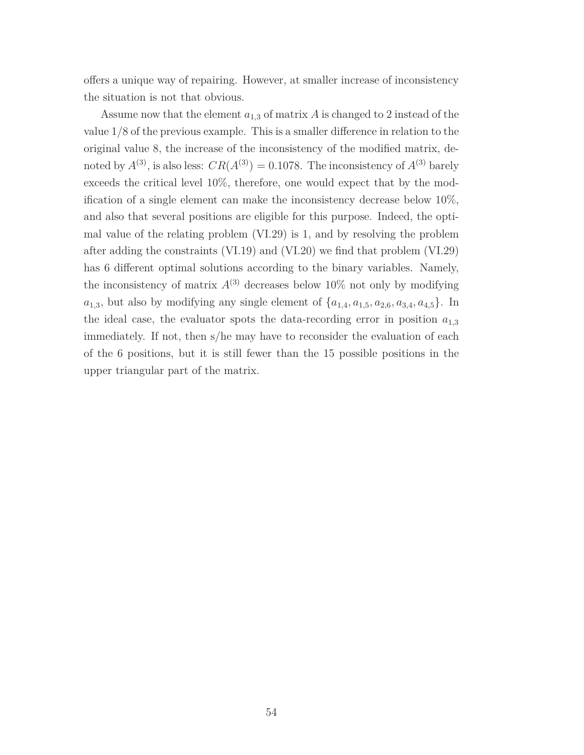offers a unique way of repairing. However, at smaller increase of inconsistency the situation is not that obvious.

Assume now that the element $a_{1,3}$ of matrix $A$ is changed to 2 instead of the value 1/8 of the previous example. This is a smaller difference in relation to the original value 8, the increase of the inconsistency of the modified matrix, denoted by $A^{(3)}$, is also less: $CR(A^{(3)}) = 0.1078$. The inconsistency of $A^{(3)}$ barely exceeds the critical level 10%, therefore, one would expect that by the modification of a single element can make the inconsistency decrease below 10%, and also that several positions are eligible for this purpose. Indeed, the optimal value of the relating problem (VI.29) is 1, and by resolving the problem after adding the constraints (VI.19) and (VI.20) we find that problem (VI.29) has 6 different optimal solutions according to the binary variables. Namely, the inconsistency of matrix $A^{(3)}$ decreases below 10% not only by modifying $a_{1,3}$, but also by modifying any single element of $\{a_{1,4}, a_{1,5}, a_{2,6}, a_{3,4}, a_{4,5}\}$. In the ideal case, the evaluator spots the data-recording error in position $a_{1,3}$ immediately. If not, then s/he may have to reconsider the evaluation of each of the 6 positions, but it is still fewer than the 15 possible positions in the upper triangular part of the matrix.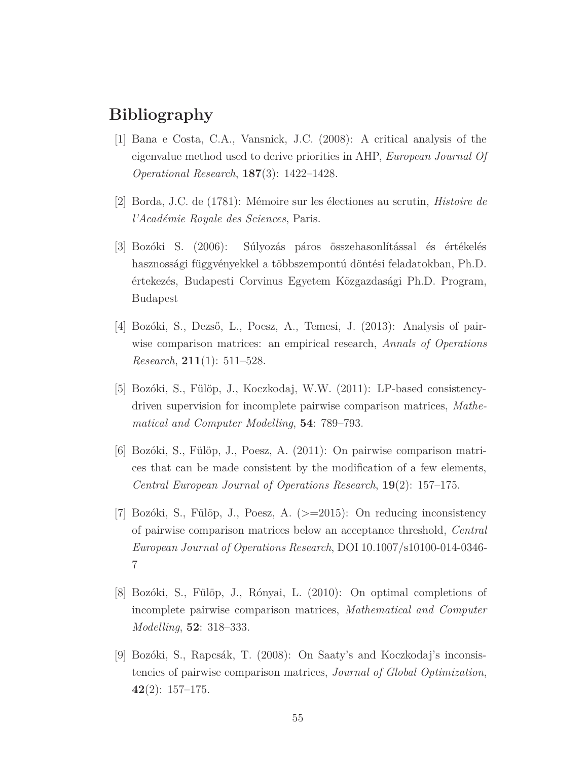# Bibliography

[1] Bana e Costa, C.A., Vansnick, J.C. (2008): A critical analysis of the eigenvalue method used to derive priorities in AHP, *European Journal Of Operational Research*, **187**(3): 1422–1428.

[2] Borda, J.C. de (1781): Mémoire sur les électiones au scrutin, *Histoire de l'Académie Royale des Sciences*, Paris.

[3] Bozóki S. (2006): Súlyozás páros összehasonlítással és értékelés hasznossági függvényekkel a többszempontú döntési feladatokban, Ph.D. értekezés, Budapesti Corvinus Egyetem Közgazdasági Ph.D. Program, Budapest

[4] Bozóki, S., Dezső, L., Poesz, A., Temesi, J. (2013): Analysis of pairwise comparison matrices: an empirical research, *Annals of Operations Research*, **211**(1): 511–528.

[5] Bozóki, S., Fülöp, J., Koczkodaj, W.W. (2011): LP-based consistency-driven supervision for incomplete pairwise comparison matrices, *Mathematical and Computer Modelling*, **54**: 789–793.

[6] Bozóki, S., Fülöp, J., Poesz, A. (2011): On pairwise comparison matrices that can be made consistent by the modification of a few elements, *Central European Journal of Operations Research*, **19**(2): 157–175.

[7] Bozóki, S., Fülöp, J., Poesz, A. (>=2015): On reducing inconsistency of pairwise comparison matrices below an acceptance threshold, *Central European Journal of Operations Research*, DOI 10.1007/s10100-014-0346-7

[8] Bozóki, S., Fülöp, J., Rónyai, L. (2010): On optimal completions of incomplete pairwise comparison matrices, *Mathematical and Computer Modelling*, **52**: 318–333.

[9] Bozóki, S., Rapcsák, T. (2008): On Saaty's and Koczkodaj's inconsistencies of pairwise comparison matrices, *Journal of Global Optimization*, **42**(2): 157–175.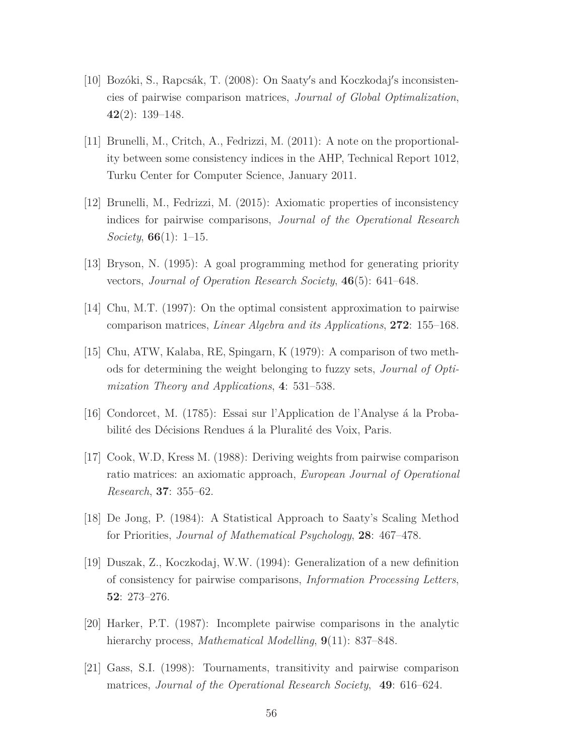[10] Bozóki, S., Rapcsák, T. (2008): On Saaty′s and Koczkodaj′s inconsistencies of pairwise comparison matrices, *Journal of Global Optimalization*, **42**(2): 139–148.

[11] Brunelli, M., Critch, A., Fedrizzi, M. (2011): A note on the proportionality between some consistency indices in the AHP, Technical Report 1012, Turku Center for Computer Science, January 2011.

[12] Brunelli, M., Fedrizzi, M. (2015): Axiomatic properties of inconsistency indices for pairwise comparisons, *Journal of the Operational Research Society*, **66**(1): 1–15.

[13] Bryson, N. (1995): A goal programming method for generating priority vectors, *Journal of Operation Research Society*, **46**(5): 641–648.

[14] Chu, M.T. (1997): On the optimal consistent approximation to pairwise comparison matrices, *Linear Algebra and its Applications*, **272**: 155–168.

[15] Chu, ATW, Kalaba, RE, Spingarn, K (1979): A comparison of two methods for determining the weight belonging to fuzzy sets, *Journal of Optimization Theory and Applications*, **4**: 531–538.

[16] Condorcet, M. (1785): Essai sur l'Application de l'Analyse á la Probabilité des Décisions Rendues á la Pluralité des Voix, Paris.

[17] Cook, W.D, Kress M. (1988): Deriving weights from pairwise comparison ratio matrices: an axiomatic approach, *European Journal of Operational Research*, **37**: 355–62.

[18] De Jong, P. (1984): A Statistical Approach to Saaty's Scaling Method for Priorities, *Journal of Mathematical Psychology*, **28**: 467–478.

[19] Duszak, Z., Koczkodaj, W.W. (1994): Generalization of a new definition of consistency for pairwise comparisons, *Information Processing Letters*, **52**: 273–276.

[20] Harker, P.T. (1987): Incomplete pairwise comparisons in the analytic hierarchy process, *Mathematical Modelling*, **9**(11): 837–848.

[21] Gass, S.I. (1998): Tournaments, transitivity and pairwise comparison matrices, *Journal of the Operational Research Society*, **49**: 616–624.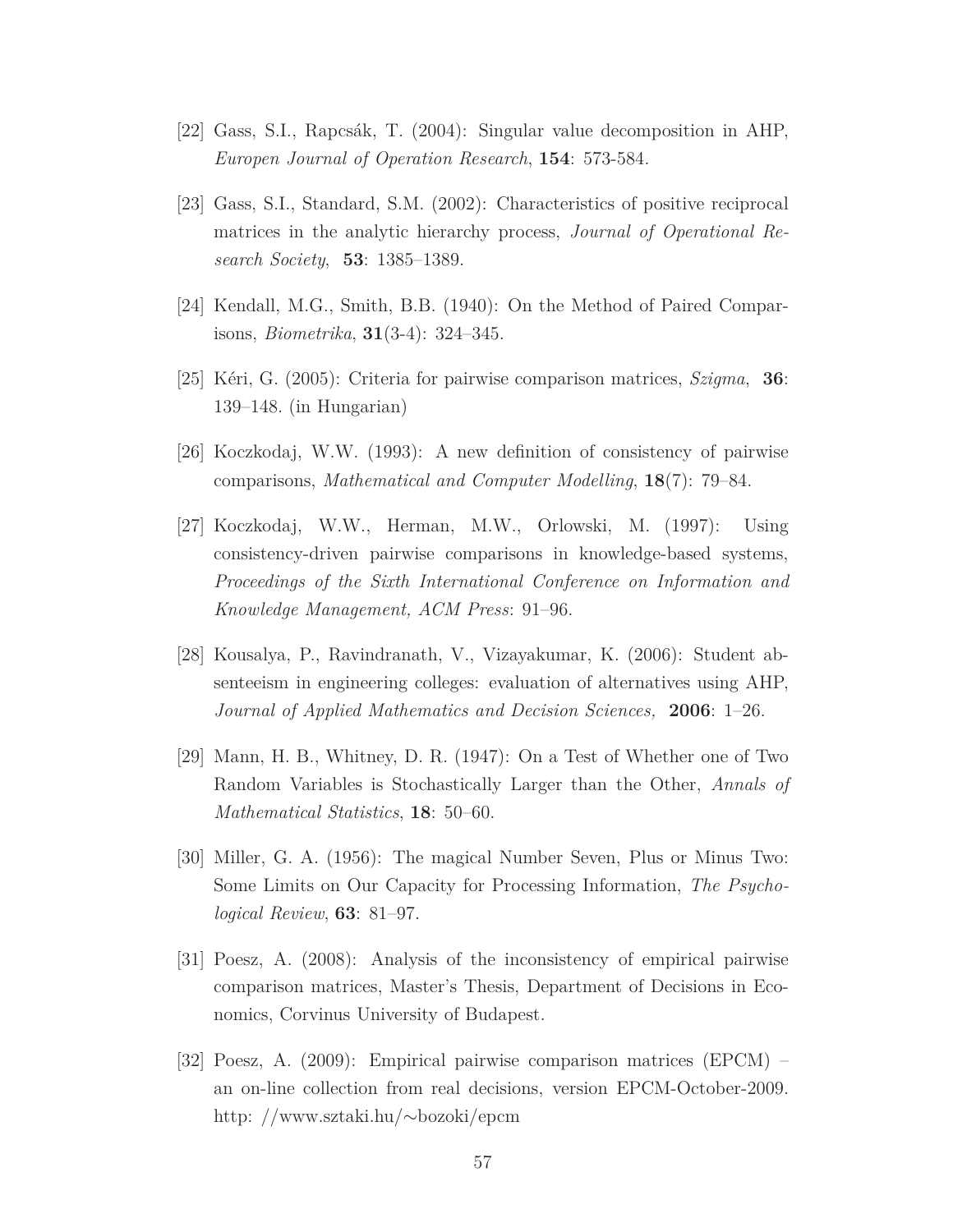[22] Gass, S.I., Rapcsák, T. (2004): Singular value decomposition in AHP, *Europen Journal of Operation Research*, **154**: 573-584.

[23] Gass, S.I., Standard, S.M. (2002): Characteristics of positive reciprocal matrices in the analytic hierarchy process, *Journal of Operational Research Society*, **53**: 1385–1389.

[24] Kendall, M.G., Smith, B.B. (1940): On the Method of Paired Comparisons, *Biometrika*, **31**(3-4): 324–345.

[25] Kéri, G. (2005): Criteria for pairwise comparison matrices, *Szigma*, **36**: 139–148. (in Hungarian)

[26] Koczkodaj, W.W. (1993): A new definition of consistency of pairwise comparisons, *Mathematical and Computer Modelling*, **18**(7): 79–84.

[27] Koczkodaj, W.W., Herman, M.W., Orlowski, M. (1997): Using consistency-driven pairwise comparisons in knowledge-based systems, *Proceedings of the Sixth International Conference on Information and Knowledge Management, ACM Press*: 91–96.

[28] Kousalya, P., Ravindranath, V., Vizayakumar, K. (2006): Student absenteeism in engineering colleges: evaluation of alternatives using AHP, *Journal of Applied Mathematics and Decision Sciences,* **2006**: 1–26.

[29] Mann, H. B., Whitney, D. R. (1947): On a Test of Whether one of Two Random Variables is Stochastically Larger than the Other, *Annals of Mathematical Statistics*, **18**: 50–60.

[30] Miller, G. A. (1956): The magical Number Seven, Plus or Minus Two: Some Limits on Our Capacity for Processing Information, *The Psychological Review*, **63**: 81–97.

[31] Poesz, A. (2008): Analysis of the inconsistency of empirical pairwise comparison matrices, Master's Thesis, Department of Decisions in Economics, Corvinus University of Budapest.

[32] Poesz, A. (2009): Empirical pairwise comparison matrices (EPCM) – an on-line collection from real decisions, version EPCM-October-2009. http: //www.sztaki.hu/∼bozoki/epcm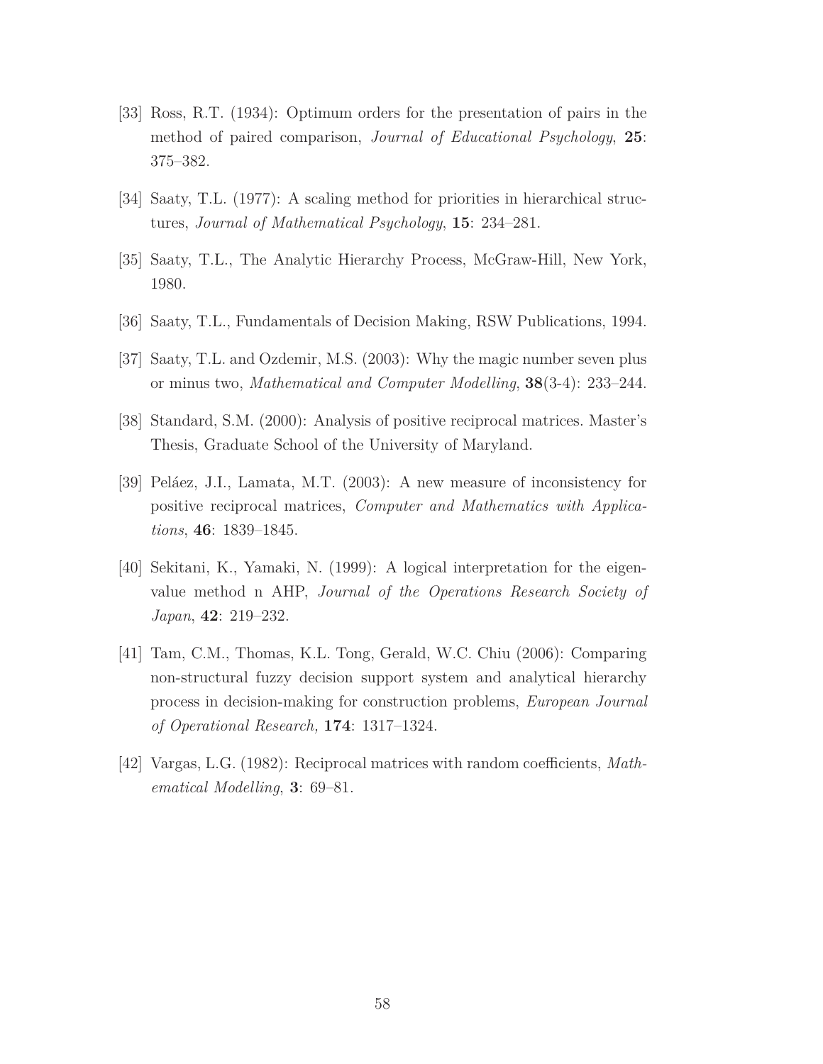[33] Ross, R.T. (1934): Optimum orders for the presentation of pairs in the method of paired comparison, *Journal of Educational Psychology*, **25**: 375–382.

[34] Saaty, T.L. (1977): A scaling method for priorities in hierarchical structures, *Journal of Mathematical Psychology*, **15**: 234–281.

[35] Saaty, T.L., The Analytic Hierarchy Process, McGraw-Hill, New York, 1980.

[36] Saaty, T.L., Fundamentals of Decision Making, RSW Publications, 1994.

[37] Saaty, T.L. and Ozdemir, M.S. (2003): Why the magic number seven plus or minus two, *Mathematical and Computer Modelling*, **38**(3-4): 233–244.

[38] Standard, S.M. (2000): Analysis of positive reciprocal matrices. Master's Thesis, Graduate School of the University of Maryland.

[39] Peláez, J.I., Lamata, M.T. (2003): A new measure of inconsistency for positive reciprocal matrices, *Computer and Mathematics with Applications*, **46**: 1839–1845.

[40] Sekitani, K., Yamaki, N. (1999): A logical interpretation for the eigenvalue method n AHP, *Journal of the Operations Research Society of Japan*, **42**: 219–232.

[41] Tam, C.M., Thomas, K.L. Tong, Gerald, W.C. Chiu (2006): Comparing non-structural fuzzy decision support system and analytical hierarchy process in decision-making for construction problems, *European Journal of Operational Research,* **174**: 1317–1324.

[42] Vargas, L.G. (1982): Reciprocal matrices with random coefficients, *Mathematical Modelling*, **3**: 69–81.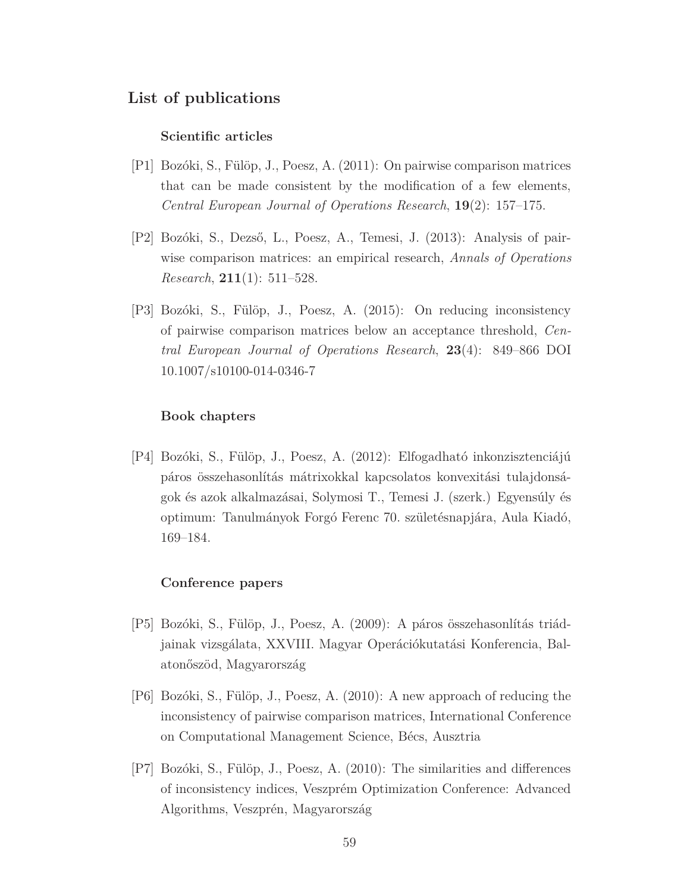## List of publications

### Scientific articles

[P1] Bozóki, S., Fülöp, J., Poesz, A. (2011): On pairwise comparison matrices that can be made consistent by the modification of a few elements, *Central European Journal of Operations Research*, **19**(2): 157–175.

[P2] Bozóki, S., Dezső, L., Poesz, A., Temesi, J. (2013): Analysis of pairwise comparison matrices: an empirical research, *Annals of Operations Research*, **211**(1): 511–528.

[P3] Bozóki, S., Fülöp, J., Poesz, A. (2015): On reducing inconsistency of pairwise comparison matrices below an acceptance threshold, *Central European Journal of Operations Research*, **23**(4): 849–866 DOI 10.1007/s10100-014-0346-7

### Book chapters

[P4] Bozóki, S., Fülöp, J., Poesz, A. (2012): Elfogadható inkonzisztenciájú páros összehasonlítás mátrixokkal kapcsolatos konvexitási tulajdonságok és azok alkalmazásai, Solymosi T., Temesi J. (szerk.) Egyensúly és optimum: Tanulmányok Forgó Ferenc 70. születésnapjára, Aula Kiadó, 169–184.

### Conference papers

[P5] Bozóki, S., Fülöp, J., Poesz, A. (2009): A páros összehasonlítás triádjainak vizsgálata, XXVIII. Magyar Operációkutatási Konferencia, Balatonőszöd, Magyarország

[P6] Bozóki, S., Fülöp, J., Poesz, A. (2010): A new approach of reducing the inconsistency of pairwise comparison matrices, International Conference on Computational Management Science, Bécs, Ausztria

[P7] Bozóki, S., Fülöp, J., Poesz, A. (2010): The similarities and differences of inconsistency indices, Veszprém Optimization Conference: Advanced Algorithms, Veszprén, Magyarország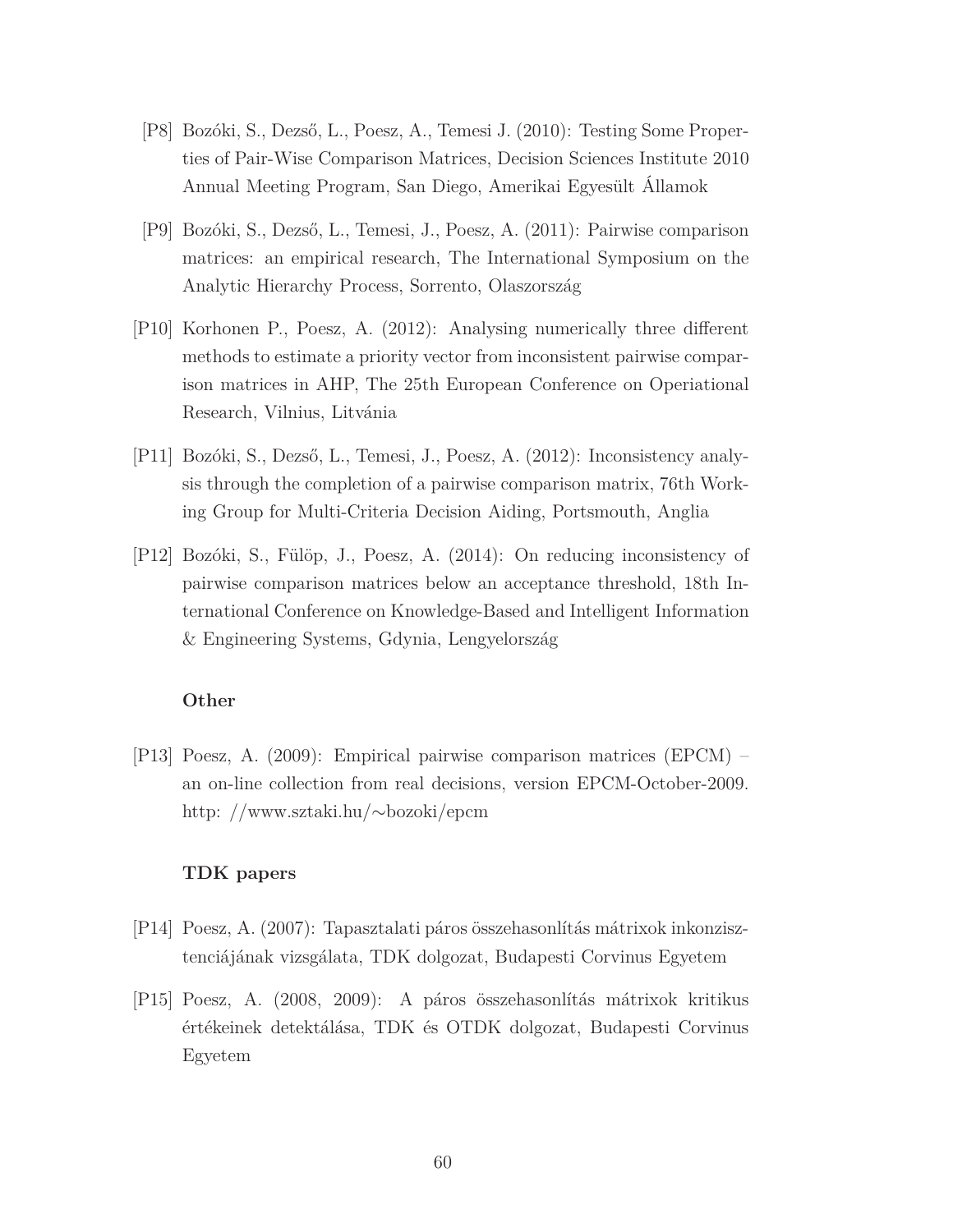[P8] Bozóki, S., Dezső, L., Poesz, A., Temesi J. (2010): Testing Some Properties of Pair-Wise Comparison Matrices, Decision Sciences Institute 2010 Annual Meeting Program, San Diego, Amerikai Egyesült Államok

[P9] Bozóki, S., Dezső, L., Temesi, J., Poesz, A. (2011): Pairwise comparison matrices: an empirical research, The International Symposium on the Analytic Hierarchy Process, Sorrento, Olaszország

[P10] Korhonen P., Poesz, A. (2012): Analysing numerically three different methods to estimate a priority vector from inconsistent pairwise comparison matrices in AHP, The 25th European Conference on Operiational Research, Vilnius, Litvánia

[P11] Bozóki, S., Dezső, L., Temesi, J., Poesz, A. (2012): Inconsistency analysis through the completion of a pairwise comparison matrix, 76th Working Group for Multi-Criteria Decision Aiding, Portsmouth, Anglia

[P12] Bozóki, S., Fülöp, J., Poesz, A. (2014): On reducing inconsistency of pairwise comparison matrices below an acceptance threshold, 18th International Conference on Knowledge-Based and Intelligent Information & Engineering Systems, Gdynia, Lengyelország

**Other**

[P13] Poesz, A. (2009): Empirical pairwise comparison matrices (EPCM) – an on-line collection from real decisions, version EPCM-October-2009. http: //www.sztaki.hu/∼bozoki/epcm

**TDK papers**

[P14] Poesz, A. (2007): Tapasztalati páros összehasonlítás mátrixok inkonzisztenciájának vizsgálata, TDK dolgozat, Budapesti Corvinus Egyetem

[P15] Poesz, A. (2008, 2009): A páros összehasonlítás mátrixok kritikus értékeinek detektálása, TDK és OTDK dolgozat, Budapesti Corvinus Egyetem